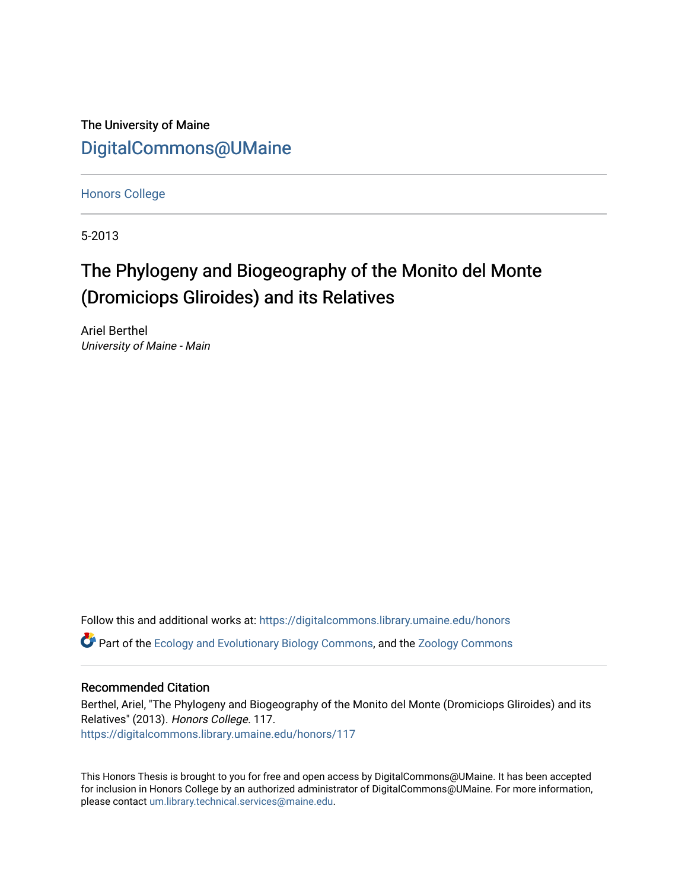The University of Maine

DigitalCommons@UMaine

Honors College

5-2013

# The Phylogeny and Biogeography of the Monito del Monte (Dromiciops Gliroides) and its Relatives

Ariel Berthel

*University of Maine - Main*

Follow this and additional works at: https://digitalcommons.library.umaine.edu/honors

Part of the Ecology and Evolutionary Biology Commons, and the Zoology Commons

## Recommended Citation

Berthel, Ariel, "The Phylogeny and Biogeography of the Monito del Monte (Dromiciops Gliroides) and its Relatives" (2013). *Honors College*. 117.
https://digitalcommons.library.umaine.edu/honors/117

This Honors Thesis is brought to you for free and open access by DigitalCommons@UMaine. It has been accepted for inclusion in Honors College by an authorized administrator of DigitalCommons@UMaine. For more information, please contact um.library.technical.services@maine.edu.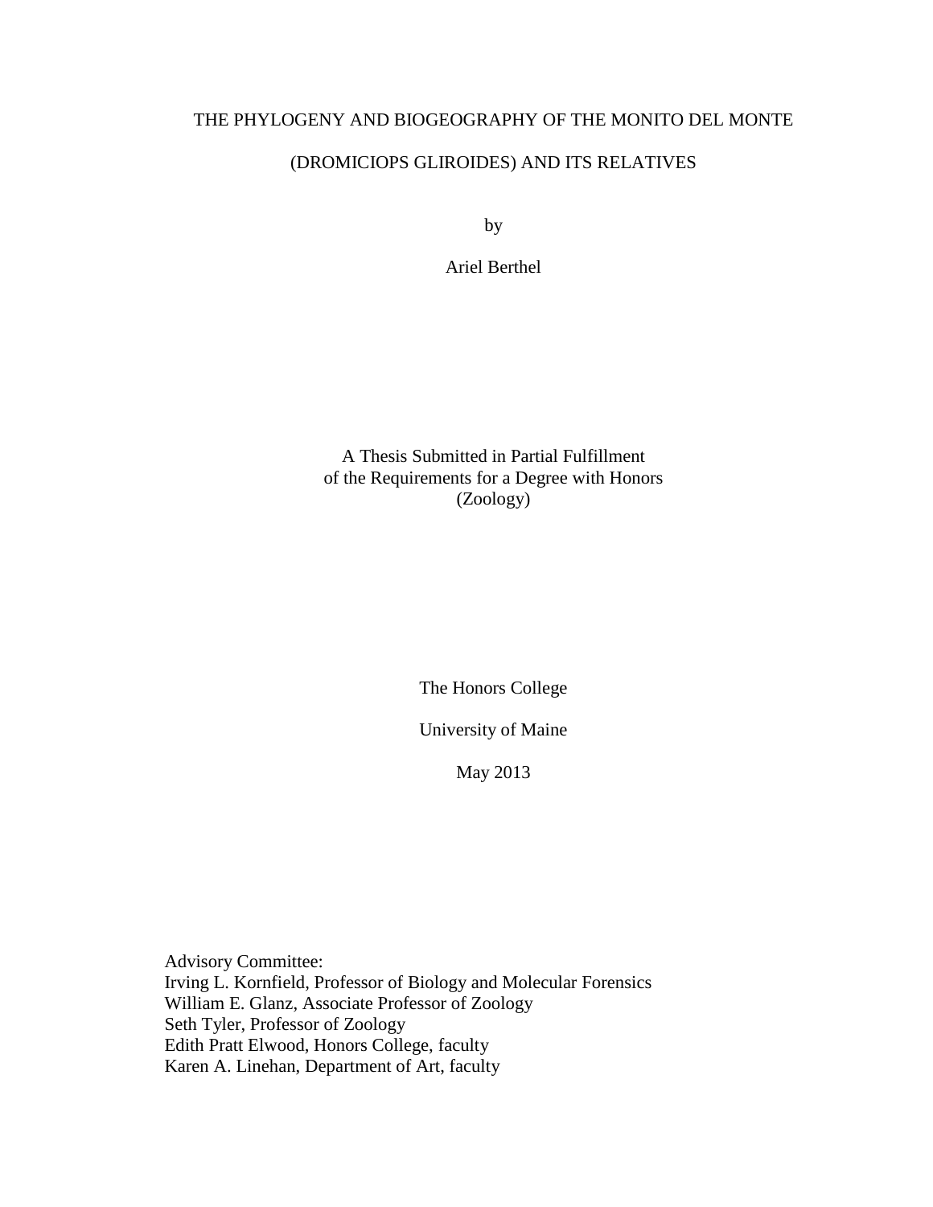# THE PHYLOGENY AND BIOGEOGRAPHY OF THE MONITO DEL MONTE (DROMICIOPS GLIROIDES) AND ITS RELATIVES

by

Ariel Berthel

A Thesis Submitted in Partial Fulfillment
of the Requirements for a Degree with Honors
(Zoology)

The Honors College

University of Maine

May 2013

Advisory Committee:
Irving L. Kornfield, Professor of Biology and Molecular Forensics
William E. Glanz, Associate Professor of Zoology
Seth Tyler, Professor of Zoology
Edith Pratt Elwood, Honors College, faculty
Karen A. Linehan, Department of Art, faculty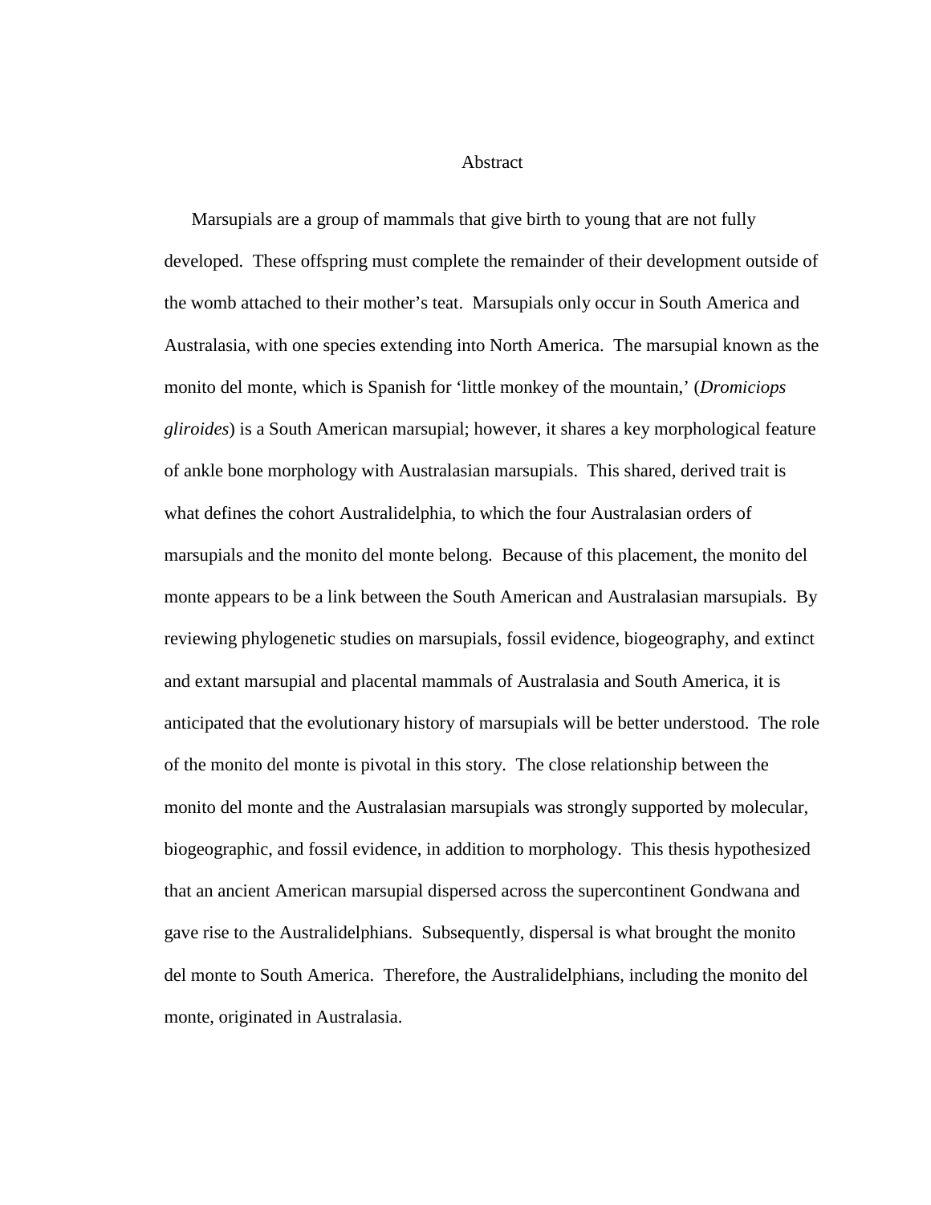# Abstract

Marsupials are a group of mammals that give birth to young that are not fully developed. These offspring must complete the remainder of their development outside of the womb attached to their mother's teat. Marsupials only occur in South America and Australasia, with one species extending into North America. The marsupial known as the monito del monte, which is Spanish for 'little monkey of the mountain,' (*Dromiciops gliroides*) is a South American marsupial; however, it shares a key morphological feature of ankle bone morphology with Australasian marsupials. This shared, derived trait is what defines the cohort Australidelphia, to which the four Australasian orders of marsupials and the monito del monte belong. Because of this placement, the monito del monte appears to be a link between the South American and Australasian marsupials. By reviewing phylogenetic studies on marsupials, fossil evidence, biogeography, and extinct and extant marsupial and placental mammals of Australasia and South America, it is anticipated that the evolutionary history of marsupials will be better understood. The role of the monito del monte is pivotal in this story. The close relationship between the monito del monte and the Australasian marsupials was strongly supported by molecular, biogeographic, and fossil evidence, in addition to morphology. This thesis hypothesized that an ancient American marsupial dispersed across the supercontinent Gondwana and gave rise to the Australidelphians. Subsequently, dispersal is what brought the monito del monte to South America. Therefore, the Australidelphians, including the monito del monte, originated in Australasia.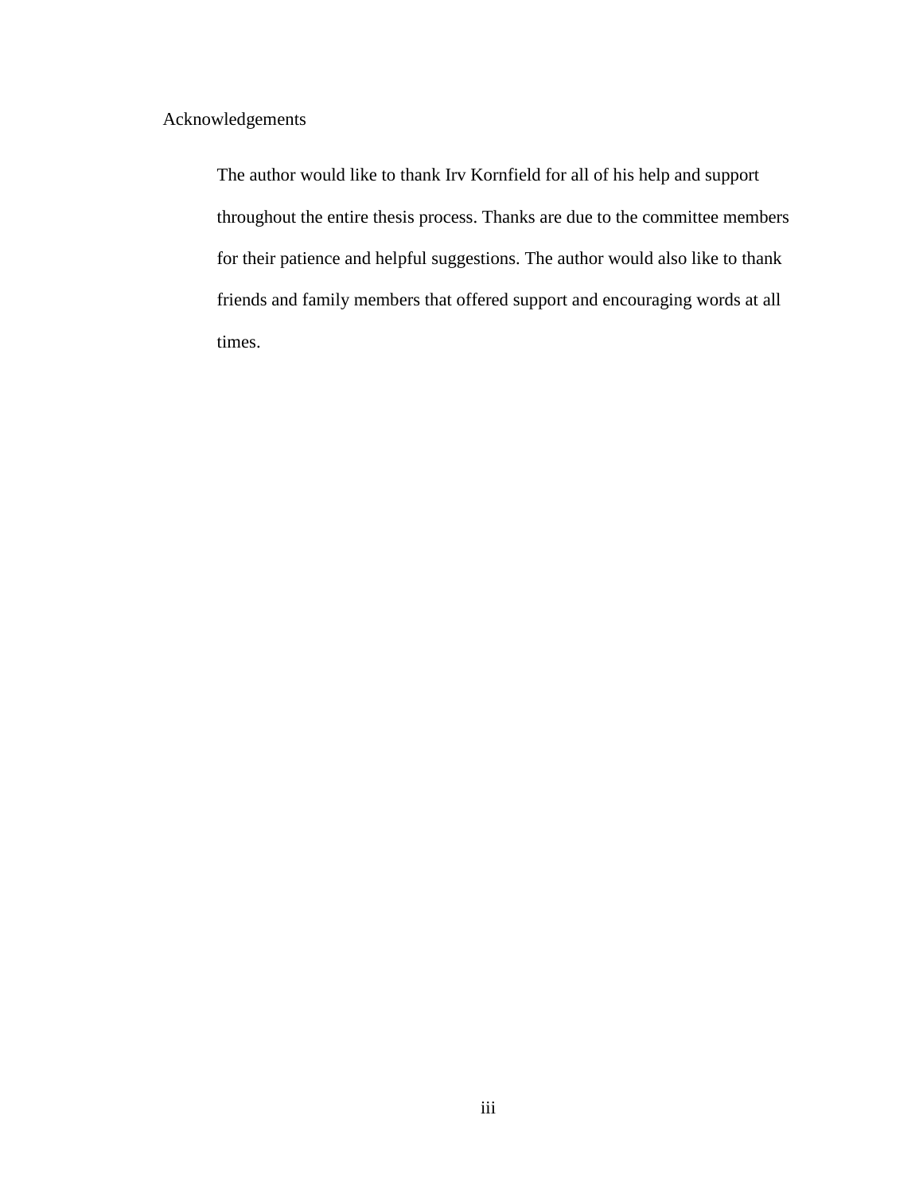# Acknowledgements

The author would like to thank Irv Kornfield for all of his help and support throughout the entire thesis process. Thanks are due to the committee members for their patience and helpful suggestions. The author would also like to thank friends and family members that offered support and encouraging words at all times.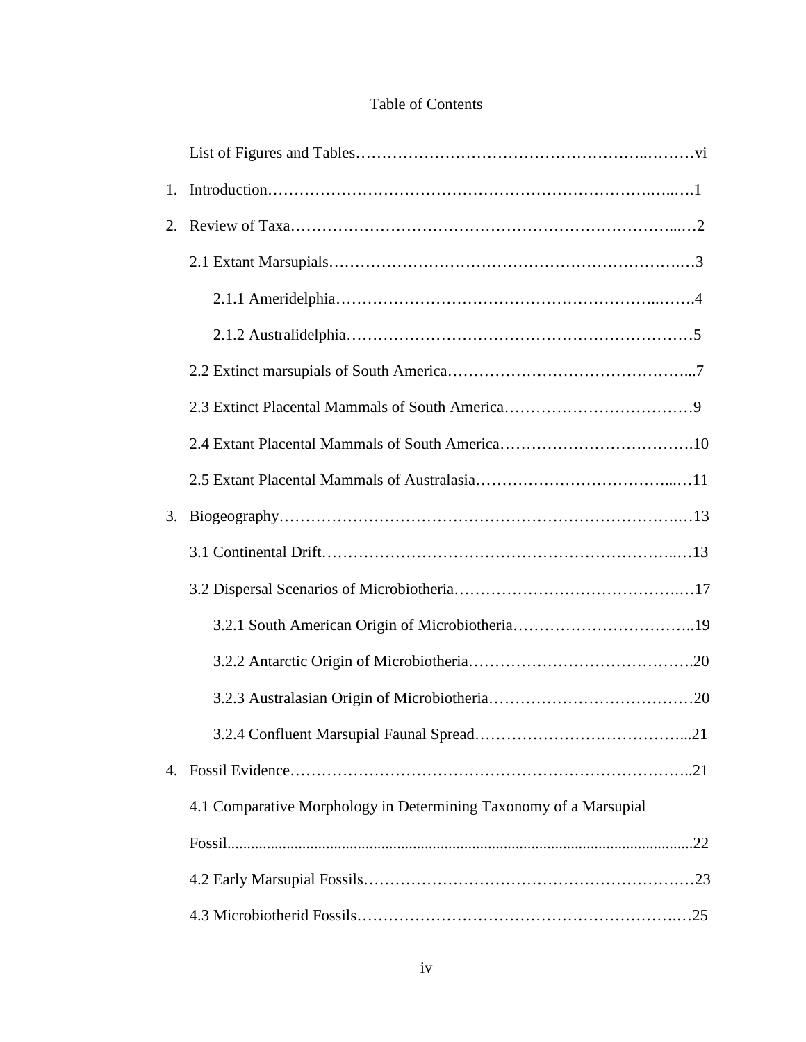# Table of Contents

List of Figures and Tables……………………………………………..………vi

1. Introduction……………………………………………………………….…..…1
2. Review of Taxa……………………………………………………………....…2

    2.1 Extant Marsupials……………………………………………………….…3

    2.1.1 Ameridelphia…………………………………………………..…….4

    2.1.2 Australidelphia………………………………………………………5

    2.2 Extinct marsupials of South America……………………………………...7

    2.3 Extinct Placental Mammals of South America………………………………9

    2.4 Extant Placental Mammals of South America……………………………….10

    2.5 Extant Placental Mammals of Australasia……………………………...…11

3. Biogeography………………………………………………………………….…13

    3.1 Continental Drift………………………………………………………...…13

    3.2 Dispersal Scenarios of Microbiotheria…………………………………….…17

    3.2.1 South American Origin of Microbiotheria……………………………..19

    3.2.2 Antarctic Origin of Microbiotheria…………………………………….20

    3.2.3 Australasian Origin of Microbiotheria…………………………….……20

    3.2.4 Confluent Marsupial Faunal Spread…………………………………...21

4. Fossil Evidence……………………………….…………………………….……..21

    4.1 Comparative Morphology in Determining Taxonomy of a Marsupial Fossil.....................................................................................................................22

    4.2 Early Marsupial Fossils……………………………………………………23

    4.3 Microbiotherid Fossils…………………………………………………….…25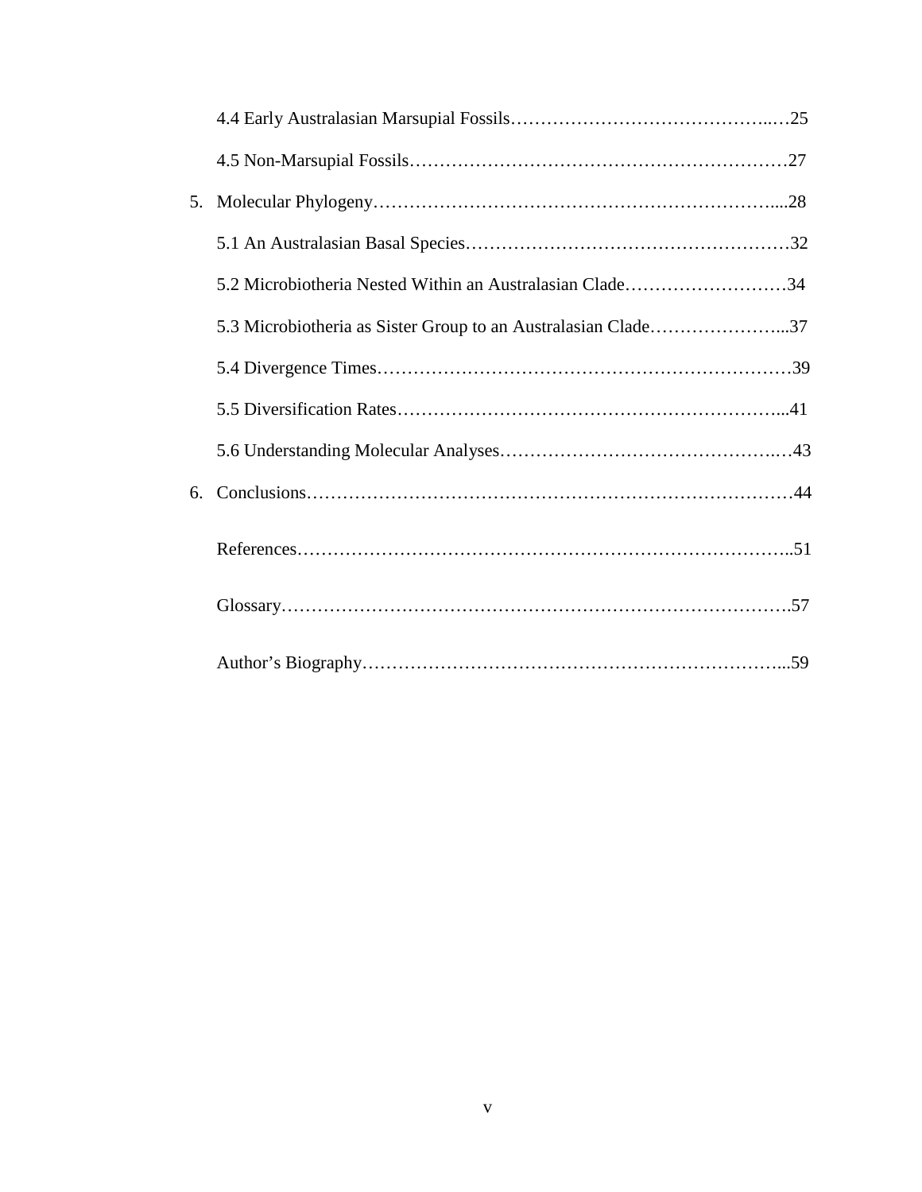4.4 Early Australasian Marsupial Fossils……………………………………..…25

4.5 Non-Marsupial Fossils……………………………………………………27

5. Molecular Phylogeny……………………………………………………....28

   5.1 An Australasian Basal Species……………………………………………32

   5.2 Microbiotheria Nested Within an Australasian Clade…………………….34

   5.3 Microbiotheria as Sister Group to an Australasian Clade…………………...37

   5.4 Divergence Times…………………………………………………………39

   5.5 Diversification Rates……………………………………………………...41

   5.6 Understanding Molecular Analyses……………………………………..…43

6. Conclusions…………………………………………………………………44

References…………………………………………………………………..51

Glossary…………………………………………………………………….57

Author's Biography………………………………………………………...59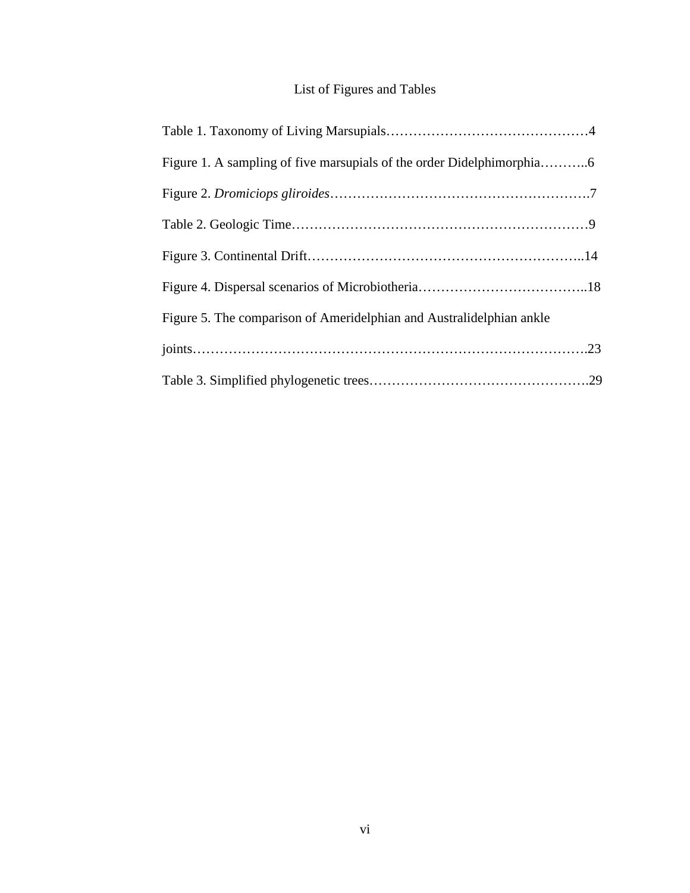# List of Figures and Tables

Table 1. Taxonomy of Living Marsupials……………………………………….4

Figure 1. A sampling of five marsupials of the order Didelphimorphia………..6

Figure 2. *Dromiciops gliroides*……………………………………………….7

Table 2. Geologic Time………………………………………………………9

Figure 3. Continental Drift…………………………………………………..14

Figure 4. Dispersal scenarios of Microbiotheria………………………………..18

Figure 5. The comparison of Ameridelphian and Australidelphian ankle joints……………………………………………………………………….23

Table 3. Simplified phylogenetic trees………………………………………….29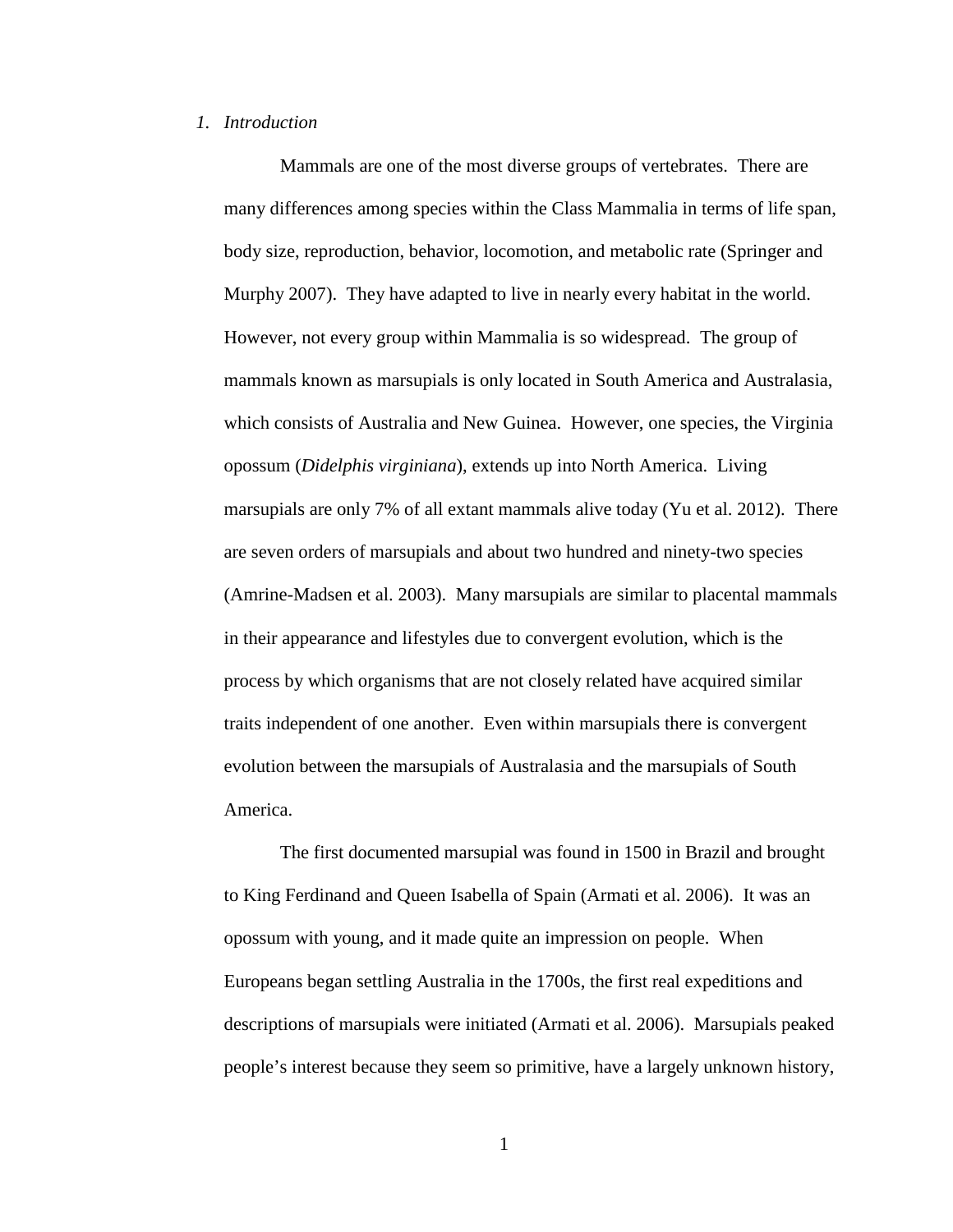## *1. Introduction*

Mammals are one of the most diverse groups of vertebrates. There are many differences among species within the Class Mammalia in terms of life span, body size, reproduction, behavior, locomotion, and metabolic rate (Springer and Murphy 2007). They have adapted to live in nearly every habitat in the world. However, not every group within Mammalia is so widespread. The group of mammals known as marsupials is only located in South America and Australasia, which consists of Australia and New Guinea. However, one species, the Virginia opossum (*Didelphis virginiana*), extends up into North America. Living marsupials are only 7% of all extant mammals alive today (Yu et al. 2012). There are seven orders of marsupials and about two hundred and ninety-two species (Amrine-Madsen et al. 2003). Many marsupials are similar to placental mammals in their appearance and lifestyles due to convergent evolution, which is the process by which organisms that are not closely related have acquired similar traits independent of one another. Even within marsupials there is convergent evolution between the marsupials of Australasia and the marsupials of South America.

The first documented marsupial was found in 1500 in Brazil and brought to King Ferdinand and Queen Isabella of Spain (Armati et al. 2006). It was an opossum with young, and it made quite an impression on people. When Europeans began settling Australia in the 1700s, the first real expeditions and descriptions of marsupials were initiated (Armati et al. 2006). Marsupials peaked people's interest because they seem so primitive, have a largely unknown history,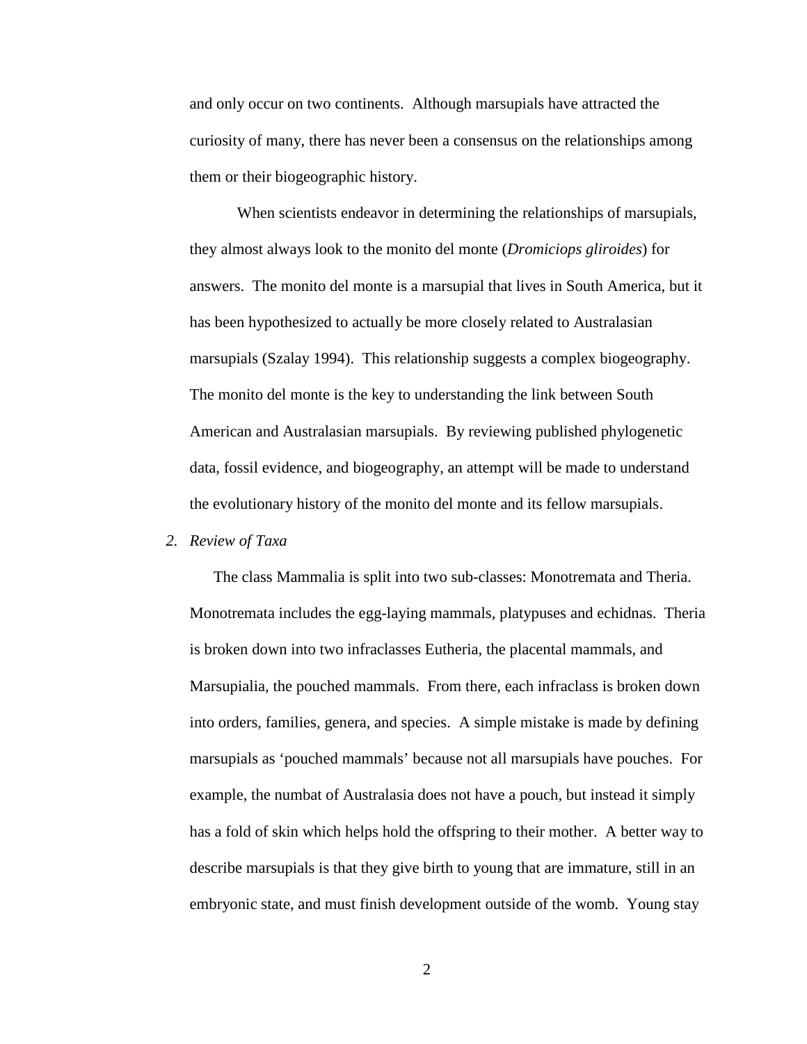and only occur on two continents. Although marsupials have attracted the curiosity of many, there has never been a consensus on the relationships among them or their biogeographic history.

When scientists endeavor in determining the relationships of marsupials, they almost always look to the monito del monte (*Dromiciops gliroides*) for answers. The monito del monte is a marsupial that lives in South America, but it has been hypothesized to actually be more closely related to Australasian marsupials (Szalay 1994). This relationship suggests a complex biogeography. The monito del monte is the key to understanding the link between South American and Australasian marsupials. By reviewing published phylogenetic data, fossil evidence, and biogeography, an attempt will be made to understand the evolutionary history of the monito del monte and its fellow marsupials.

## *2. Review of Taxa*

The class Mammalia is split into two sub-classes: Monotremata and Theria. Monotremata includes the egg-laying mammals, platypuses and echidnas. Theria is broken down into two infraclasses Eutheria, the placental mammals, and Marsupialia, the pouched mammals. From there, each infraclass is broken down into orders, families, genera, and species. A simple mistake is made by defining marsupials as 'pouched mammals' because not all marsupials have pouches. For example, the numbat of Australasia does not have a pouch, but instead it simply has a fold of skin which helps hold the offspring to their mother. A better way to describe marsupials is that they give birth to young that are immature, still in an embryonic state, and must finish development outside of the womb. Young stay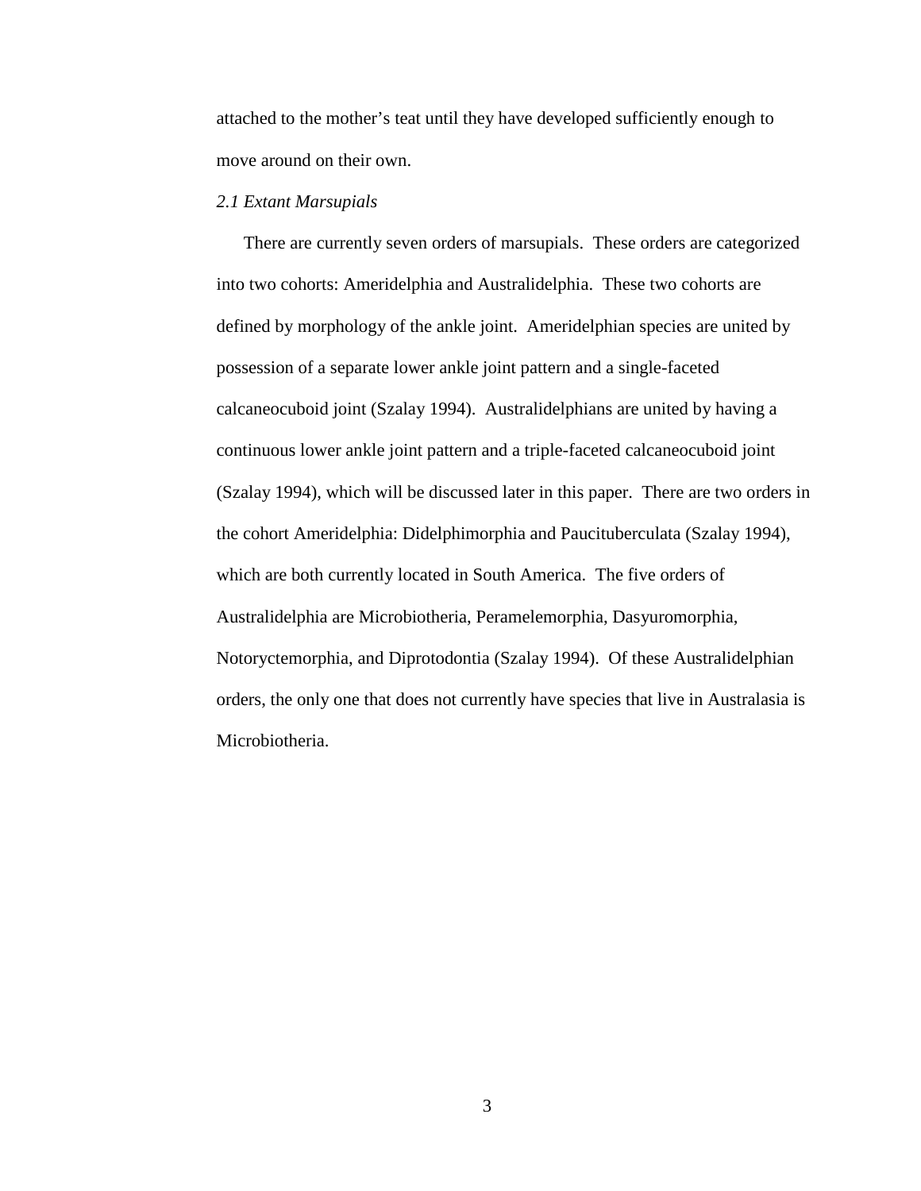attached to the mother's teat until they have developed sufficiently enough to move around on their own.

### *2.1 Extant Marsupials*

There are currently seven orders of marsupials. These orders are categorized into two cohorts: Ameridelphia and Australidelphia. These two cohorts are defined by morphology of the ankle joint. Ameridelphian species are united by possession of a separate lower ankle joint pattern and a single-faceted calcaneocuboid joint (Szalay 1994). Australidelphians are united by having a continuous lower ankle joint pattern and a triple-faceted calcaneocuboid joint (Szalay 1994), which will be discussed later in this paper. There are two orders in the cohort Ameridelphia: Didelphimorphia and Paucituberculata (Szalay 1994), which are both currently located in South America. The five orders of Australidelphia are Microbiotheria, Peramelemorphia, Dasyuromorphia, Notoryctemorphia, and Diprotodontia (Szalay 1994). Of these Australidelphian orders, the only one that does not currently have species that live in Australasia is Microbiotheria.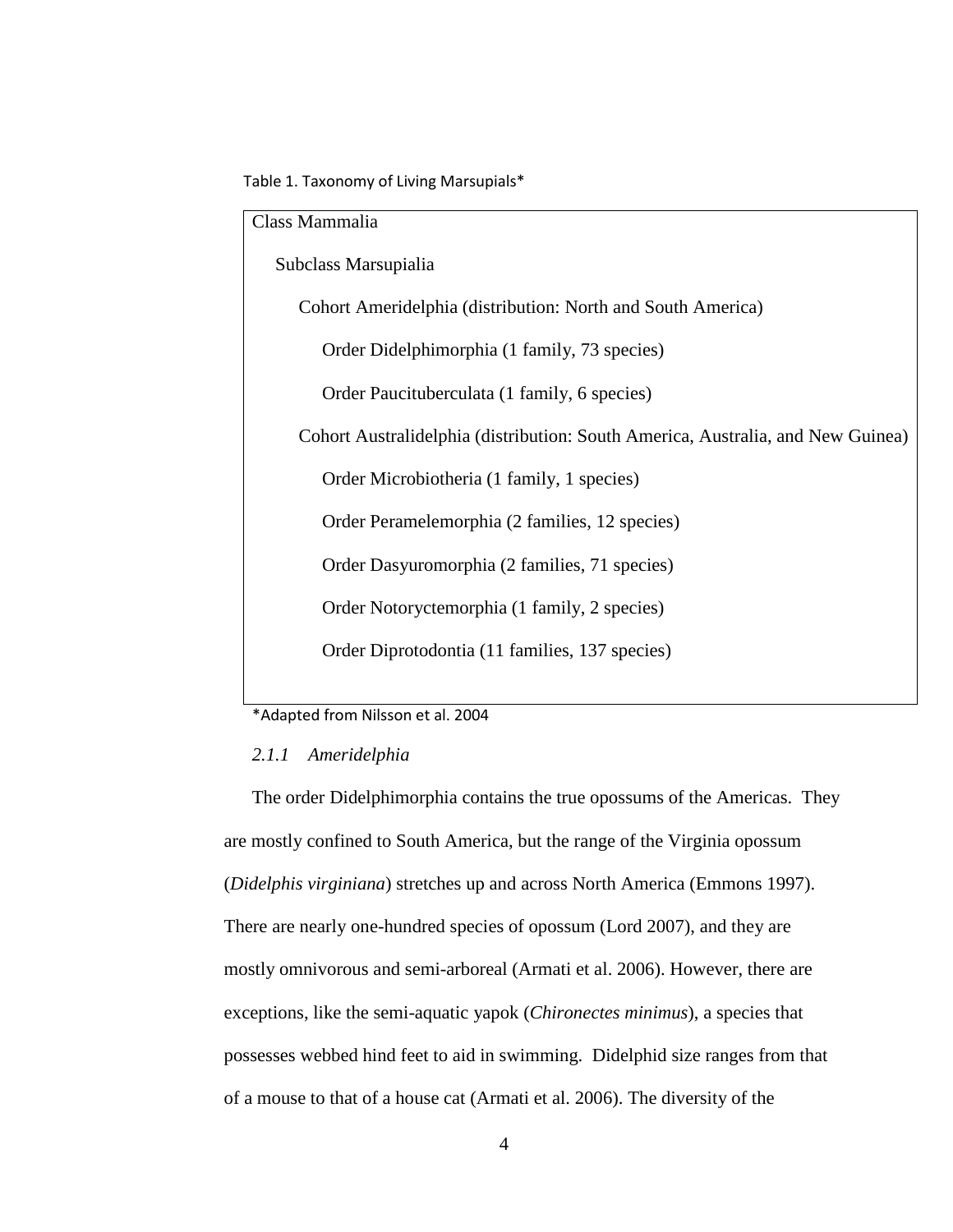Table 1. Taxonomy of Living Marsupials*

Class Mammalia

- Subclass Marsupialia
  - Cohort Ameridelphia (distribution: North and South America)
    - Order Didelphimorphia (1 family, 73 species)
    - Order Paucituberculata (1 family, 6 species)
  - Cohort Australidelphia (distribution: South America, Australia, and New Guinea)
    - Order Microbiotheria (1 family, 1 species)
    - Order Peramelemorphia (2 families, 12 species)
    - Order Dasyuromorphia (2 families, 71 species)
    - Order Notoryctemorphia (1 family, 2 species)
    - Order Diprotodontia (11 families, 137 species)

*Adapted from Nilsson et al. 2004

### *2.1.1 Ameridelphia*

The order Didelphimorphia contains the true opossums of the Americas. They are mostly confined to South America, but the range of the Virginia opossum (*Didelphis virginiana*) stretches up and across North America (Emmons 1997). There are nearly one-hundred species of opossum (Lord 2007), and they are mostly omnivorous and semi-arboreal (Armati et al. 2006). However, there are exceptions, like the semi-aquatic yapok (*Chironectes minimus*), a species that possesses webbed hind feet to aid in swimming. Didelphid size ranges from that of a mouse to that of a house cat (Armati et al. 2006). The diversity of the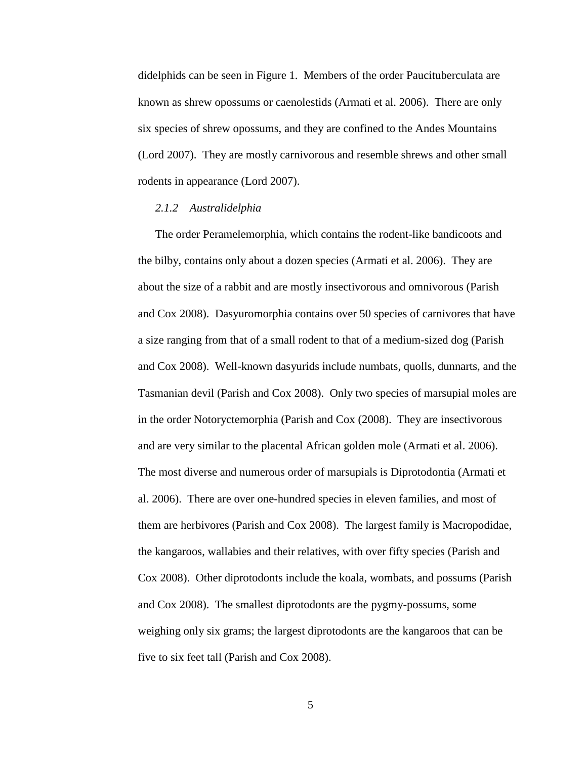didelphids can be seen in Figure 1. Members of the order Paucituberculata are known as shrew opossums or caenolestids (Armati et al. 2006). There are only six species of shrew opossums, and they are confined to the Andes Mountains (Lord 2007). They are mostly carnivorous and resemble shrews and other small rodents in appearance (Lord 2007).

### *2.1.2 Australidelphia*

The order Peramelemorphia, which contains the rodent-like bandicoots and the bilby, contains only about a dozen species (Armati et al. 2006). They are about the size of a rabbit and are mostly insectivorous and omnivorous (Parish and Cox 2008). Dasyuromorphia contains over 50 species of carnivores that have a size ranging from that of a small rodent to that of a medium-sized dog (Parish and Cox 2008). Well-known dasyurids include numbats, quolls, dunnarts, and the Tasmanian devil (Parish and Cox 2008). Only two species of marsupial moles are in the order Notoryctemorphia (Parish and Cox (2008). They are insectivorous and are very similar to the placental African golden mole (Armati et al. 2006). The most diverse and numerous order of marsupials is Diprotodontia (Armati et al. 2006). There are over one-hundred species in eleven families, and most of them are herbivores (Parish and Cox 2008). The largest family is Macropodidae, the kangaroos, wallabies and their relatives, with over fifty species (Parish and Cox 2008). Other diprotodonts include the koala, wombats, and possums (Parish and Cox 2008). The smallest diprotodonts are the pygmy-possums, some weighing only six grams; the largest diprotodonts are the kangaroos that can be five to six feet tall (Parish and Cox 2008).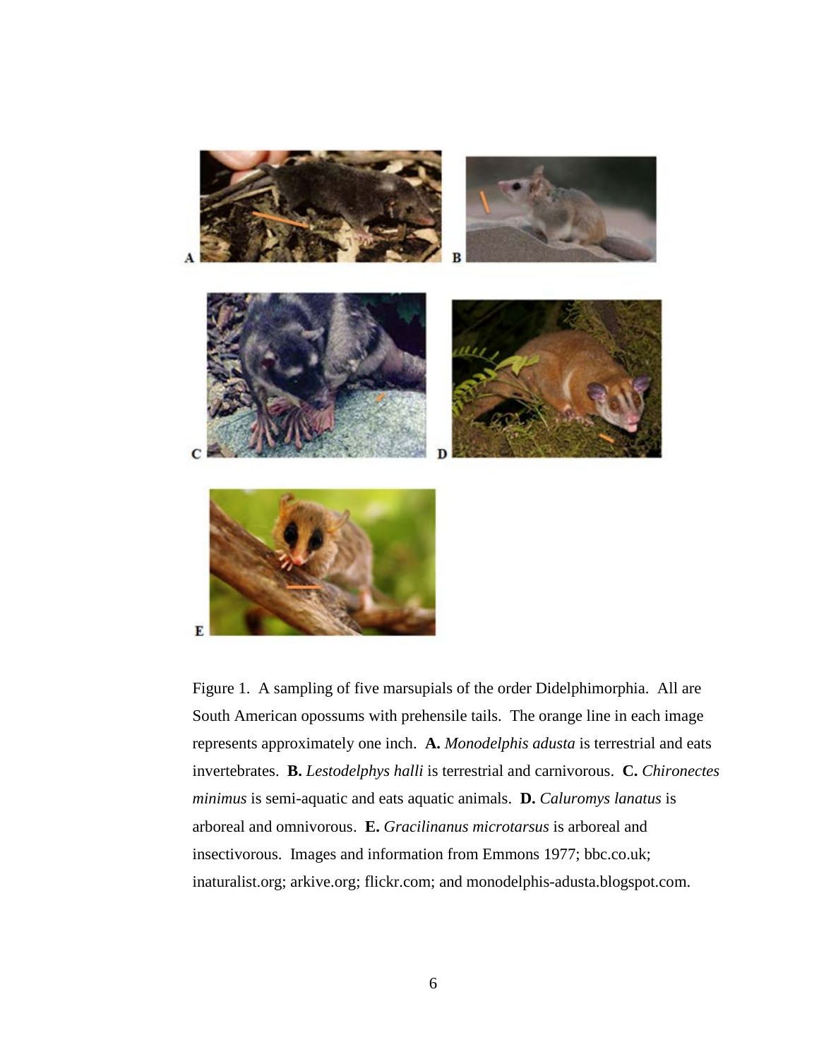Figure 1. A sampling of five marsupials of the order Didelphimorphia. All are South American opossums with prehensile tails. The orange line in each image represents approximately one inch. **A.** *Monodelphis adusta* is terrestrial and eats invertebrates. **B.** *Lestodelphys halli* is terrestrial and carnivorous. **C.** *Chironectes minimus* is semi-aquatic and eats aquatic animals. **D.** *Caluromys lanatus* is arboreal and omnivorous. **E.** *Gracilinanus microtarsus* is arboreal and insectivorous. Images and information from Emmons 1977; bbc.co.uk; inaturalist.org; arkive.org; flickr.com; and monodelphis-adusta.blogspot.com.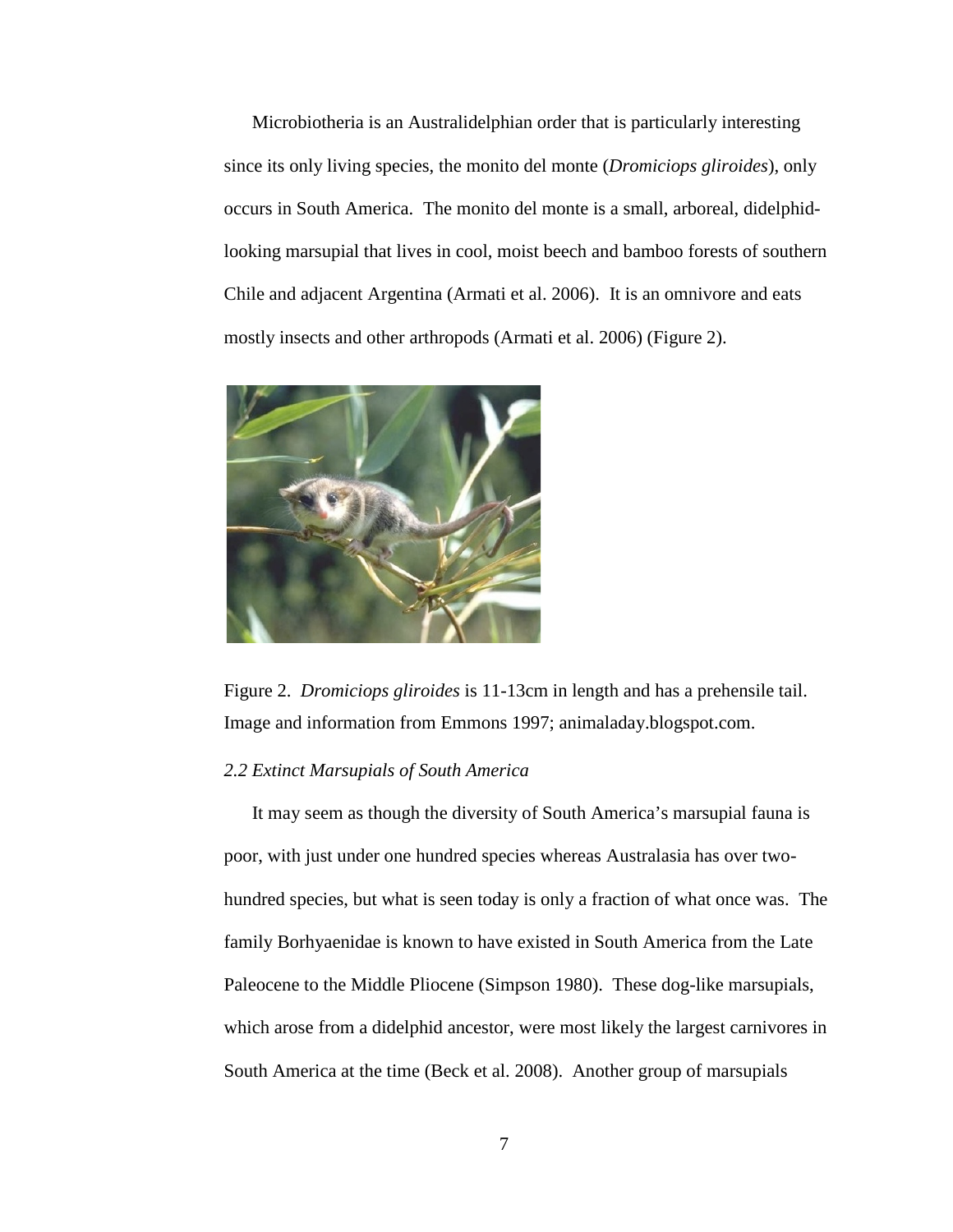Microbiotheria is an Australidelphian order that is particularly interesting since its only living species, the monito del monte (*Dromiciops gliroides*), only occurs in South America. The monito del monte is a small, arboreal, didelphid-looking marsupial that lives in cool, moist beech and bamboo forests of southern Chile and adjacent Argentina (Armati et al. 2006). It is an omnivore and eats mostly insects and other arthropods (Armati et al. 2006) (Figure 2).

Figure 2. *Dromiciops gliroides* is 11-13cm in length and has a prehensile tail. Image and information from Emmons 1997; animaladay.blogspot.com.

### *2.2 Extinct Marsupials of South America*

It may seem as though the diversity of South America's marsupial fauna is poor, with just under one hundred species whereas Australasia has over two-hundred species, but what is seen today is only a fraction of what once was. The family Borhyaenidae is known to have existed in South America from the Late Paleocene to the Middle Pliocene (Simpson 1980). These dog-like marsupials, which arose from a didelphid ancestor, were most likely the largest carnivores in South America at the time (Beck et al. 2008). Another group of marsupials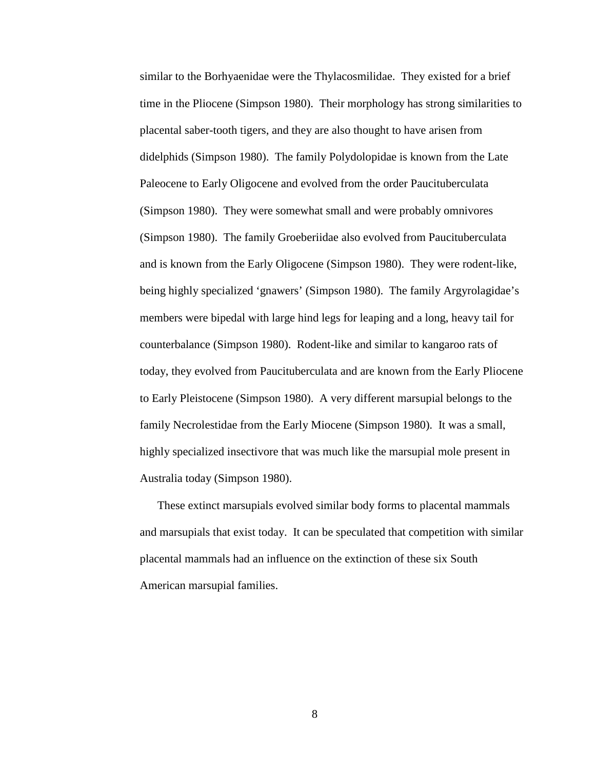similar to the Borhyaenidae were the Thylacosmilidae. They existed for a brief time in the Pliocene (Simpson 1980). Their morphology has strong similarities to placental saber-tooth tigers, and they are also thought to have arisen from didelphids (Simpson 1980). The family Polydolopidae is known from the Late Paleocene to Early Oligocene and evolved from the order Paucituberculata (Simpson 1980). They were somewhat small and were probably omnivores (Simpson 1980). The family Groeberiidae also evolved from Paucituberculata and is known from the Early Oligocene (Simpson 1980). They were rodent-like, being highly specialized 'gnawers' (Simpson 1980). The family Argyrolagidae's members were bipedal with large hind legs for leaping and a long, heavy tail for counterbalance (Simpson 1980). Rodent-like and similar to kangaroo rats of today, they evolved from Paucituberculata and are known from the Early Pliocene to Early Pleistocene (Simpson 1980). A very different marsupial belongs to the family Necrolestidae from the Early Miocene (Simpson 1980). It was a small, highly specialized insectivore that was much like the marsupial mole present in Australia today (Simpson 1980).

These extinct marsupials evolved similar body forms to placental mammals and marsupials that exist today. It can be speculated that competition with similar placental mammals had an influence on the extinction of these six South American marsupial families.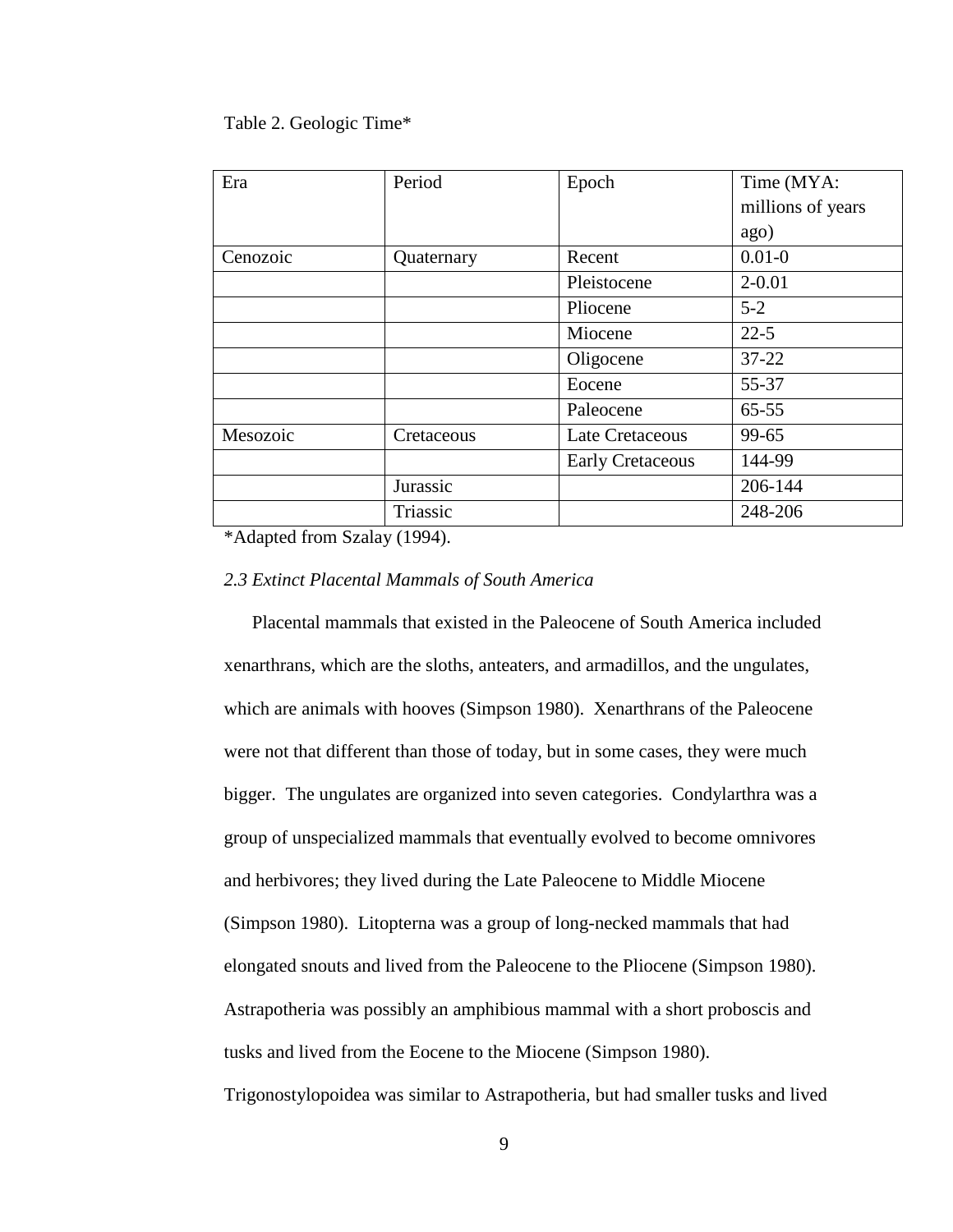Table 2. Geologic Time*

| Era | Period | Epoch | Time (MYA: millions of years ago) |
|---|---|---|---|
| Cenozoic | Quaternary | Recent | 0.01-0 |
| | | Pleistocene | 2-0.01 |
| | | Pliocene | 5-2 |
| | | Miocene | 22-5 |
| | | Oligocene | 37-22 |
| | | Eocene | 55-37 |
| | | Paleocene | 65-55 |
| Mesozoic | Cretaceous | Late Cretaceous | 99-65 |
| | | Early Cretaceous | 144-99 |
| | Jurassic | | 206-144 |
| | Triassic | | 248-206 |

*Adapted from Szalay (1994).

*2.3 Extinct Placental Mammals of South America*

Placental mammals that existed in the Paleocene of South America included xenarthrans, which are the sloths, anteaters, and armadillos, and the ungulates, which are animals with hooves (Simpson 1980). Xenarthrans of the Paleocene were not that different than those of today, but in some cases, they were much bigger. The ungulates are organized into seven categories. Condylarthra was a group of unspecialized mammals that eventually evolved to become omnivores and herbivores; they lived during the Late Paleocene to Middle Miocene (Simpson 1980). Litopterna was a group of long-necked mammals that had elongated snouts and lived from the Paleocene to the Pliocene (Simpson 1980). Astrapotheria was possibly an amphibious mammal with a short proboscis and tusks and lived from the Eocene to the Miocene (Simpson 1980). Trigonostylopoidea was similar to Astrapotheria, but had smaller tusks and lived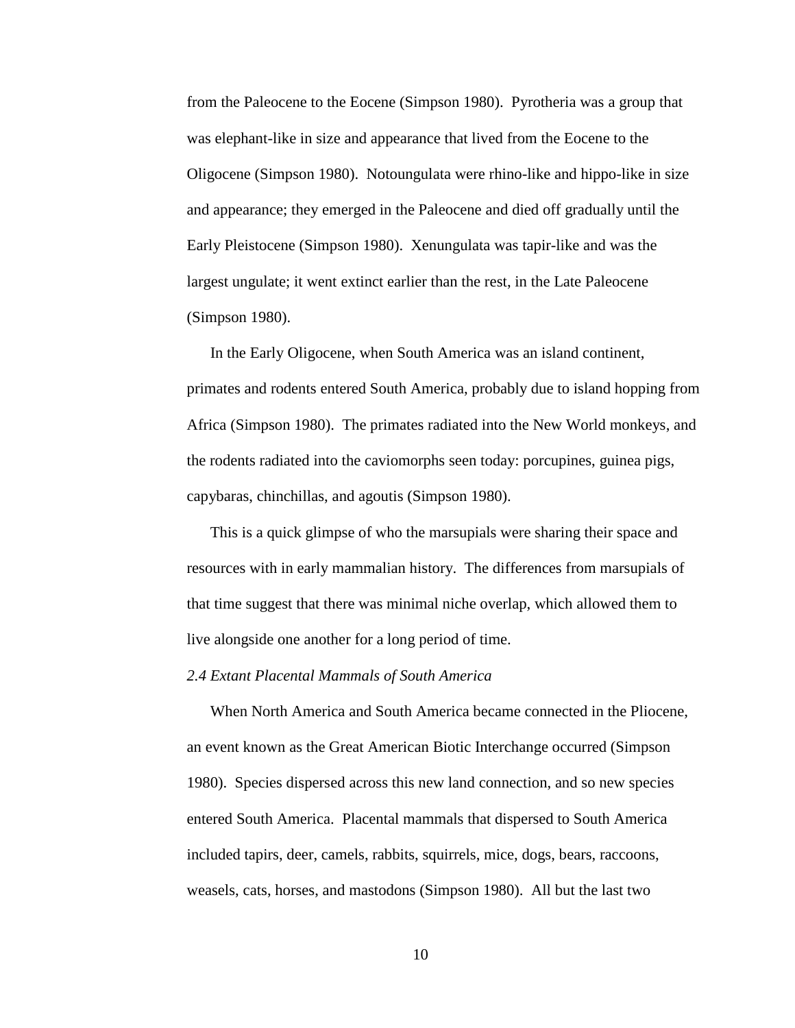from the Paleocene to the Eocene (Simpson 1980). Pyrotheria was a group that was elephant-like in size and appearance that lived from the Eocene to the Oligocene (Simpson 1980). Notoungulata were rhino-like and hippo-like in size and appearance; they emerged in the Paleocene and died off gradually until the Early Pleistocene (Simpson 1980). Xenungulata was tapir-like and was the largest ungulate; it went extinct earlier than the rest, in the Late Paleocene (Simpson 1980).

In the Early Oligocene, when South America was an island continent, primates and rodents entered South America, probably due to island hopping from Africa (Simpson 1980). The primates radiated into the New World monkeys, and the rodents radiated into the caviomorphs seen today: porcupines, guinea pigs, capybaras, chinchillas, and agoutis (Simpson 1980).

This is a quick glimpse of who the marsupials were sharing their space and resources with in early mammalian history. The differences from marsupials of that time suggest that there was minimal niche overlap, which allowed them to live alongside one another for a long period of time.

### *2.4 Extant Placental Mammals of South America*

When North America and South America became connected in the Pliocene, an event known as the Great American Biotic Interchange occurred (Simpson 1980). Species dispersed across this new land connection, and so new species entered South America. Placental mammals that dispersed to South America included tapirs, deer, camels, rabbits, squirrels, mice, dogs, bears, raccoons, weasels, cats, horses, and mastodons (Simpson 1980). All but the last two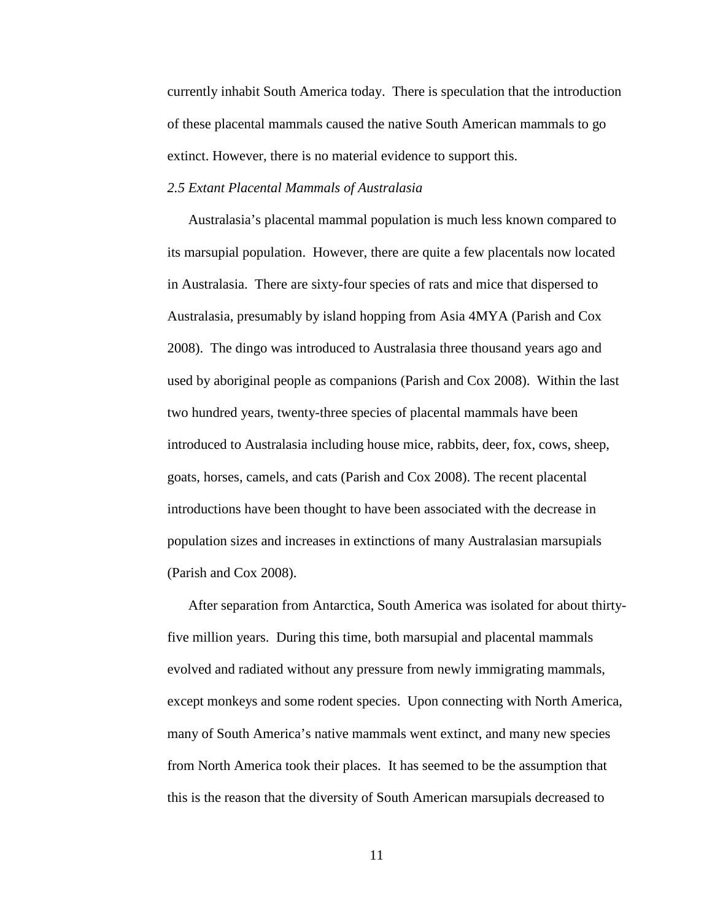currently inhabit South America today. There is speculation that the introduction of these placental mammals caused the native South American mammals to go extinct. However, there is no material evidence to support this.

*2.5 Extant Placental Mammals of Australasia*

Australasia's placental mammal population is much less known compared to its marsupial population. However, there are quite a few placentals now located in Australasia. There are sixty-four species of rats and mice that dispersed to Australasia, presumably by island hopping from Asia 4MYA (Parish and Cox 2008). The dingo was introduced to Australasia three thousand years ago and used by aboriginal people as companions (Parish and Cox 2008). Within the last two hundred years, twenty-three species of placental mammals have been introduced to Australasia including house mice, rabbits, deer, fox, cows, sheep, goats, horses, camels, and cats (Parish and Cox 2008). The recent placental introductions have been thought to have been associated with the decrease in population sizes and increases in extinctions of many Australasian marsupials (Parish and Cox 2008).

After separation from Antarctica, South America was isolated for about thirty-five million years. During this time, both marsupial and placental mammals evolved and radiated without any pressure from newly immigrating mammals, except monkeys and some rodent species. Upon connecting with North America, many of South America's native mammals went extinct, and many new species from North America took their places. It has seemed to be the assumption that this is the reason that the diversity of South American marsupials decreased to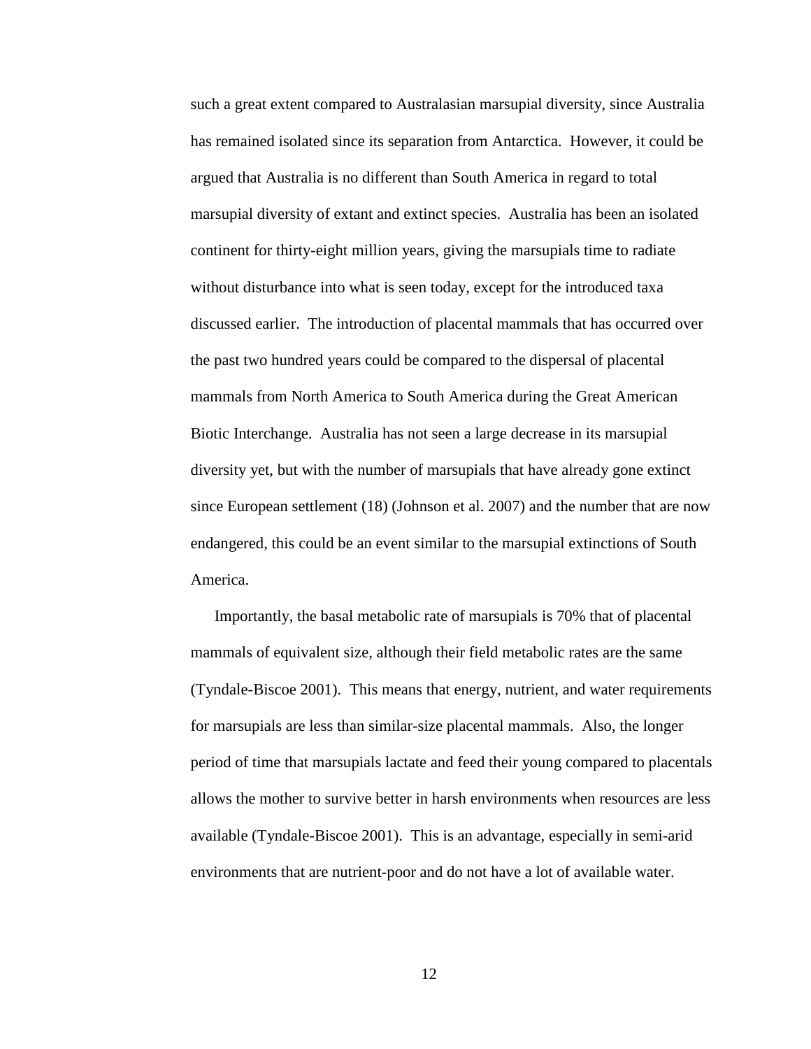such a great extent compared to Australasian marsupial diversity, since Australia has remained isolated since its separation from Antarctica. However, it could be argued that Australia is no different than South America in regard to total marsupial diversity of extant and extinct species. Australia has been an isolated continent for thirty-eight million years, giving the marsupials time to radiate without disturbance into what is seen today, except for the introduced taxa discussed earlier. The introduction of placental mammals that has occurred over the past two hundred years could be compared to the dispersal of placental mammals from North America to South America during the Great American Biotic Interchange. Australia has not seen a large decrease in its marsupial diversity yet, but with the number of marsupials that have already gone extinct since European settlement (18) (Johnson et al. 2007) and the number that are now endangered, this could be an event similar to the marsupial extinctions of South America.

Importantly, the basal metabolic rate of marsupials is 70% that of placental mammals of equivalent size, although their field metabolic rates are the same (Tyndale-Biscoe 2001). This means that energy, nutrient, and water requirements for marsupials are less than similar-size placental mammals. Also, the longer period of time that marsupials lactate and feed their young compared to placentals allows the mother to survive better in harsh environments when resources are less available (Tyndale-Biscoe 2001). This is an advantage, especially in semi-arid environments that are nutrient-poor and do not have a lot of available water.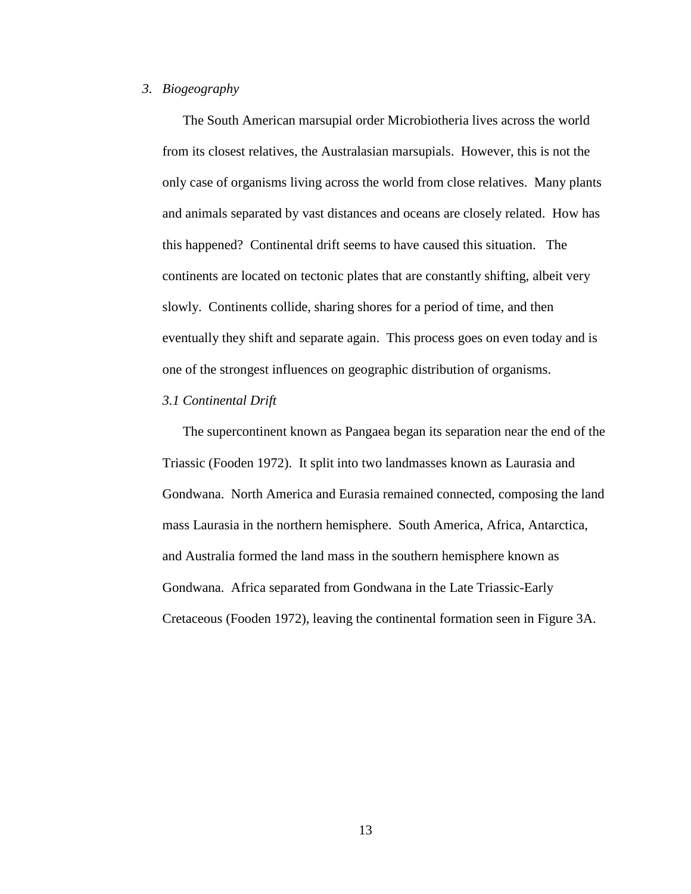## *3. Biogeography*

The South American marsupial order Microbiotheria lives across the world from its closest relatives, the Australasian marsupials. However, this is not the only case of organisms living across the world from close relatives. Many plants and animals separated by vast distances and oceans are closely related. How has this happened? Continental drift seems to have caused this situation. The continents are located on tectonic plates that are constantly shifting, albeit very slowly. Continents collide, sharing shores for a period of time, and then eventually they shift and separate again. This process goes on even today and is one of the strongest influences on geographic distribution of organisms.

### *3.1 Continental Drift*

The supercontinent known as Pangaea began its separation near the end of the Triassic (Fooden 1972). It split into two landmasses known as Laurasia and Gondwana. North America and Eurasia remained connected, composing the land mass Laurasia in the northern hemisphere. South America, Africa, Antarctica, and Australia formed the land mass in the southern hemisphere known as Gondwana. Africa separated from Gondwana in the Late Triassic-Early Cretaceous (Fooden 1972), leaving the continental formation seen in Figure 3A.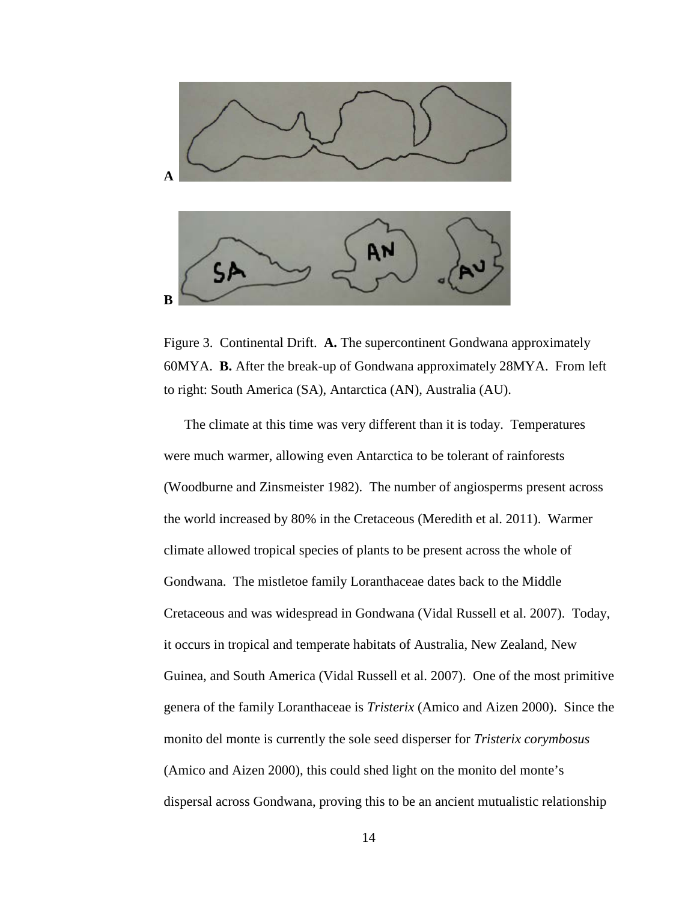Figure 3. Continental Drift. **A.** The supercontinent Gondwana approximately 60MYA. **B.** After the break-up of Gondwana approximately 28MYA. From left to right: South America (SA), Antarctica (AN), Australia (AU).

The climate at this time was very different than it is today. Temperatures were much warmer, allowing even Antarctica to be tolerant of rainforests (Woodburne and Zinsmeister 1982). The number of angiosperms present across the world increased by 80% in the Cretaceous (Meredith et al. 2011). Warmer climate allowed tropical species of plants to be present across the whole of Gondwana. The mistletoe family Loranthaceae dates back to the Middle Cretaceous and was widespread in Gondwana (Vidal Russell et al. 2007). Today, it occurs in tropical and temperate habitats of Australia, New Zealand, New Guinea, and South America (Vidal Russell et al. 2007). One of the most primitive genera of the family Loranthaceae is *Tristerix* (Amico and Aizen 2000). Since the monito del monte is currently the sole seed disperser for *Tristerix corymbosus* (Amico and Aizen 2000), this could shed light on the monito del monte's dispersal across Gondwana, proving this to be an ancient mutualistic relationship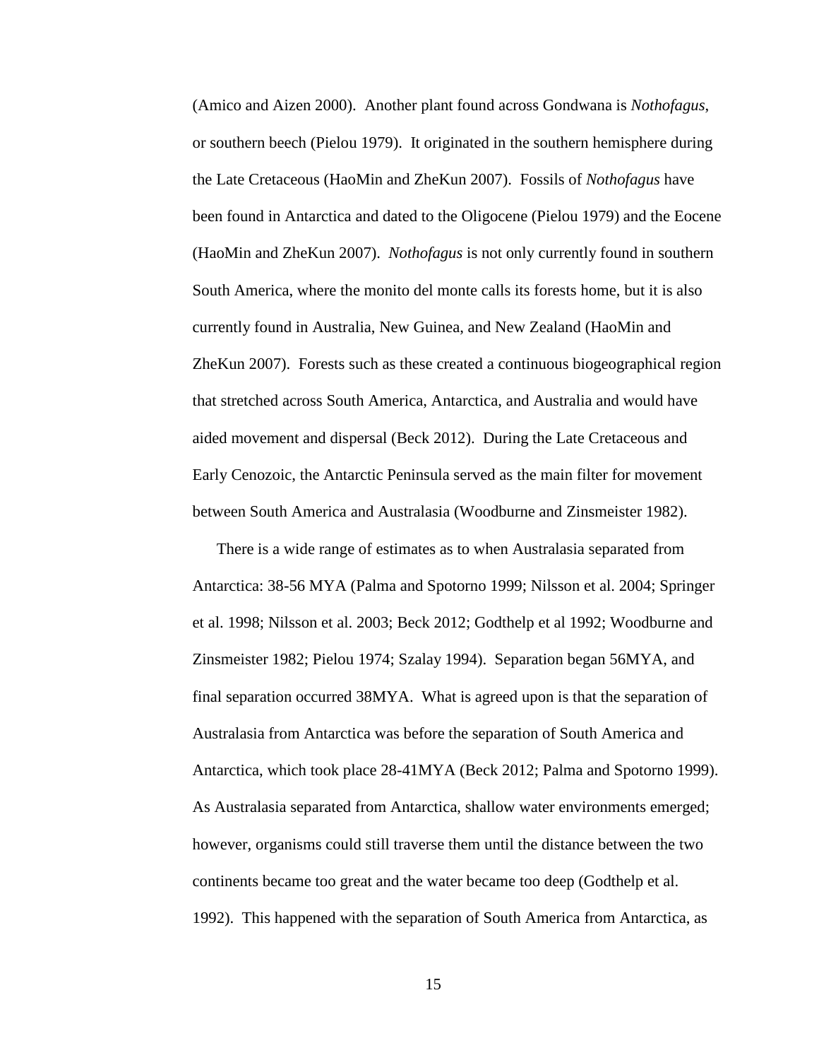(Amico and Aizen 2000). Another plant found across Gondwana is *Nothofagus*, or southern beech (Pielou 1979). It originated in the southern hemisphere during the Late Cretaceous (HaoMin and ZheKun 2007). Fossils of *Nothofagus* have been found in Antarctica and dated to the Oligocene (Pielou 1979) and the Eocene (HaoMin and ZheKun 2007). *Nothofagus* is not only currently found in southern South America, where the monito del monte calls its forests home, but it is also currently found in Australia, New Guinea, and New Zealand (HaoMin and ZheKun 2007). Forests such as these created a continuous biogeographical region that stretched across South America, Antarctica, and Australia and would have aided movement and dispersal (Beck 2012). During the Late Cretaceous and Early Cenozoic, the Antarctic Peninsula served as the main filter for movement between South America and Australasia (Woodburne and Zinsmeister 1982).

There is a wide range of estimates as to when Australasia separated from Antarctica: 38-56 MYA (Palma and Spotorno 1999; Nilsson et al. 2004; Springer et al. 1998; Nilsson et al. 2003; Beck 2012; Godthelp et al 1992; Woodburne and Zinsmeister 1982; Pielou 1974; Szalay 1994). Separation began 56MYA, and final separation occurred 38MYA. What is agreed upon is that the separation of Australasia from Antarctica was before the separation of South America and Antarctica, which took place 28-41MYA (Beck 2012; Palma and Spotorno 1999). As Australasia separated from Antarctica, shallow water environments emerged; however, organisms could still traverse them until the distance between the two continents became too great and the water became too deep (Godthelp et al. 1992). This happened with the separation of South America from Antarctica, as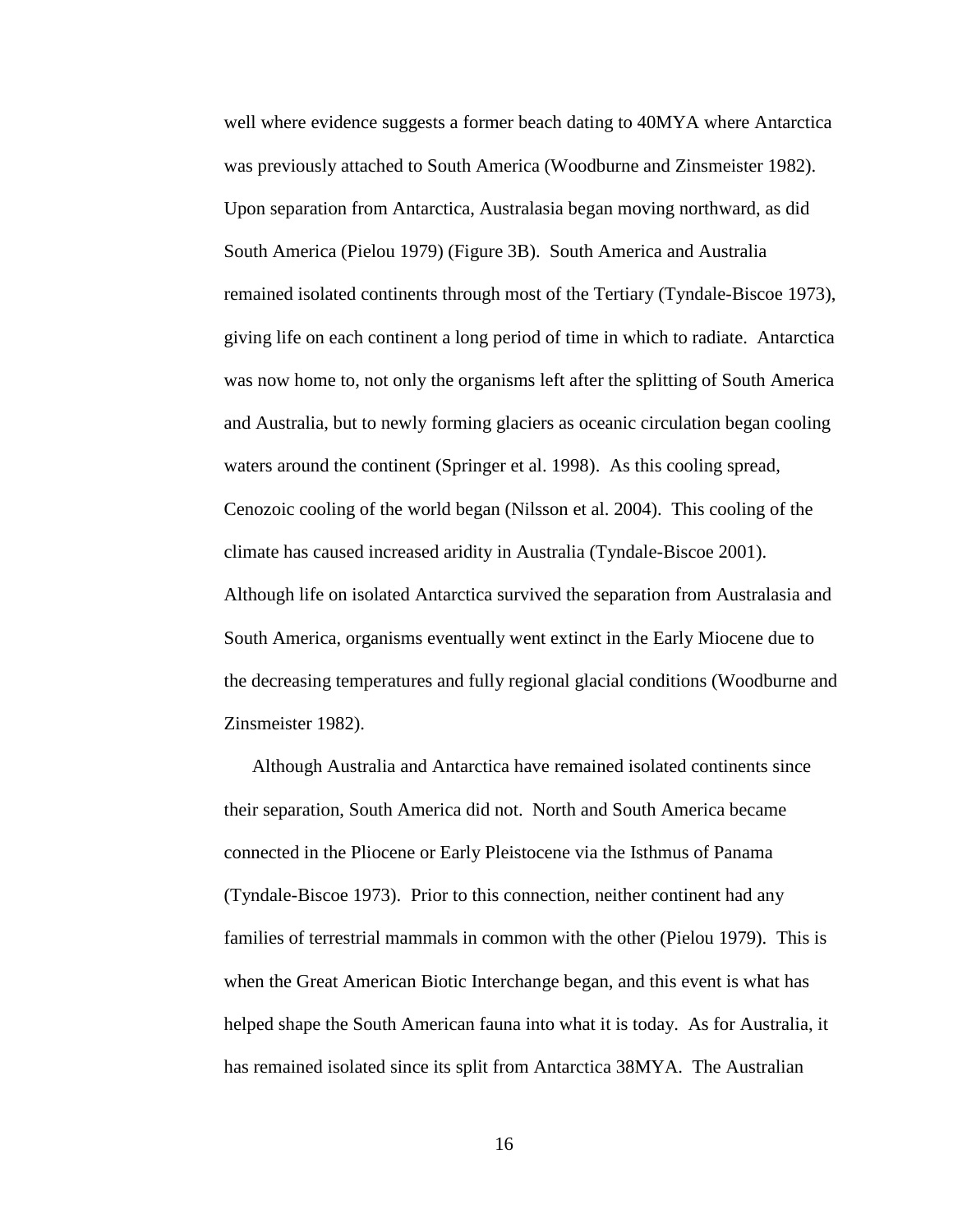well where evidence suggests a former beach dating to 40MYA where Antarctica was previously attached to South America (Woodburne and Zinsmeister 1982). Upon separation from Antarctica, Australasia began moving northward, as did South America (Pielou 1979) (Figure 3B). South America and Australia remained isolated continents through most of the Tertiary (Tyndale-Biscoe 1973), giving life on each continent a long period of time in which to radiate. Antarctica was now home to, not only the organisms left after the splitting of South America and Australia, but to newly forming glaciers as oceanic circulation began cooling waters around the continent (Springer et al. 1998). As this cooling spread, Cenozoic cooling of the world began (Nilsson et al. 2004). This cooling of the climate has caused increased aridity in Australia (Tyndale-Biscoe 2001). Although life on isolated Antarctica survived the separation from Australasia and South America, organisms eventually went extinct in the Early Miocene due to the decreasing temperatures and fully regional glacial conditions (Woodburne and Zinsmeister 1982).

Although Australia and Antarctica have remained isolated continents since their separation, South America did not. North and South America became connected in the Pliocene or Early Pleistocene via the Isthmus of Panama (Tyndale-Biscoe 1973). Prior to this connection, neither continent had any families of terrestrial mammals in common with the other (Pielou 1979). This is when the Great American Biotic Interchange began, and this event is what has helped shape the South American fauna into what it is today. As for Australia, it has remained isolated since its split from Antarctica 38MYA. The Australian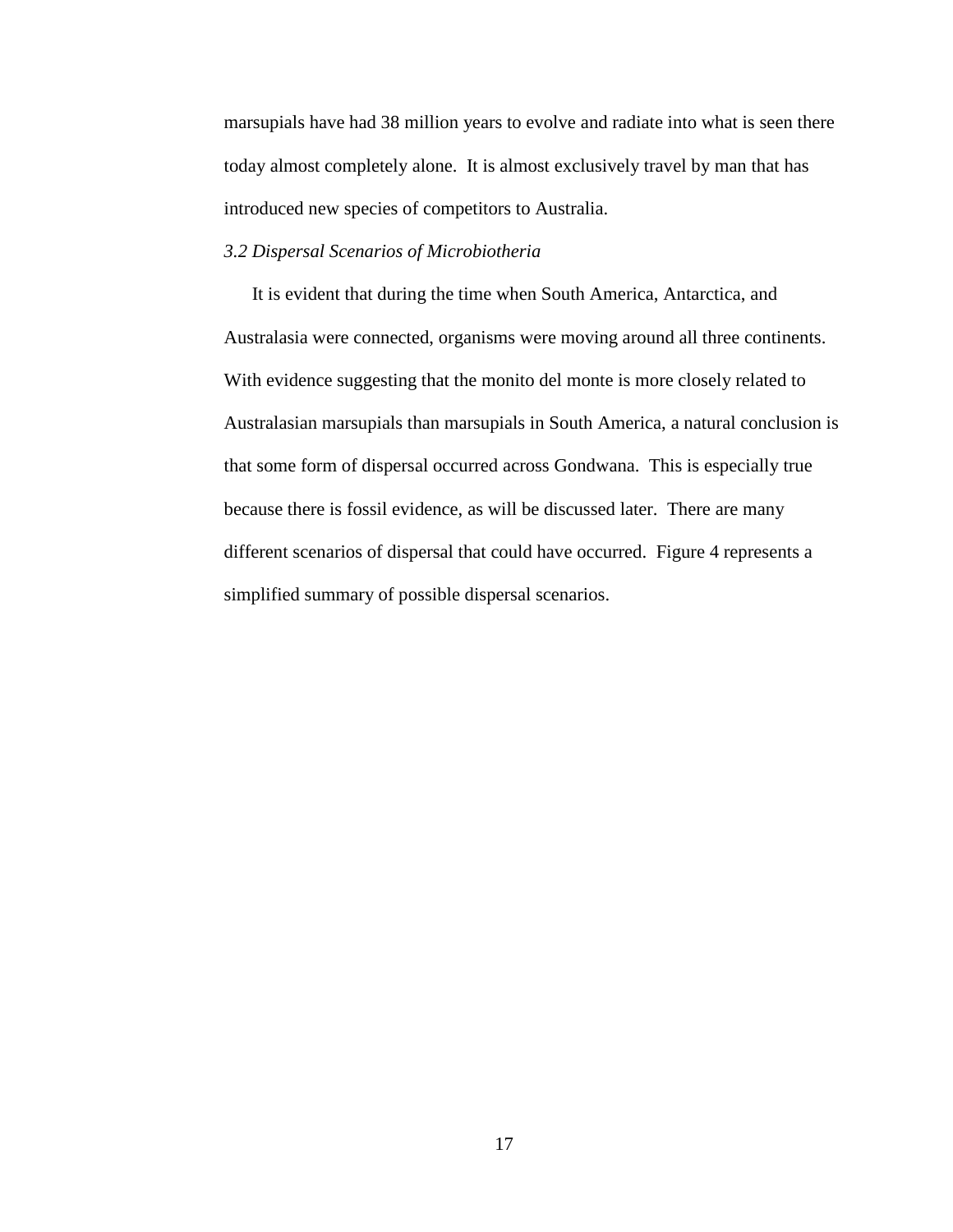marsupials have had 38 million years to evolve and radiate into what is seen there today almost completely alone. It is almost exclusively travel by man that has introduced new species of competitors to Australia.

### *3.2 Dispersal Scenarios of Microbiotheria*

It is evident that during the time when South America, Antarctica, and Australasia were connected, organisms were moving around all three continents. With evidence suggesting that the monito del monte is more closely related to Australasian marsupials than marsupials in South America, a natural conclusion is that some form of dispersal occurred across Gondwana. This is especially true because there is fossil evidence, as will be discussed later. There are many different scenarios of dispersal that could have occurred. Figure 4 represents a simplified summary of possible dispersal scenarios.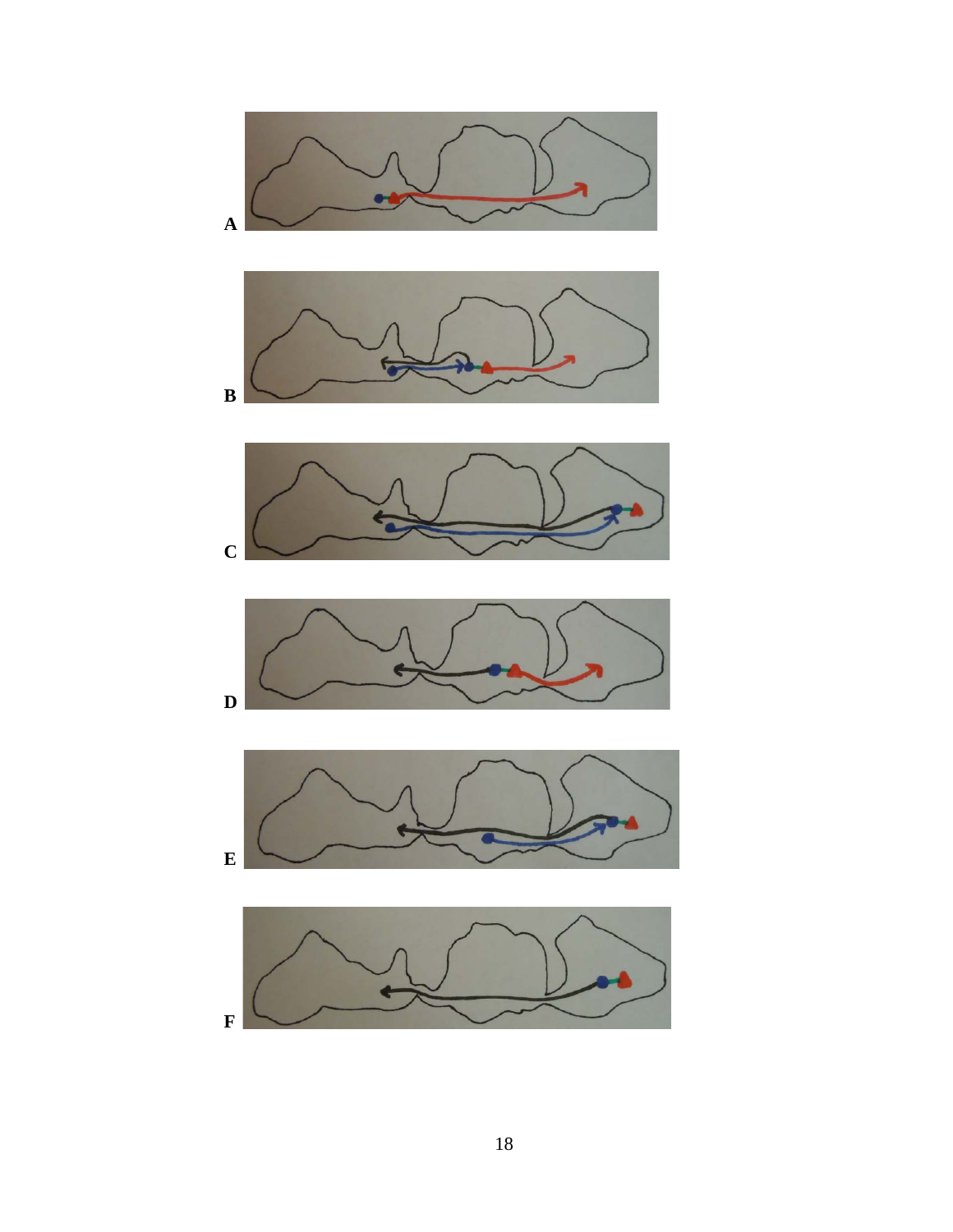A

B

C

D

E

F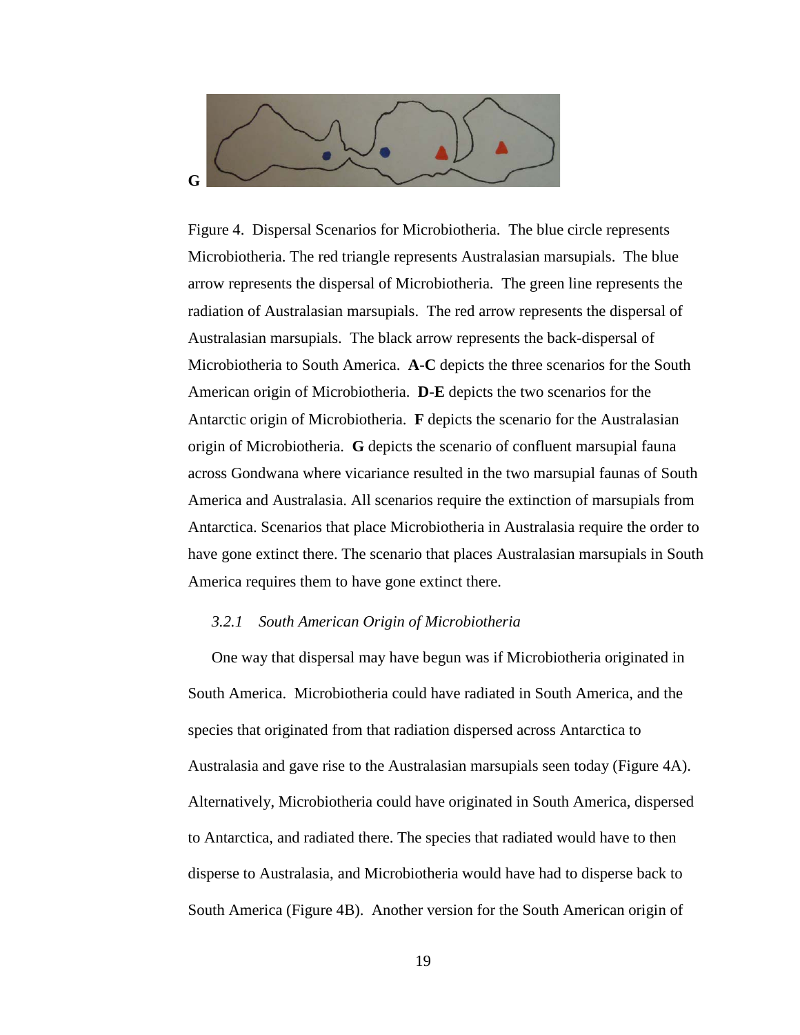G

Figure 4. Dispersal Scenarios for Microbiotheria. The blue circle represents Microbiotheria. The red triangle represents Australasian marsupials. The blue arrow represents the dispersal of Microbiotheria. The green line represents the radiation of Australasian marsupials. The red arrow represents the dispersal of Australasian marsupials. The black arrow represents the back-dispersal of Microbiotheria to South America. **A-C** depicts the three scenarios for the South American origin of Microbiotheria. **D-E** depicts the two scenarios for the Antarctic origin of Microbiotheria. **F** depicts the scenario for the Australasian origin of Microbiotheria. **G** depicts the scenario of confluent marsupial fauna across Gondwana where vicariance resulted in the two marsupial faunas of South America and Australasia. All scenarios require the extinction of marsupials from Antarctica. Scenarios that place Microbiotheria in Australasia require the order to have gone extinct there. The scenario that places Australasian marsupials in South America requires them to have gone extinct there.

### *3.2.1 South American Origin of Microbiotheria*

One way that dispersal may have begun was if Microbiotheria originated in South America. Microbiotheria could have radiated in South America, and the species that originated from that radiation dispersed across Antarctica to Australasia and gave rise to the Australasian marsupials seen today (Figure 4A). Alternatively, Microbiotheria could have originated in South America, dispersed to Antarctica, and radiated there. The species that radiated would have to then disperse to Australasia, and Microbiotheria would have had to disperse back to South America (Figure 4B). Another version for the South American origin of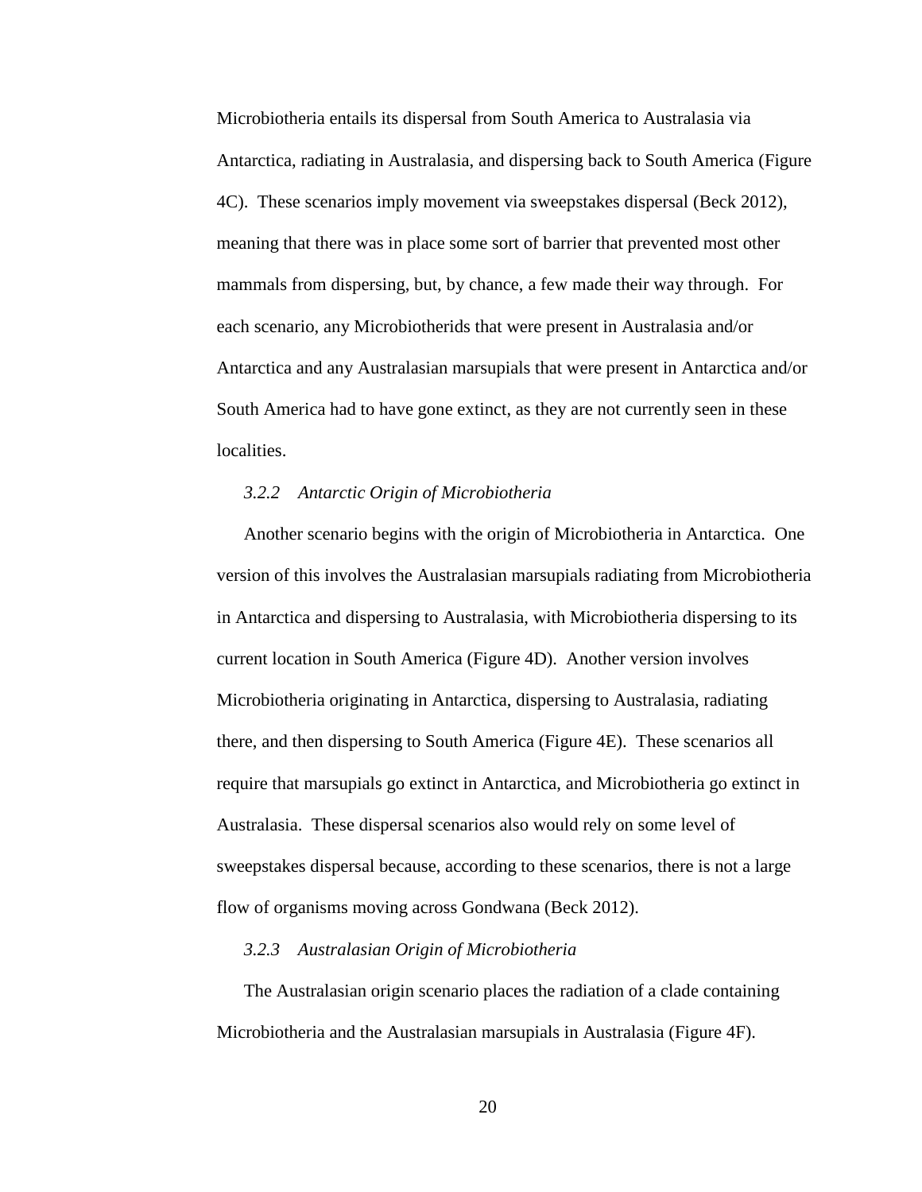Microbiotheria entails its dispersal from South America to Australasia via Antarctica, radiating in Australasia, and dispersing back to South America (Figure 4C). These scenarios imply movement via sweepstakes dispersal (Beck 2012), meaning that there was in place some sort of barrier that prevented most other mammals from dispersing, but, by chance, a few made their way through. For each scenario, any Microbiotherids that were present in Australasia and/or Antarctica and any Australasian marsupials that were present in Antarctica and/or South America had to have gone extinct, as they are not currently seen in these localities.

### *3.2.2 Antarctic Origin of Microbiotheria*

Another scenario begins with the origin of Microbiotheria in Antarctica. One version of this involves the Australasian marsupials radiating from Microbiotheria in Antarctica and dispersing to Australasia, with Microbiotheria dispersing to its current location in South America (Figure 4D). Another version involves Microbiotheria originating in Antarctica, dispersing to Australasia, radiating there, and then dispersing to South America (Figure 4E). These scenarios all require that marsupials go extinct in Antarctica, and Microbiotheria go extinct in Australasia. These dispersal scenarios also would rely on some level of sweepstakes dispersal because, according to these scenarios, there is not a large flow of organisms moving across Gondwana (Beck 2012).

### *3.2.3 Australasian Origin of Microbiotheria*

The Australasian origin scenario places the radiation of a clade containing Microbiotheria and the Australasian marsupials in Australasia (Figure 4F).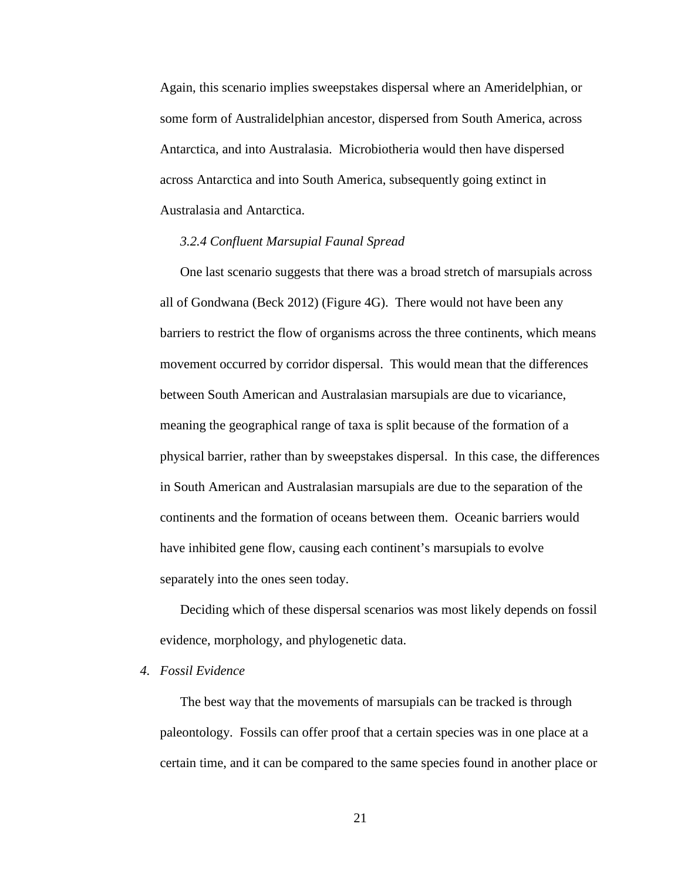Again, this scenario implies sweepstakes dispersal where an Ameridelphian, or some form of Australidelphian ancestor, dispersed from South America, across Antarctica, and into Australasia. Microbiotheria would then have dispersed across Antarctica and into South America, subsequently going extinct in Australasia and Antarctica.

### *3.2.4 Confluent Marsupial Faunal Spread*

One last scenario suggests that there was a broad stretch of marsupials across all of Gondwana (Beck 2012) (Figure 4G). There would not have been any barriers to restrict the flow of organisms across the three continents, which means movement occurred by corridor dispersal. This would mean that the differences between South American and Australasian marsupials are due to vicariance, meaning the geographical range of taxa is split because of the formation of a physical barrier, rather than by sweepstakes dispersal. In this case, the differences in South American and Australasian marsupials are due to the separation of the continents and the formation of oceans between them. Oceanic barriers would have inhibited gene flow, causing each continent's marsupials to evolve separately into the ones seen today.

Deciding which of these dispersal scenarios was most likely depends on fossil evidence, morphology, and phylogenetic data.

## *4. Fossil Evidence*

The best way that the movements of marsupials can be tracked is through paleontology. Fossils can offer proof that a certain species was in one place at a certain time, and it can be compared to the same species found in another place or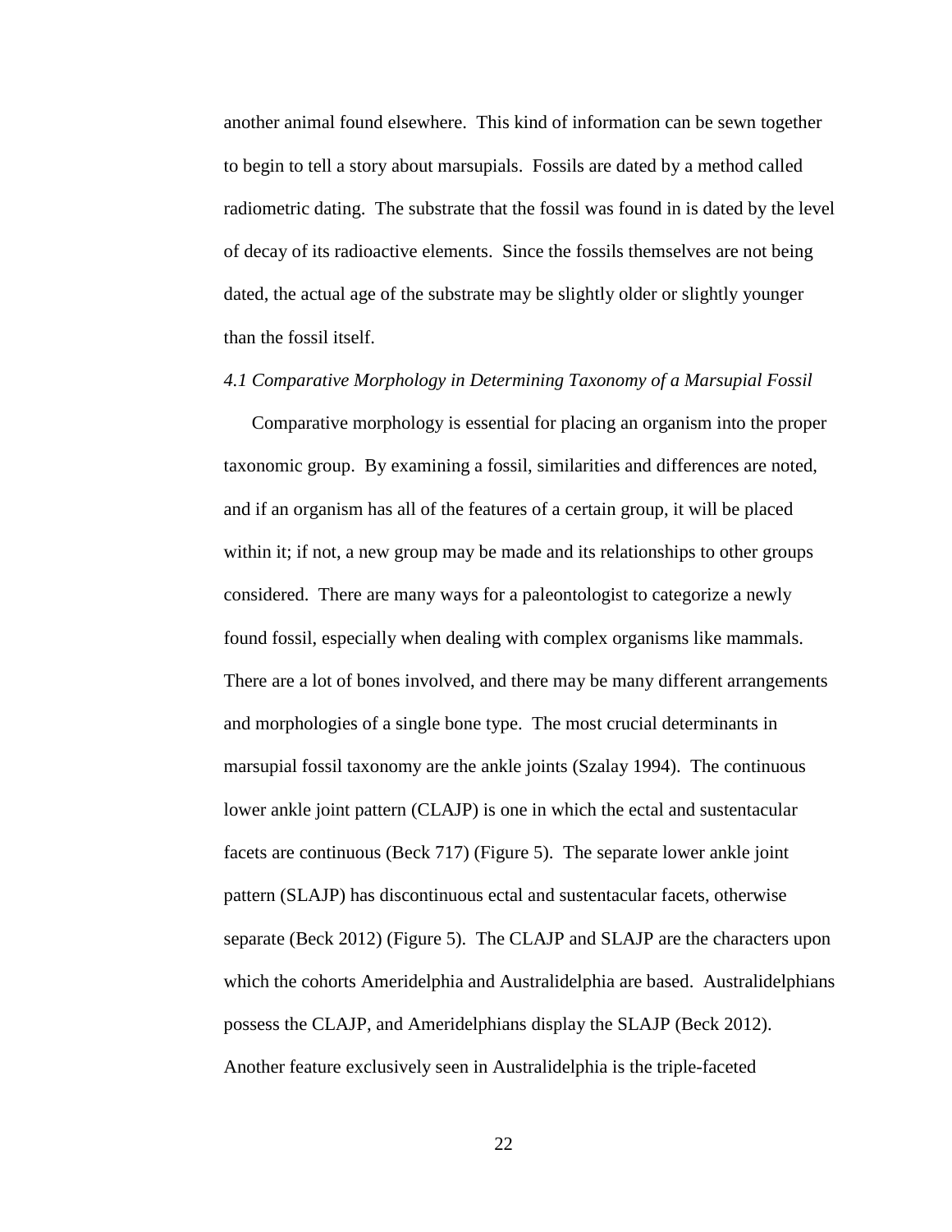another animal found elsewhere. This kind of information can be sewn together to begin to tell a story about marsupials. Fossils are dated by a method called radiometric dating. The substrate that the fossil was found in is dated by the level of decay of its radioactive elements. Since the fossils themselves are not being dated, the actual age of the substrate may be slightly older or slightly younger than the fossil itself.

### *4.1 Comparative Morphology in Determining Taxonomy of a Marsupial Fossil*

Comparative morphology is essential for placing an organism into the proper taxonomic group. By examining a fossil, similarities and differences are noted, and if an organism has all of the features of a certain group, it will be placed within it; if not, a new group may be made and its relationships to other groups considered. There are many ways for a paleontologist to categorize a newly found fossil, especially when dealing with complex organisms like mammals. There are a lot of bones involved, and there may be many different arrangements and morphologies of a single bone type. The most crucial determinants in marsupial fossil taxonomy are the ankle joints (Szalay 1994). The continuous lower ankle joint pattern (CLAJP) is one in which the ectal and sustentacular facets are continuous (Beck 717) (Figure 5). The separate lower ankle joint pattern (SLAJP) has discontinuous ectal and sustentacular facets, otherwise separate (Beck 2012) (Figure 5). The CLAJP and SLAJP are the characters upon which the cohorts Ameridelphia and Australidelphia are based. Australidelphians possess the CLAJP, and Ameridelphians display the SLAJP (Beck 2012). Another feature exclusively seen in Australidelphia is the triple-faceted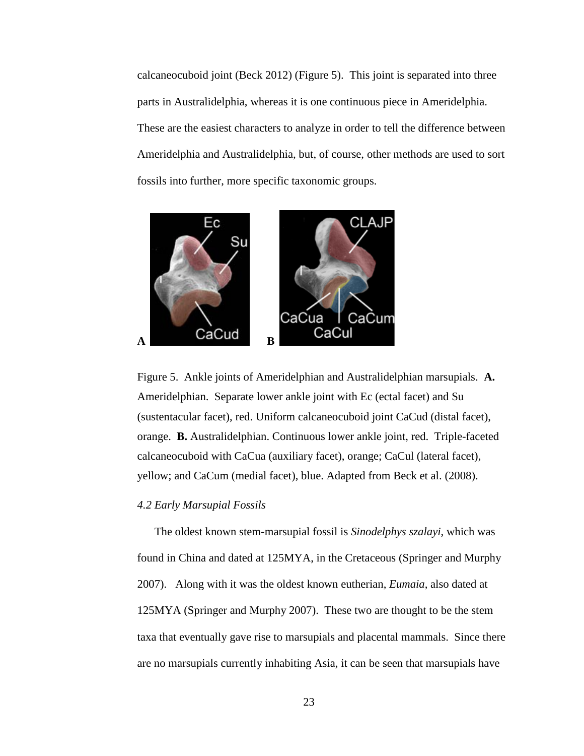calcaneocuboid joint (Beck 2012) (Figure 5). This joint is separated into three parts in Australidelphia, whereas it is one continuous piece in Ameridelphia. These are the easiest characters to analyze in order to tell the difference between Ameridelphia and Australidelphia, but, of course, other methods are used to sort fossils into further, more specific taxonomic groups.

Figure 5. Ankle joints of Ameridelphian and Australidelphian marsupials. **A.** Ameridelphian. Separate lower ankle joint with Ec (ectal facet) and Su (sustentacular facet), red. Uniform calcaneocuboid joint CaCud (distal facet), orange. **B.** Australidelphian. Continuous lower ankle joint, red. Triple-faceted calcaneocuboid with CaCua (auxiliary facet), orange; CaCul (lateral facet), yellow; and CaCum (medial facet), blue. Adapted from Beck et al. (2008).

### *4.2 Early Marsupial Fossils*

The oldest known stem-marsupial fossil is *Sinodelphys szalayi*, which was found in China and dated at 125MYA, in the Cretaceous (Springer and Murphy 2007). Along with it was the oldest known eutherian, *Eumaia*, also dated at 125MYA (Springer and Murphy 2007). These two are thought to be the stem taxa that eventually gave rise to marsupials and placental mammals. Since there are no marsupials currently inhabiting Asia, it can be seen that marsupials have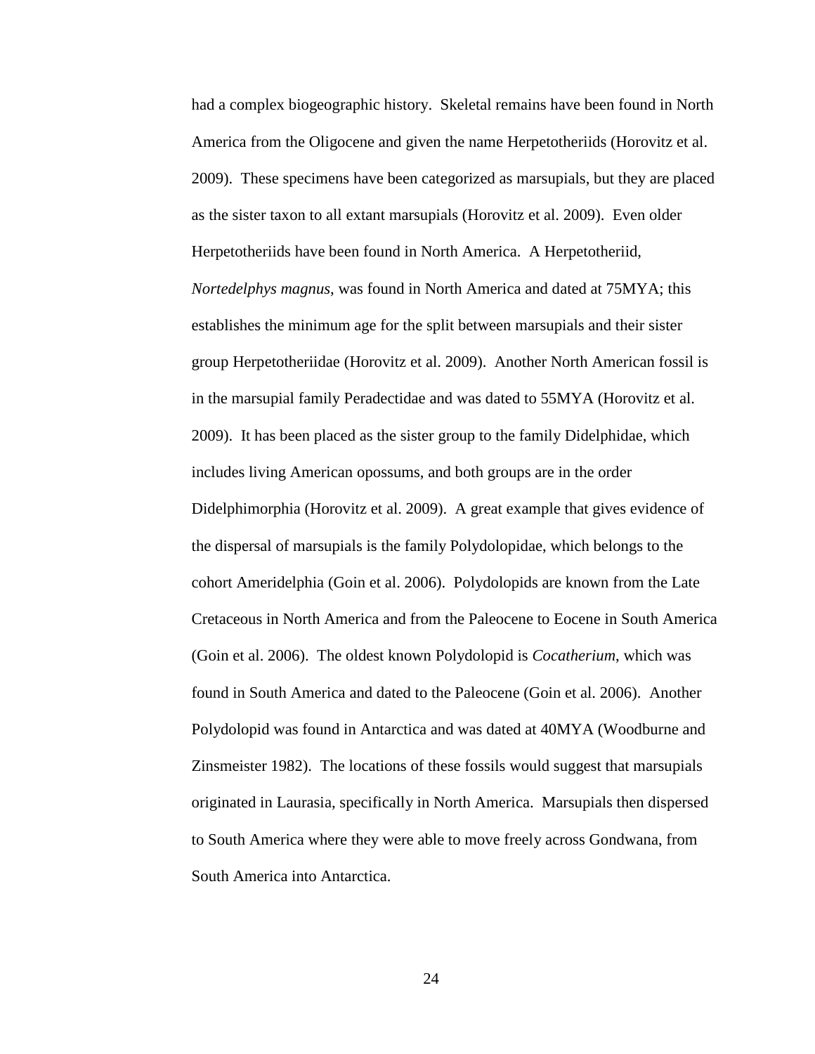had a complex biogeographic history. Skeletal remains have been found in North America from the Oligocene and given the name Herpetotheriids (Horovitz et al. 2009). These specimens have been categorized as marsupials, but they are placed as the sister taxon to all extant marsupials (Horovitz et al. 2009). Even older Herpetotheriids have been found in North America. A Herpetotheriid, *Nortedelphys magnus*, was found in North America and dated at 75MYA; this establishes the minimum age for the split between marsupials and their sister group Herpetotheriidae (Horovitz et al. 2009). Another North American fossil is in the marsupial family Peradectidae and was dated to 55MYA (Horovitz et al. 2009). It has been placed as the sister group to the family Didelphidae, which includes living American opossums, and both groups are in the order Didelphimorphia (Horovitz et al. 2009). A great example that gives evidence of the dispersal of marsupials is the family Polydolopidae, which belongs to the cohort Ameridelphia (Goin et al. 2006). Polydolopids are known from the Late Cretaceous in North America and from the Paleocene to Eocene in South America (Goin et al. 2006). The oldest known Polydolopid is *Cocatherium*, which was found in South America and dated to the Paleocene (Goin et al. 2006). Another Polydolopid was found in Antarctica and was dated at 40MYA (Woodburne and Zinsmeister 1982). The locations of these fossils would suggest that marsupials originated in Laurasia, specifically in North America. Marsupials then dispersed to South America where they were able to move freely across Gondwana, from South America into Antarctica.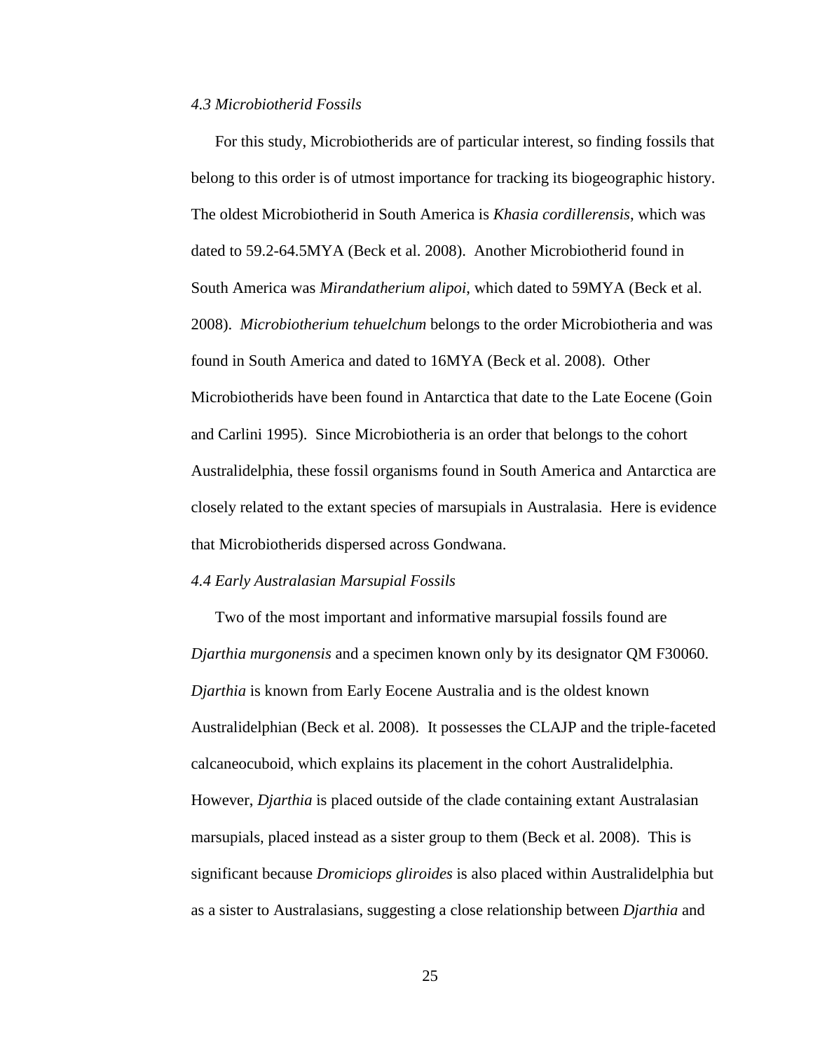### *4.3 Microbiotherid Fossils*

For this study, Microbiotherids are of particular interest, so finding fossils that belong to this order is of utmost importance for tracking its biogeographic history. The oldest Microbiotherid in South America is *Khasia cordillerensis*, which was dated to 59.2-64.5MYA (Beck et al. 2008). Another Microbiotherid found in South America was *Mirandatherium alipoi*, which dated to 59MYA (Beck et al. 2008). *Microbiotherium tehuelchum* belongs to the order Microbiotheria and was found in South America and dated to 16MYA (Beck et al. 2008). Other Microbiotherids have been found in Antarctica that date to the Late Eocene (Goin and Carlini 1995). Since Microbiotheria is an order that belongs to the cohort Australidelphia, these fossil organisms found in South America and Antarctica are closely related to the extant species of marsupials in Australasia. Here is evidence that Microbiotherids dispersed across Gondwana.

### *4.4 Early Australasian Marsupial Fossils*

Two of the most important and informative marsupial fossils found are *Djarthia murgonensis* and a specimen known only by its designator QM F30060. *Djarthia* is known from Early Eocene Australia and is the oldest known Australidelphian (Beck et al. 2008). It possesses the CLAJP and the triple-faceted calcaneocuboid, which explains its placement in the cohort Australidelphia. However, *Djarthia* is placed outside of the clade containing extant Australasian marsupials, placed instead as a sister group to them (Beck et al. 2008). This is significant because *Dromiciops gliroides* is also placed within Australidelphia but as a sister to Australasians, suggesting a close relationship between *Djarthia* and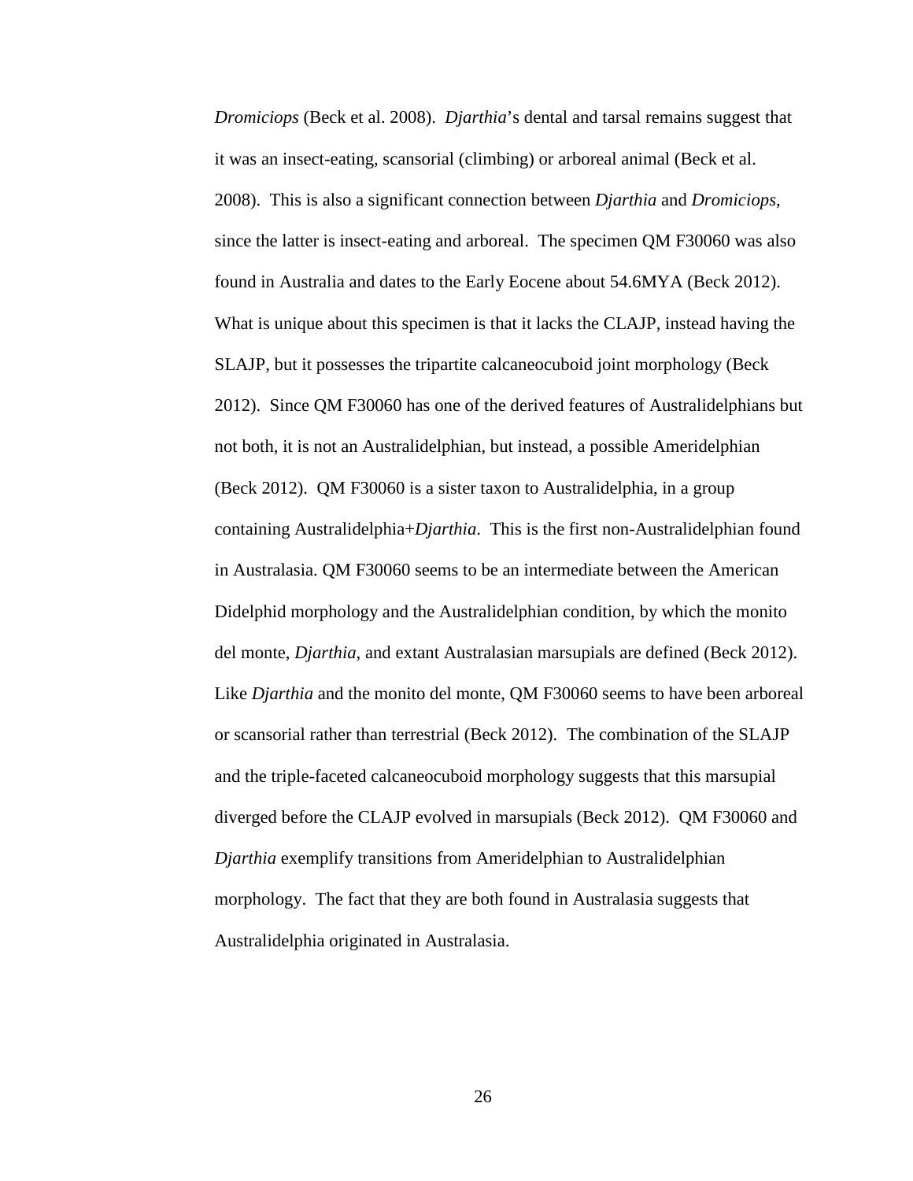*Dromiciops* (Beck et al. 2008). *Djarthia*'s dental and tarsal remains suggest that it was an insect-eating, scansorial (climbing) or arboreal animal (Beck et al. 2008). This is also a significant connection between *Djarthia* and *Dromiciops*, since the latter is insect-eating and arboreal. The specimen QM F30060 was also found in Australia and dates to the Early Eocene about 54.6MYA (Beck 2012). What is unique about this specimen is that it lacks the CLAJP, instead having the SLAJP, but it possesses the tripartite calcaneocuboid joint morphology (Beck 2012). Since QM F30060 has one of the derived features of Australidelphians but not both, it is not an Australidelphian, but instead, a possible Ameridelphian (Beck 2012). QM F30060 is a sister taxon to Australidelphia, in a group containing Australidelphia+*Djarthia*. This is the first non-Australidelphian found in Australasia. QM F30060 seems to be an intermediate between the American Didelphid morphology and the Australidelphian condition, by which the monito del monte, *Djarthia*, and extant Australasian marsupials are defined (Beck 2012). Like *Djarthia* and the monito del monte, QM F30060 seems to have been arboreal or scansorial rather than terrestrial (Beck 2012). The combination of the SLAJP and the triple-faceted calcaneocuboid morphology suggests that this marsupial diverged before the CLAJP evolved in marsupials (Beck 2012). QM F30060 and *Djarthia* exemplify transitions from Ameridelphian to Australidelphian morphology. The fact that they are both found in Australasia suggests that Australidelphia originated in Australasia.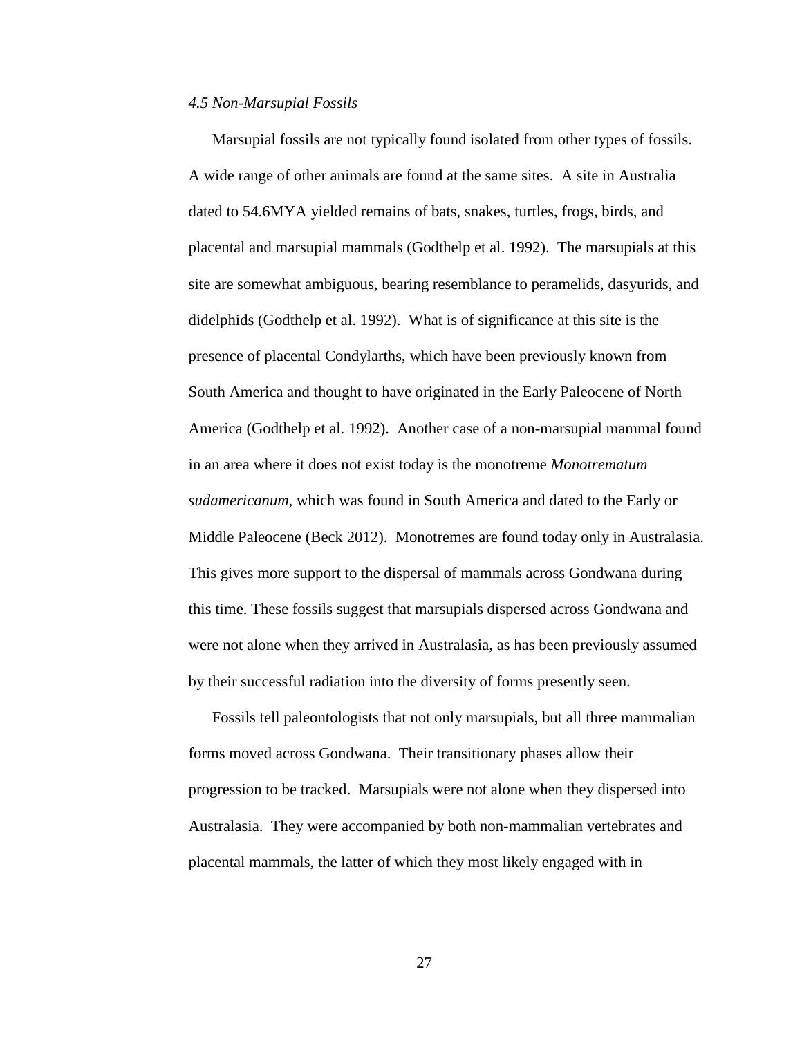### *4.5 Non-Marsupial Fossils*

Marsupial fossils are not typically found isolated from other types of fossils. A wide range of other animals are found at the same sites. A site in Australia dated to 54.6MYA yielded remains of bats, snakes, turtles, frogs, birds, and placental and marsupial mammals (Godthelp et al. 1992). The marsupials at this site are somewhat ambiguous, bearing resemblance to peramelids, dasyurids, and didelphids (Godthelp et al. 1992). What is of significance at this site is the presence of placental Condylarths, which have been previously known from South America and thought to have originated in the Early Paleocene of North America (Godthelp et al. 1992). Another case of a non-marsupial mammal found in an area where it does not exist today is the monotreme *Monotrematum sudamericanum*, which was found in South America and dated to the Early or Middle Paleocene (Beck 2012). Monotremes are found today only in Australasia. This gives more support to the dispersal of mammals across Gondwana during this time. These fossils suggest that marsupials dispersed across Gondwana and were not alone when they arrived in Australasia, as has been previously assumed by their successful radiation into the diversity of forms presently seen.

Fossils tell paleontologists that not only marsupials, but all three mammalian forms moved across Gondwana. Their transitionary phases allow their progression to be tracked. Marsupials were not alone when they dispersed into Australasia. They were accompanied by both non-mammalian vertebrates and placental mammals, the latter of which they most likely engaged with in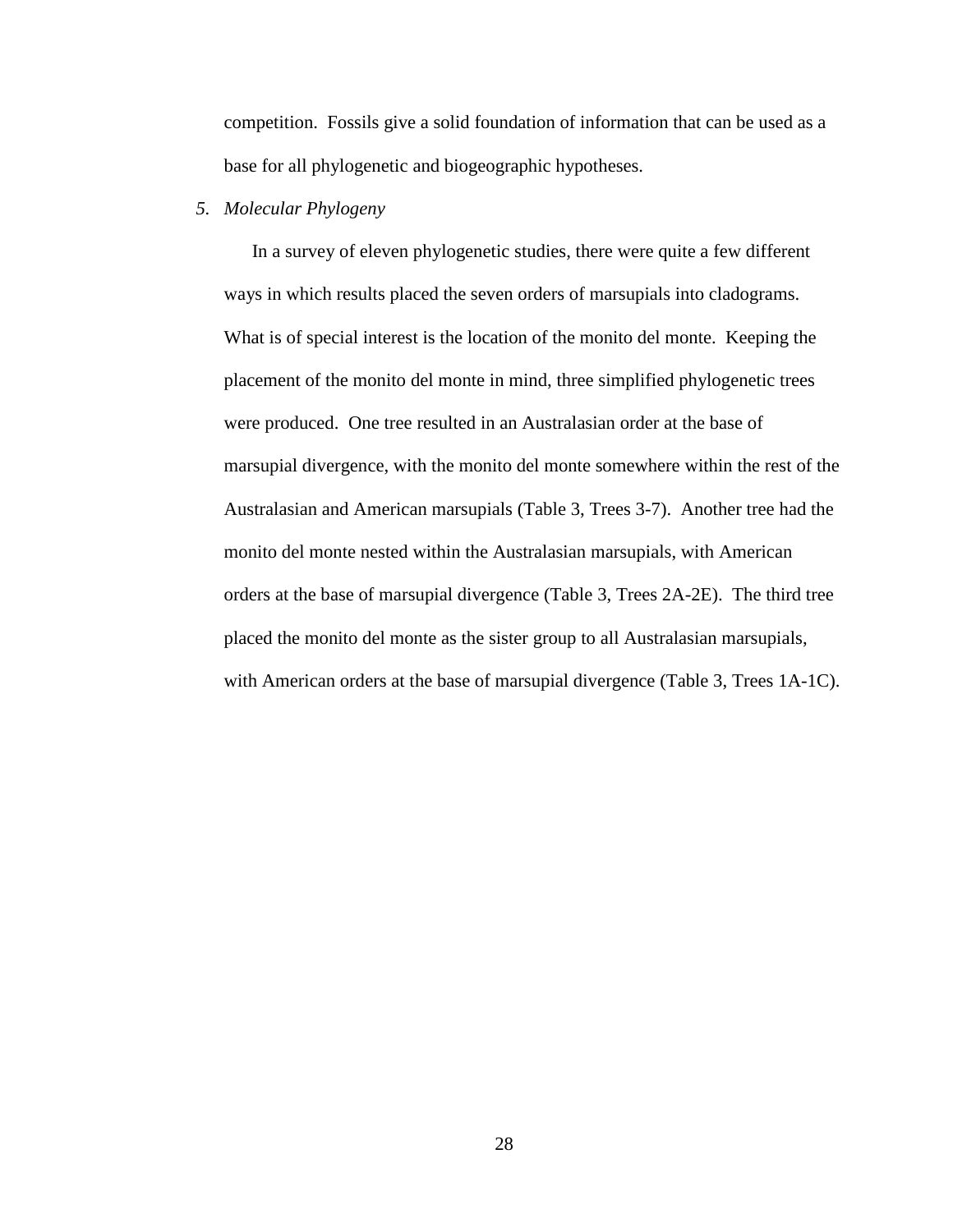competition. Fossils give a solid foundation of information that can be used as a base for all phylogenetic and biogeographic hypotheses.

## 5. *Molecular Phylogeny*

In a survey of eleven phylogenetic studies, there were quite a few different ways in which results placed the seven orders of marsupials into cladograms. What is of special interest is the location of the monito del monte. Keeping the placement of the monito del monte in mind, three simplified phylogenetic trees were produced. One tree resulted in an Australasian order at the base of marsupial divergence, with the monito del monte somewhere within the rest of the Australasian and American marsupials (Table 3, Trees 3-7). Another tree had the monito del monte nested within the Australasian marsupials, with American orders at the base of marsupial divergence (Table 3, Trees 2A-2E). The third tree placed the monito del monte as the sister group to all Australasian marsupials, with American orders at the base of marsupial divergence (Table 3, Trees 1A-1C).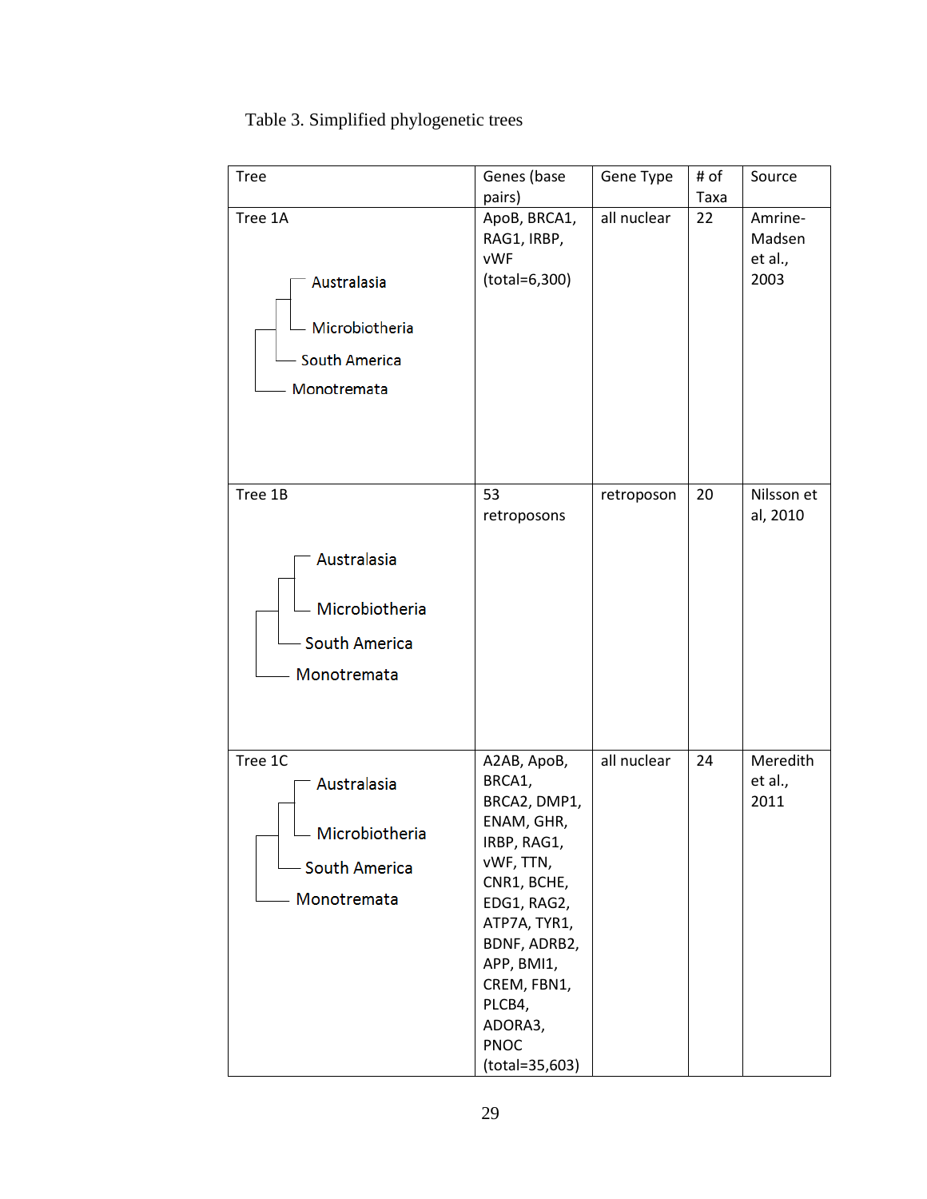Table 3. Simplified phylogenetic trees

| Tree | Genes (base pairs) | Gene Type | # of Taxa | Source |
|---|---|---|---|---|
| Tree 1A<br>((Australasia, Microbiotheria), South America), Monotremata | ApoB, BRCA1, RAG1, IRBP, vWF (total=6,300) | all nuclear | 22 | Amrine-Madsen et al., 2003 |
| Tree 1B<br>((Australasia, Microbiotheria), South America), Monotremata | 53 retroposons | retroposon | 20 | Nilsson et al, 2010 |
| Tree 1C<br>((Australasia, Microbiotheria), South America), Monotremata | A2AB, ApoB, BRCA1, BRCA2, DMP1, ENAM, GHR, IRBP, RAG1, vWF, TTN, CNR1, BCHE, EDG1, RAG2, ATP7A, TYR1, BDNF, ADRB2, APP, BMI1, CREM, FBN1, PLCB4, ADORA3, PNOC (total=35,603) | all nuclear | 24 | Meredith et al., 2011 |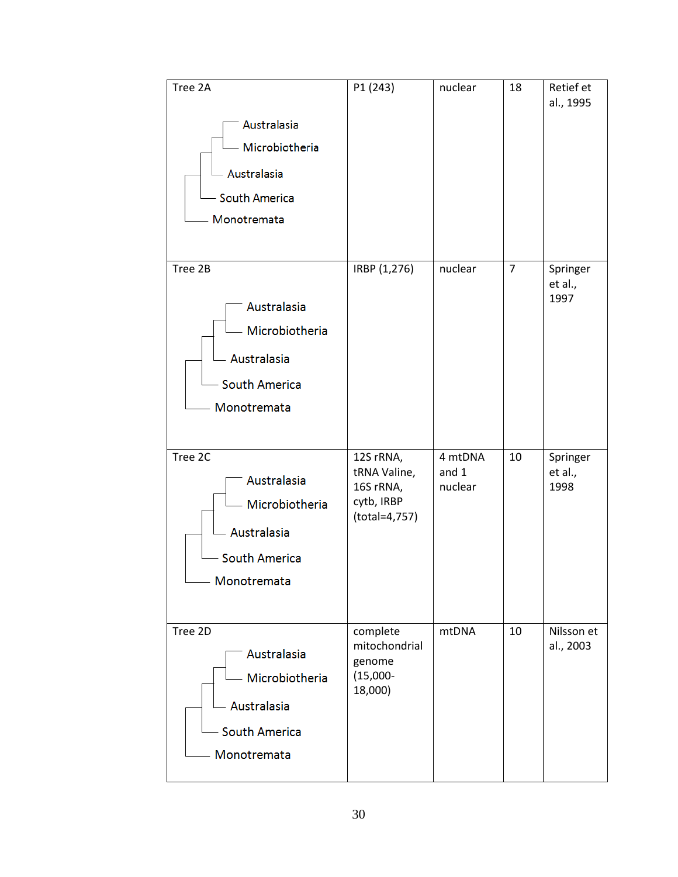| Tree 2A<br><br>Australasia<br>Microbiotheria<br>Australasia<br>South America<br>Monotremata | P1 (243) | nuclear | 18 | Retief et al., 1995 |
|---|---|---|---|---|
| Tree 2B<br><br>Australasia<br>Microbiotheria<br>Australasia<br>South America<br>Monotremata | IRBP (1,276) | nuclear | 7 | Springer et al., 1997 |
| Tree 2C<br><br>Australasia<br>Microbiotheria<br>Australasia<br>South America<br>Monotremata | 12S rRNA, tRNA Valine, 16S rRNA, cytb, IRBP (total=4,757) | 4 mtDNA and 1 nuclear | 10 | Springer et al., 1998 |
| Tree 2D<br><br>Australasia<br>Microbiotheria<br>Australasia<br>South America<br>Monotremata | complete mitochondrial genome (15,000-18,000) | mtDNA | 10 | Nilsson et al., 2003 |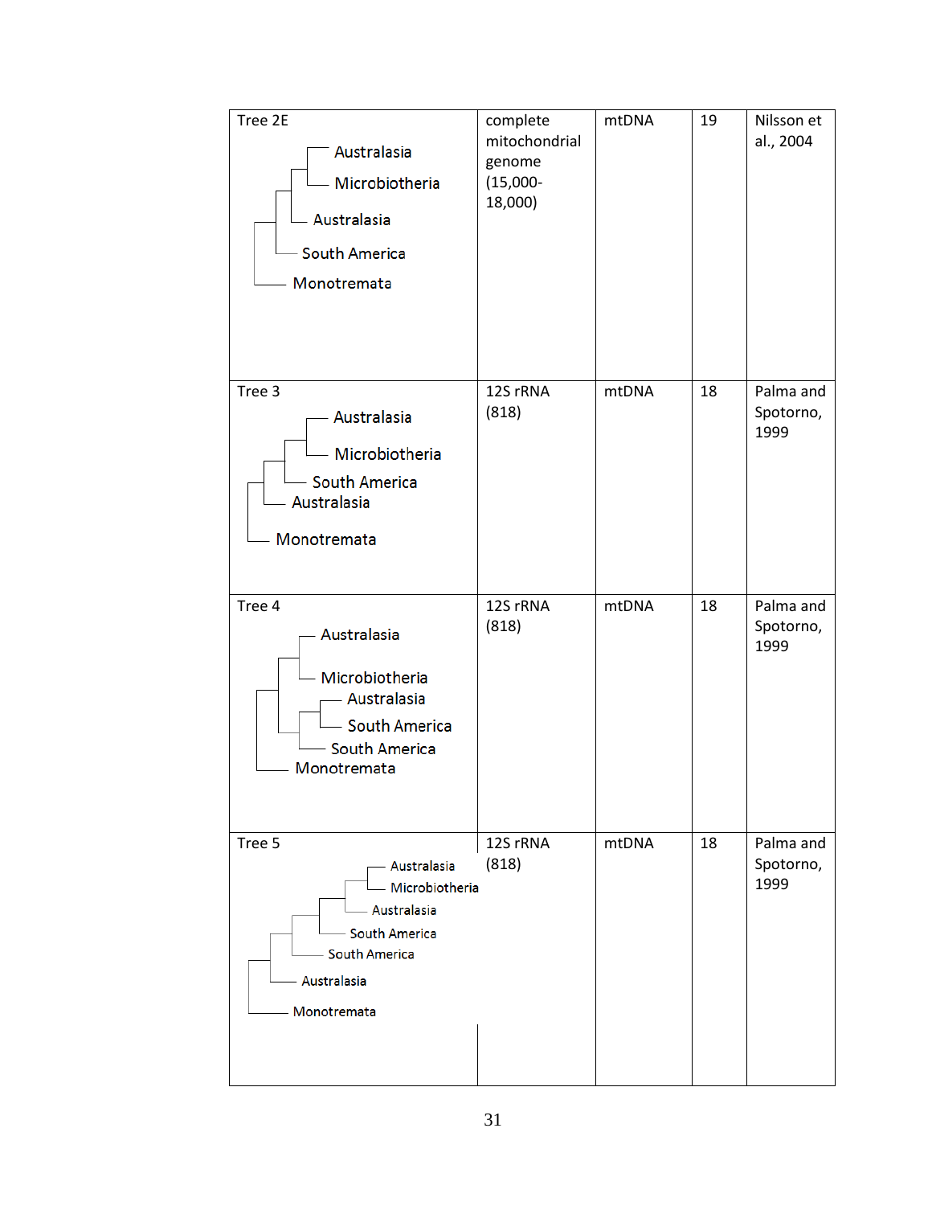| Tree 2E<br>Australasia<br>Microbiotheria<br>Australasia<br>South America<br>Monotremata | complete mitochondrial genome (15,000-18,000) | mtDNA | 19 | Nilsson et al., 2004 |
|---|---|---|---|---|
| Tree 3<br>Australasia<br>Microbiotheria<br>South America<br>Australasia<br>Monotremata | 12S rRNA (818) | mtDNA | 18 | Palma and Spotorno, 1999 |
| Tree 4<br>Australasia<br>Microbiotheria<br>Australasia<br>South America<br>South America<br>Monotremata | 12S rRNA (818) | mtDNA | 18 | Palma and Spotorno, 1999 |
| Tree 5<br>Australasia<br>Microbiotheria<br>Australasia<br>South America<br>South America<br>Australasia<br>Monotremata | 12S rRNA (818) | mtDNA | 18 | Palma and Spotorno, 1999 |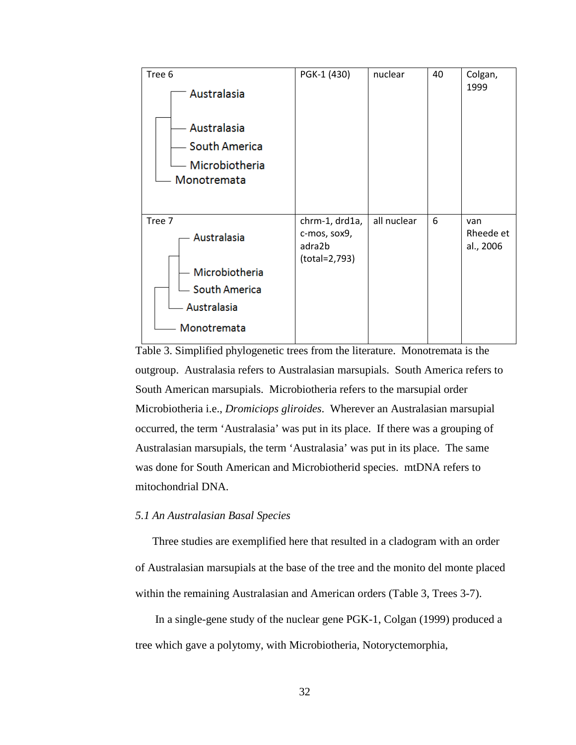| Tree | Genes | Type | Taxa | Reference |
|---|---|---|---|---|
| Tree 6<br>(Australasia, (Australasia, South America, Microbiotheria)), Monotremata | PGK-1 (430) | nuclear | 40 | Colgan, 1999 |
| Tree 7<br>((Australasia, (Microbiotheria, South America)), Australasia), Monotremata | chrm-1, drd1a, c-mos, sox9, adra2b (total=2,793) | all nuclear | 6 | van Rheede et al., 2006 |

Table 3. Simplified phylogenetic trees from the literature. Monotremata is the outgroup. Australasia refers to Australasian marsupials. South America refers to South American marsupials. Microbiotheria refers to the marsupial order Microbiotheria i.e., *Dromiciops gliroides*. Wherever an Australasian marsupial occurred, the term 'Australasia' was put in its place. If there was a grouping of Australasian marsupials, the term 'Australasia' was put in its place. The same was done for South American and Microbiotherid species. mtDNA refers to mitochondrial DNA.

### *5.1 An Australasian Basal Species*

Three studies are exemplified here that resulted in a cladogram with an order of Australasian marsupials at the base of the tree and the monito del monte placed within the remaining Australasian and American orders (Table 3, Trees 3-7).

In a single-gene study of the nuclear gene PGK-1, Colgan (1999) produced a tree which gave a polytomy, with Microbiotheria, Notoryctemorphia,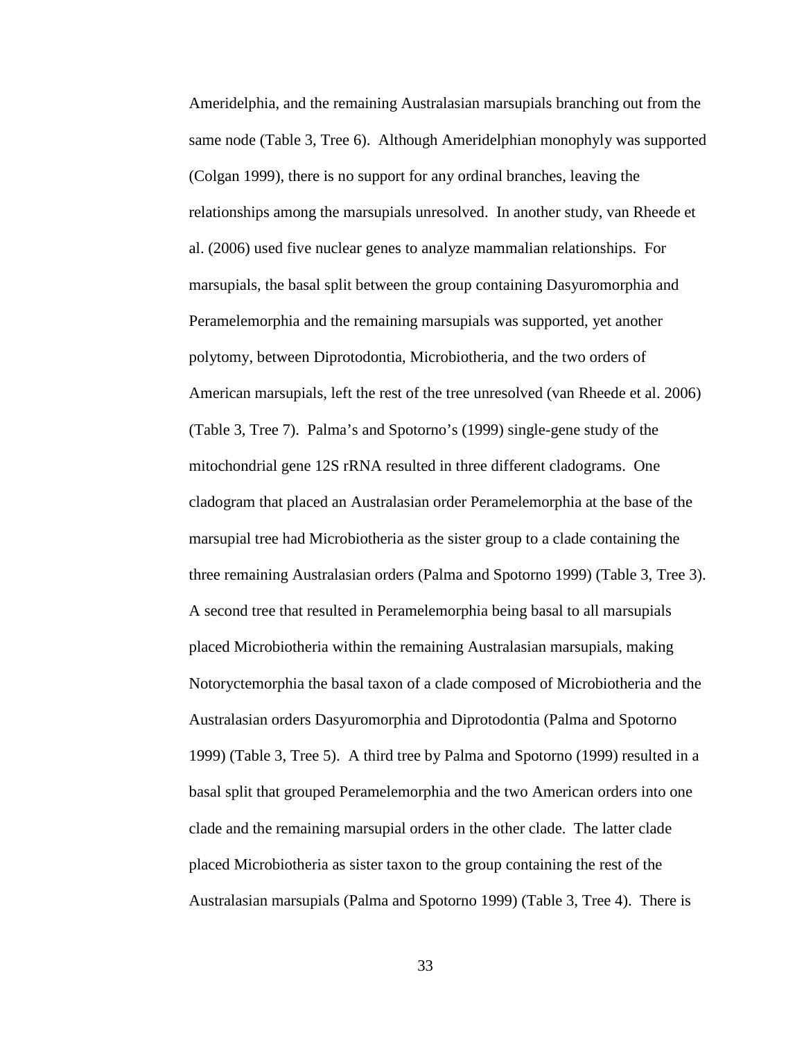Ameridelphia, and the remaining Australasian marsupials branching out from the same node (Table 3, Tree 6). Although Ameridelphian monophyly was supported (Colgan 1999), there is no support for any ordinal branches, leaving the relationships among the marsupials unresolved. In another study, van Rheede et al. (2006) used five nuclear genes to analyze mammalian relationships. For marsupials, the basal split between the group containing Dasyuromorphia and Peramelemorphia and the remaining marsupials was supported, yet another polytomy, between Diprotodontia, Microbiotheria, and the two orders of American marsupials, left the rest of the tree unresolved (van Rheede et al. 2006) (Table 3, Tree 7). Palma's and Spotorno's (1999) single-gene study of the mitochondrial gene 12S rRNA resulted in three different cladograms. One cladogram that placed an Australasian order Peramelemorphia at the base of the marsupial tree had Microbiotheria as the sister group to a clade containing the three remaining Australasian orders (Palma and Spotorno 1999) (Table 3, Tree 3). A second tree that resulted in Peramelemorphia being basal to all marsupials placed Microbiotheria within the remaining Australasian marsupials, making Notoryctemorphia the basal taxon of a clade composed of Microbiotheria and the Australasian orders Dasyuromorphia and Diprotodontia (Palma and Spotorno 1999) (Table 3, Tree 5). A third tree by Palma and Spotorno (1999) resulted in a basal split that grouped Peramelemorphia and the two American orders into one clade and the remaining marsupial orders in the other clade. The latter clade placed Microbiotheria as sister taxon to the group containing the rest of the Australasian marsupials (Palma and Spotorno 1999) (Table 3, Tree 4). There is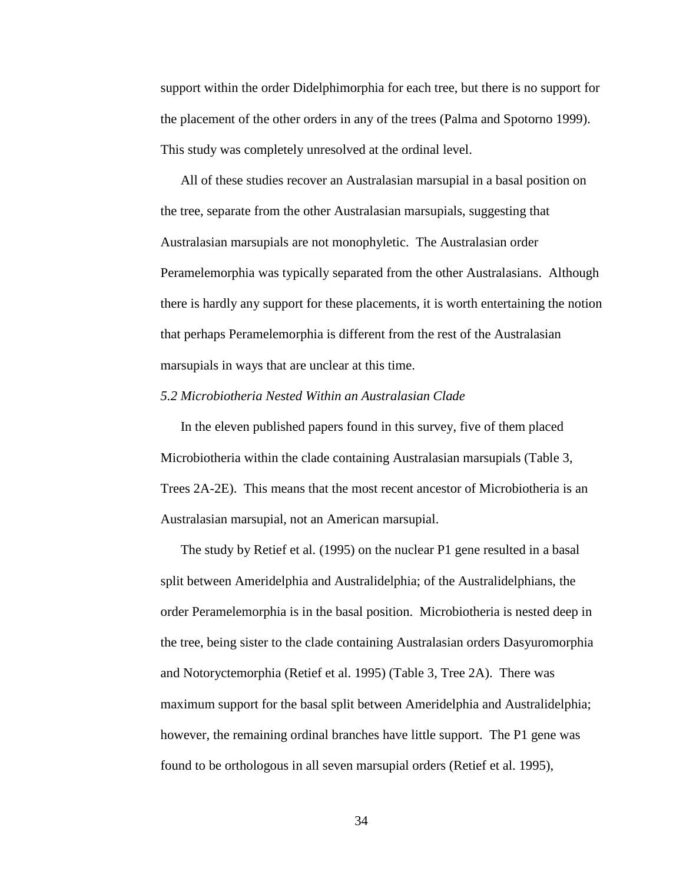support within the order Didelphimorphia for each tree, but there is no support for the placement of the other orders in any of the trees (Palma and Spotorno 1999). This study was completely unresolved at the ordinal level.

All of these studies recover an Australasian marsupial in a basal position on the tree, separate from the other Australasian marsupials, suggesting that Australasian marsupials are not monophyletic. The Australasian order Peramelemorphia was typically separated from the other Australasians. Although there is hardly any support for these placements, it is worth entertaining the notion that perhaps Peramelemorphia is different from the rest of the Australasian marsupials in ways that are unclear at this time.

### *5.2 Microbiotheria Nested Within an Australasian Clade*

In the eleven published papers found in this survey, five of them placed Microbiotheria within the clade containing Australasian marsupials (Table 3, Trees 2A-2E). This means that the most recent ancestor of Microbiotheria is an Australasian marsupial, not an American marsupial.

The study by Retief et al. (1995) on the nuclear P1 gene resulted in a basal split between Ameridelphia and Australidelphia; of the Australidelphians, the order Peramelemorphia is in the basal position. Microbiotheria is nested deep in the tree, being sister to the clade containing Australasian orders Dasyuromorphia and Notoryctemorphia (Retief et al. 1995) (Table 3, Tree 2A). There was maximum support for the basal split between Ameridelphia and Australidelphia; however, the remaining ordinal branches have little support. The P1 gene was found to be orthologous in all seven marsupial orders (Retief et al. 1995),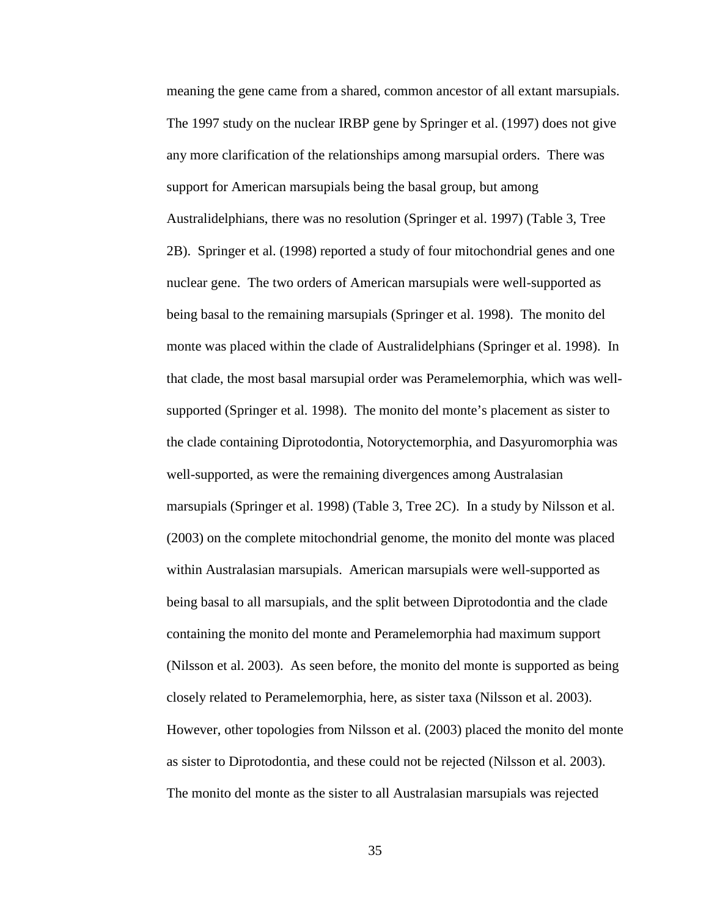meaning the gene came from a shared, common ancestor of all extant marsupials. The 1997 study on the nuclear IRBP gene by Springer et al. (1997) does not give any more clarification of the relationships among marsupial orders. There was support for American marsupials being the basal group, but among Australidelphians, there was no resolution (Springer et al. 1997) (Table 3, Tree 2B). Springer et al. (1998) reported a study of four mitochondrial genes and one nuclear gene. The two orders of American marsupials were well-supported as being basal to the remaining marsupials (Springer et al. 1998). The monito del monte was placed within the clade of Australidelphians (Springer et al. 1998). In that clade, the most basal marsupial order was Peramelemorphia, which was well-supported (Springer et al. 1998). The monito del monte's placement as sister to the clade containing Diprotodontia, Notoryctemorphia, and Dasyuromorphia was well-supported, as were the remaining divergences among Australasian marsupials (Springer et al. 1998) (Table 3, Tree 2C). In a study by Nilsson et al. (2003) on the complete mitochondrial genome, the monito del monte was placed within Australasian marsupials. American marsupials were well-supported as being basal to all marsupials, and the split between Diprotodontia and the clade containing the monito del monte and Peramelemorphia had maximum support (Nilsson et al. 2003). As seen before, the monito del monte is supported as being closely related to Peramelemorphia, here, as sister taxa (Nilsson et al. 2003). However, other topologies from Nilsson et al. (2003) placed the monito del monte as sister to Diprotodontia, and these could not be rejected (Nilsson et al. 2003). The monito del monte as the sister to all Australasian marsupials was rejected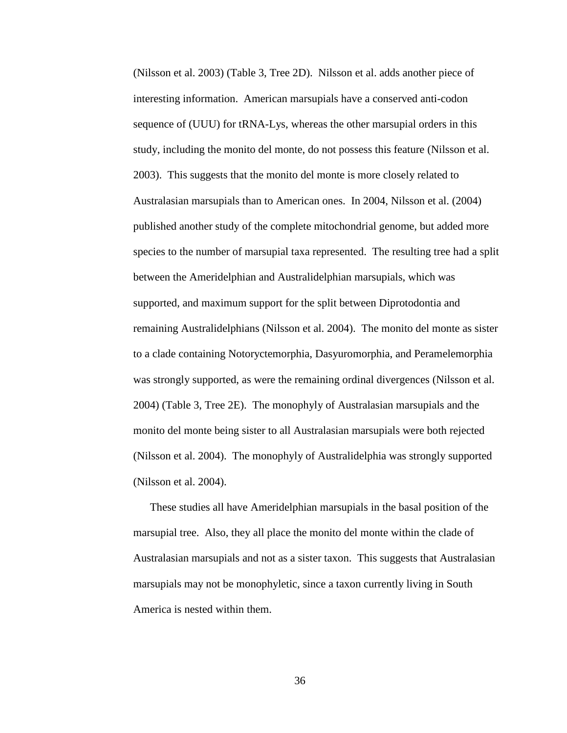(Nilsson et al. 2003) (Table 3, Tree 2D). Nilsson et al. adds another piece of interesting information. American marsupials have a conserved anti-codon sequence of (UUU) for tRNA-Lys, whereas the other marsupial orders in this study, including the monito del monte, do not possess this feature (Nilsson et al. 2003). This suggests that the monito del monte is more closely related to Australasian marsupials than to American ones. In 2004, Nilsson et al. (2004) published another study of the complete mitochondrial genome, but added more species to the number of marsupial taxa represented. The resulting tree had a split between the Ameridelphian and Australidelphian marsupials, which was supported, and maximum support for the split between Diprotodontia and remaining Australidelphians (Nilsson et al. 2004). The monito del monte as sister to a clade containing Notoryctemorphia, Dasyuromorphia, and Peramelemorphia was strongly supported, as were the remaining ordinal divergences (Nilsson et al. 2004) (Table 3, Tree 2E). The monophyly of Australasian marsupials and the monito del monte being sister to all Australasian marsupials were both rejected (Nilsson et al. 2004). The monophyly of Australidelphia was strongly supported (Nilsson et al. 2004).

These studies all have Ameridelphian marsupials in the basal position of the marsupial tree. Also, they all place the monito del monte within the clade of Australasian marsupials and not as a sister taxon. This suggests that Australasian marsupials may not be monophyletic, since a taxon currently living in South America is nested within them.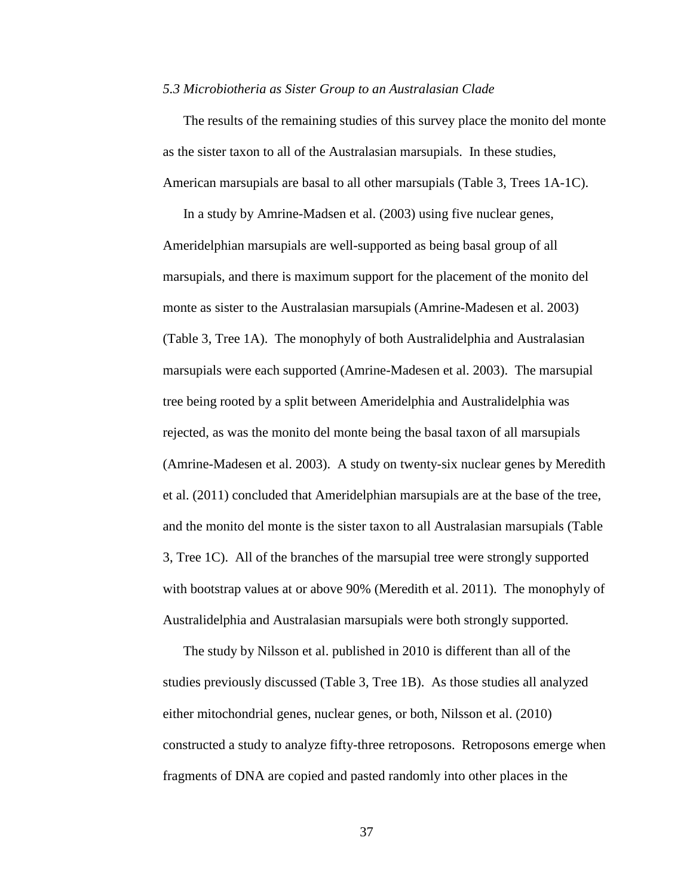*5.3 Microbiotheria as Sister Group to an Australasian Clade*

The results of the remaining studies of this survey place the monito del monte as the sister taxon to all of the Australasian marsupials. In these studies, American marsupials are basal to all other marsupials (Table 3, Trees 1A-1C).

In a study by Amrine-Madsen et al. (2003) using five nuclear genes, Ameridelphian marsupials are well-supported as being basal group of all marsupials, and there is maximum support for the placement of the monito del monte as sister to the Australasian marsupials (Amrine-Madesen et al. 2003) (Table 3, Tree 1A). The monophyly of both Australidelphia and Australasian marsupials were each supported (Amrine-Madesen et al. 2003). The marsupial tree being rooted by a split between Ameridelphia and Australidelphia was rejected, as was the monito del monte being the basal taxon of all marsupials (Amrine-Madesen et al. 2003). A study on twenty-six nuclear genes by Meredith et al. (2011) concluded that Ameridelphian marsupials are at the base of the tree, and the monito del monte is the sister taxon to all Australasian marsupials (Table 3, Tree 1C). All of the branches of the marsupial tree were strongly supported with bootstrap values at or above 90% (Meredith et al. 2011). The monophyly of Australidelphia and Australasian marsupials were both strongly supported.

The study by Nilsson et al. published in 2010 is different than all of the studies previously discussed (Table 3, Tree 1B). As those studies all analyzed either mitochondrial genes, nuclear genes, or both, Nilsson et al. (2010) constructed a study to analyze fifty-three retroposons. Retroposons emerge when fragments of DNA are copied and pasted randomly into other places in the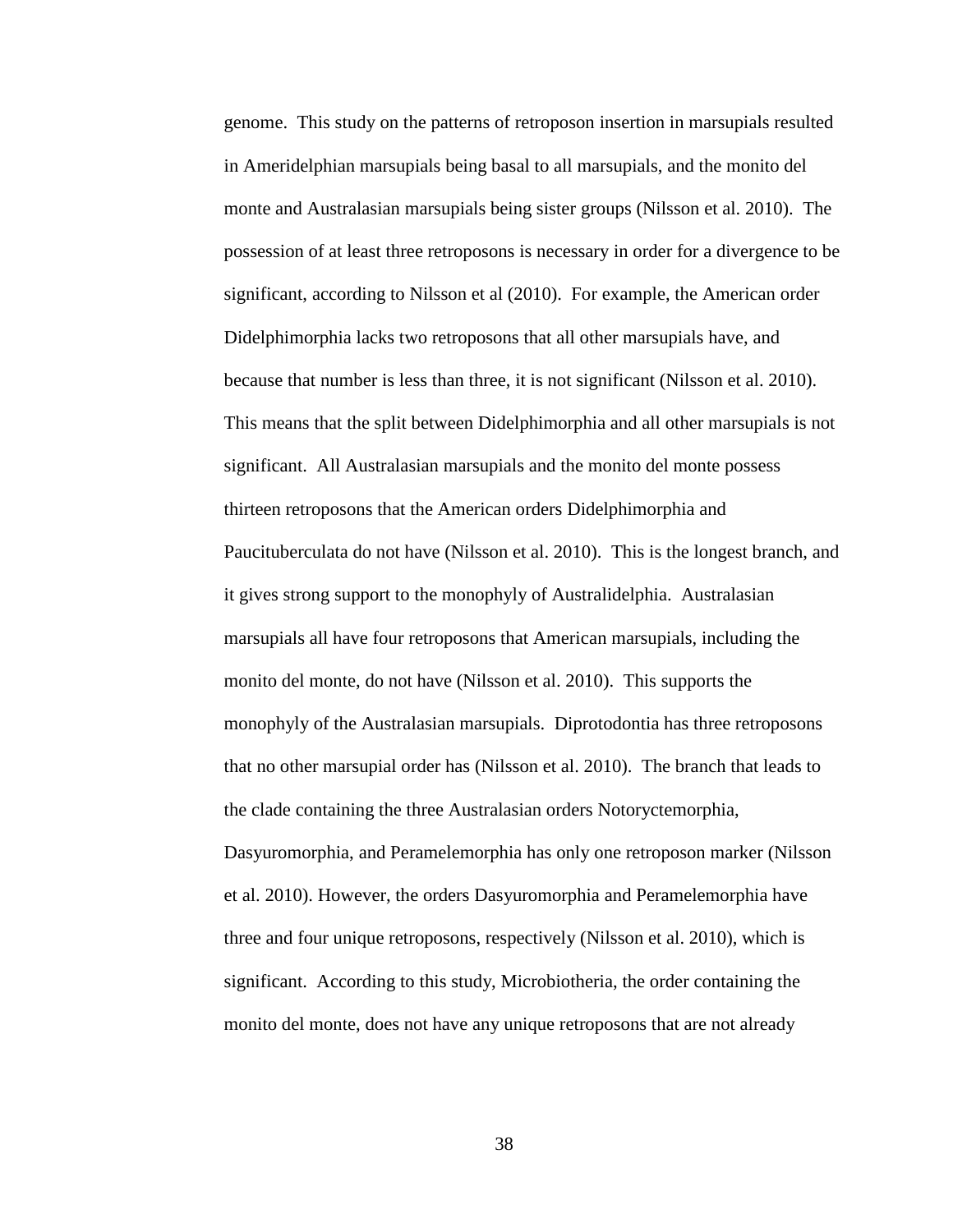genome. This study on the patterns of retroposon insertion in marsupials resulted in Ameridelphian marsupials being basal to all marsupials, and the monito del monte and Australasian marsupials being sister groups (Nilsson et al. 2010). The possession of at least three retroposons is necessary in order for a divergence to be significant, according to Nilsson et al (2010). For example, the American order Didelphimorphia lacks two retroposons that all other marsupials have, and because that number is less than three, it is not significant (Nilsson et al. 2010). This means that the split between Didelphimorphia and all other marsupials is not significant. All Australasian marsupials and the monito del monte possess thirteen retroposons that the American orders Didelphimorphia and Paucituberculata do not have (Nilsson et al. 2010). This is the longest branch, and it gives strong support to the monophyly of Australidelphia. Australasian marsupials all have four retroposons that American marsupials, including the monito del monte, do not have (Nilsson et al. 2010). This supports the monophyly of the Australasian marsupials. Diprotodontia has three retroposons that no other marsupial order has (Nilsson et al. 2010). The branch that leads to the clade containing the three Australasian orders Notoryctemorphia, Dasyuromorphia, and Peramelemorphia has only one retroposon marker (Nilsson et al. 2010). However, the orders Dasyuromorphia and Peramelemorphia have three and four unique retroposons, respectively (Nilsson et al. 2010), which is significant. According to this study, Microbiotheria, the order containing the monito del monte, does not have any unique retroposons that are not already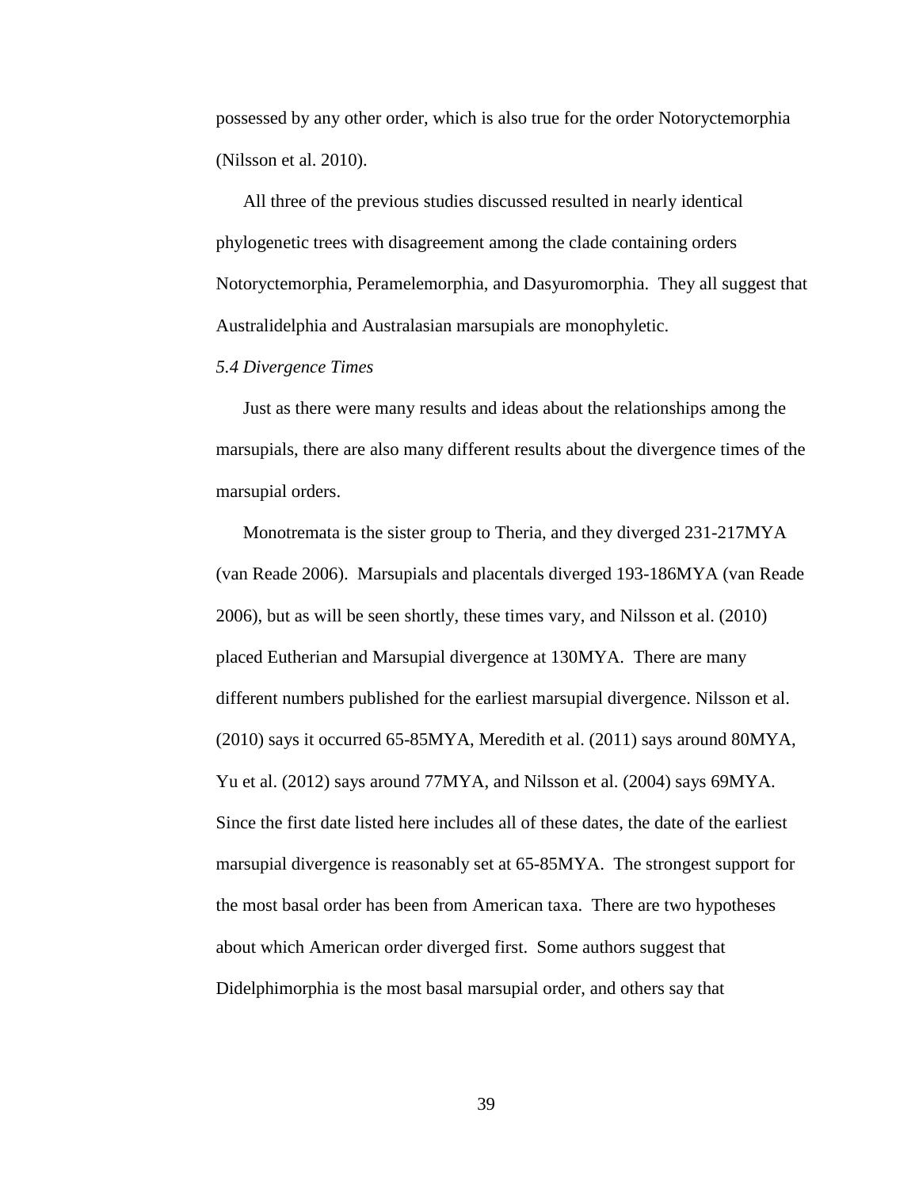possessed by any other order, which is also true for the order Notoryctemorphia (Nilsson et al. 2010).

All three of the previous studies discussed resulted in nearly identical phylogenetic trees with disagreement among the clade containing orders Notoryctemorphia, Peramelemorphia, and Dasyuromorphia. They all suggest that Australidelphia and Australasian marsupials are monophyletic.

### *5.4 Divergence Times*

Just as there were many results and ideas about the relationships among the marsupials, there are also many different results about the divergence times of the marsupial orders.

Monotremata is the sister group to Theria, and they diverged 231-217MYA (van Reade 2006). Marsupials and placentals diverged 193-186MYA (van Reade 2006), but as will be seen shortly, these times vary, and Nilsson et al. (2010) placed Eutherian and Marsupial divergence at 130MYA. There are many different numbers published for the earliest marsupial divergence. Nilsson et al. (2010) says it occurred 65-85MYA, Meredith et al. (2011) says around 80MYA, Yu et al. (2012) says around 77MYA, and Nilsson et al. (2004) says 69MYA. Since the first date listed here includes all of these dates, the date of the earliest marsupial divergence is reasonably set at 65-85MYA. The strongest support for the most basal order has been from American taxa. There are two hypotheses about which American order diverged first. Some authors suggest that Didelphimorphia is the most basal marsupial order, and others say that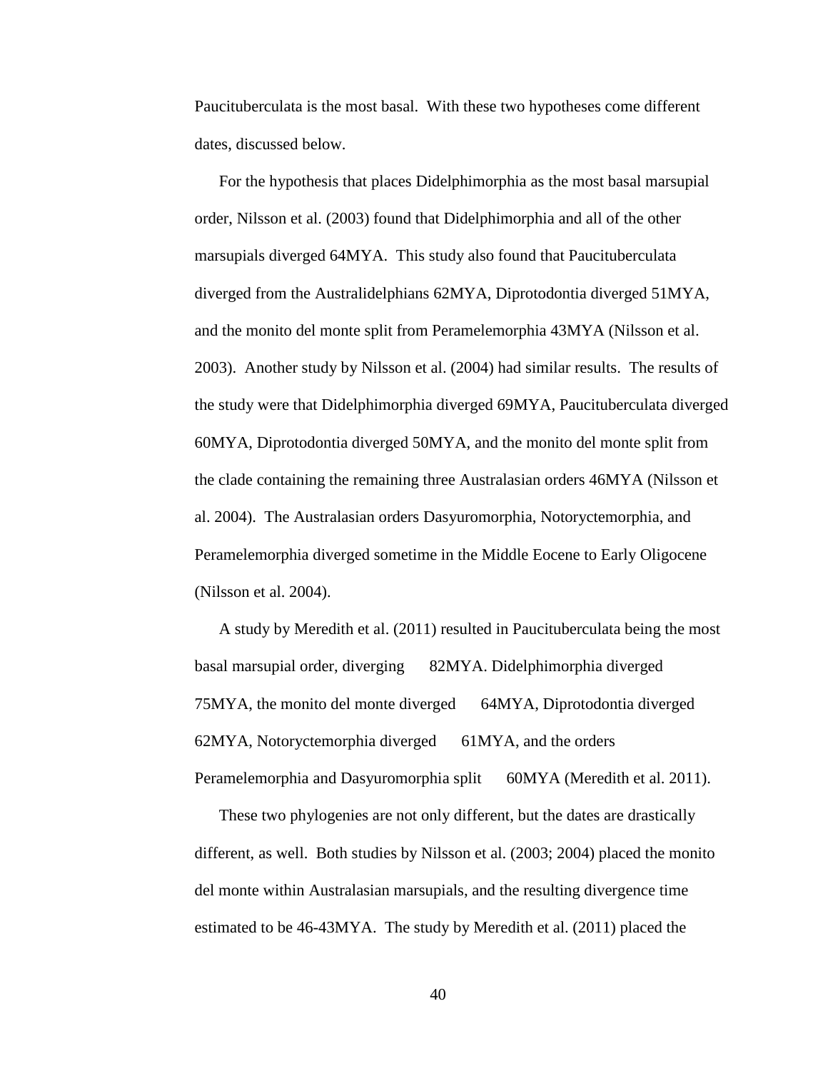Paucituberculata is the most basal. With these two hypotheses come different dates, discussed below.

For the hypothesis that places Didelphimorphia as the most basal marsupial order, Nilsson et al. (2003) found that Didelphimorphia and all of the other marsupials diverged 64MYA. This study also found that Paucituberculata diverged from the Australidelphians 62MYA, Diprotodontia diverged 51MYA, and the monito del monte split from Peramelemorphia 43MYA (Nilsson et al. 2003). Another study by Nilsson et al. (2004) had similar results. The results of the study were that Didelphimorphia diverged 69MYA, Paucituberculata diverged 60MYA, Diprotodontia diverged 50MYA, and the monito del monte split from the clade containing the remaining three Australasian orders 46MYA (Nilsson et al. 2004). The Australasian orders Dasyuromorphia, Notoryctemorphia, and Peramelemorphia diverged sometime in the Middle Eocene to Early Oligocene (Nilsson et al. 2004).

A study by Meredith et al. (2011) resulted in Paucituberculata being the most basal marsupial order, diverging 82MYA. Didelphimorphia diverged 75MYA, the monito del monte diverged 64MYA, Diprotodontia diverged 62MYA, Notoryctemorphia diverged 61MYA, and the orders Peramelemorphia and Dasyuromorphia split 60MYA (Meredith et al. 2011).

These two phylogenies are not only different, but the dates are drastically different, as well. Both studies by Nilsson et al. (2003; 2004) placed the monito del monte within Australasian marsupials, and the resulting divergence time estimated to be 46-43MYA. The study by Meredith et al. (2011) placed the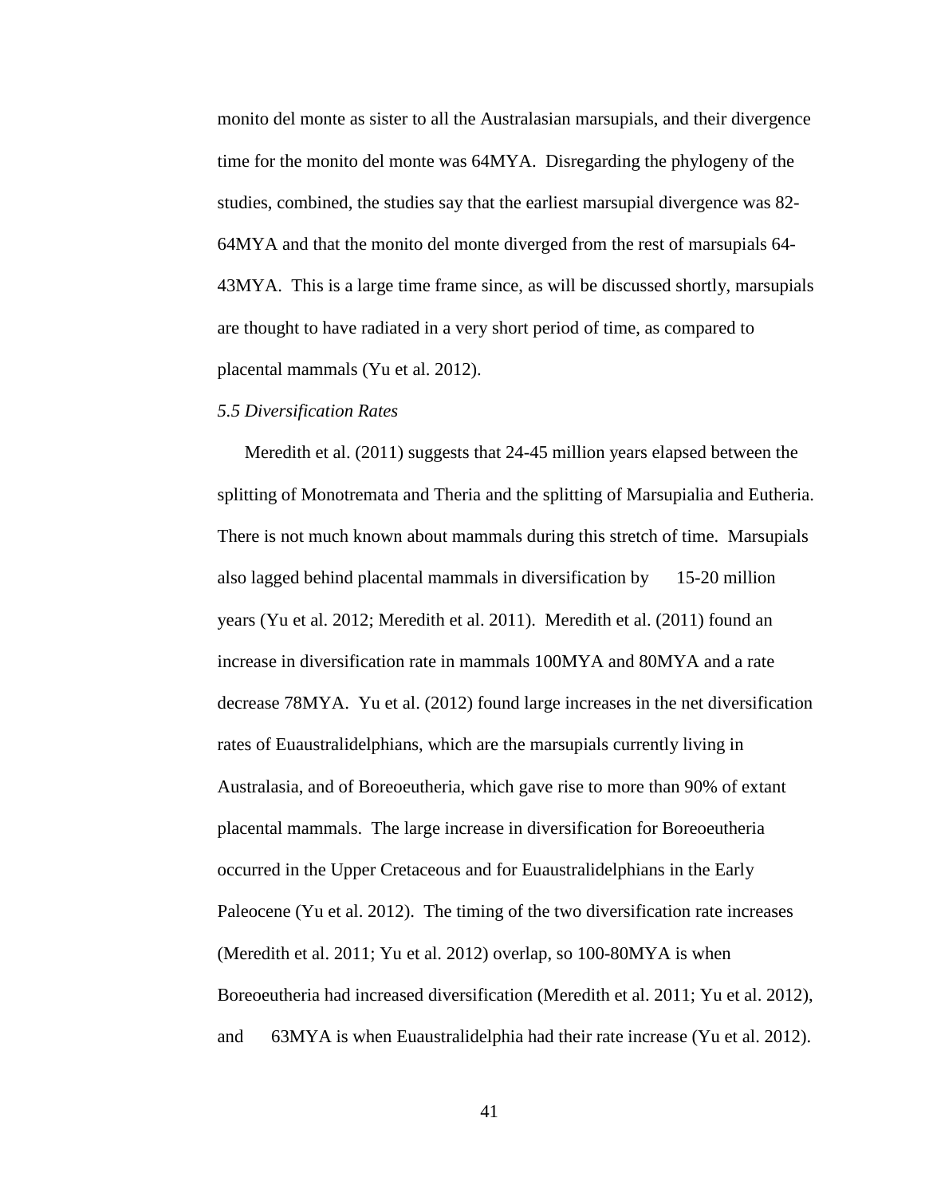monito del monte as sister to all the Australasian marsupials, and their divergence time for the monito del monte was 64MYA. Disregarding the phylogeny of the studies, combined, the studies say that the earliest marsupial divergence was 82-64MYA and that the monito del monte diverged from the rest of marsupials 64-43MYA. This is a large time frame since, as will be discussed shortly, marsupials are thought to have radiated in a very short period of time, as compared to placental mammals (Yu et al. 2012).

*5.5 Diversification Rates*

Meredith et al. (2011) suggests that 24-45 million years elapsed between the splitting of Monotremata and Theria and the splitting of Marsupialia and Eutheria. There is not much known about mammals during this stretch of time. Marsupials also lagged behind placental mammals in diversification by 15-20 million years (Yu et al. 2012; Meredith et al. 2011). Meredith et al. (2011) found an increase in diversification rate in mammals 100MYA and 80MYA and a rate decrease 78MYA. Yu et al. (2012) found large increases in the net diversification rates of Euaustralidelphians, which are the marsupials currently living in Australasia, and of Boreoeutheria, which gave rise to more than 90% of extant placental mammals. The large increase in diversification for Boreoeutheria occurred in the Upper Cretaceous and for Euaustralidelphians in the Early Paleocene (Yu et al. 2012). The timing of the two diversification rate increases (Meredith et al. 2011; Yu et al. 2012) overlap, so 100-80MYA is when Boreoeutheria had increased diversification (Meredith et al. 2011; Yu et al. 2012), and 63MYA is when Euaustralidelphia had their rate increase (Yu et al. 2012).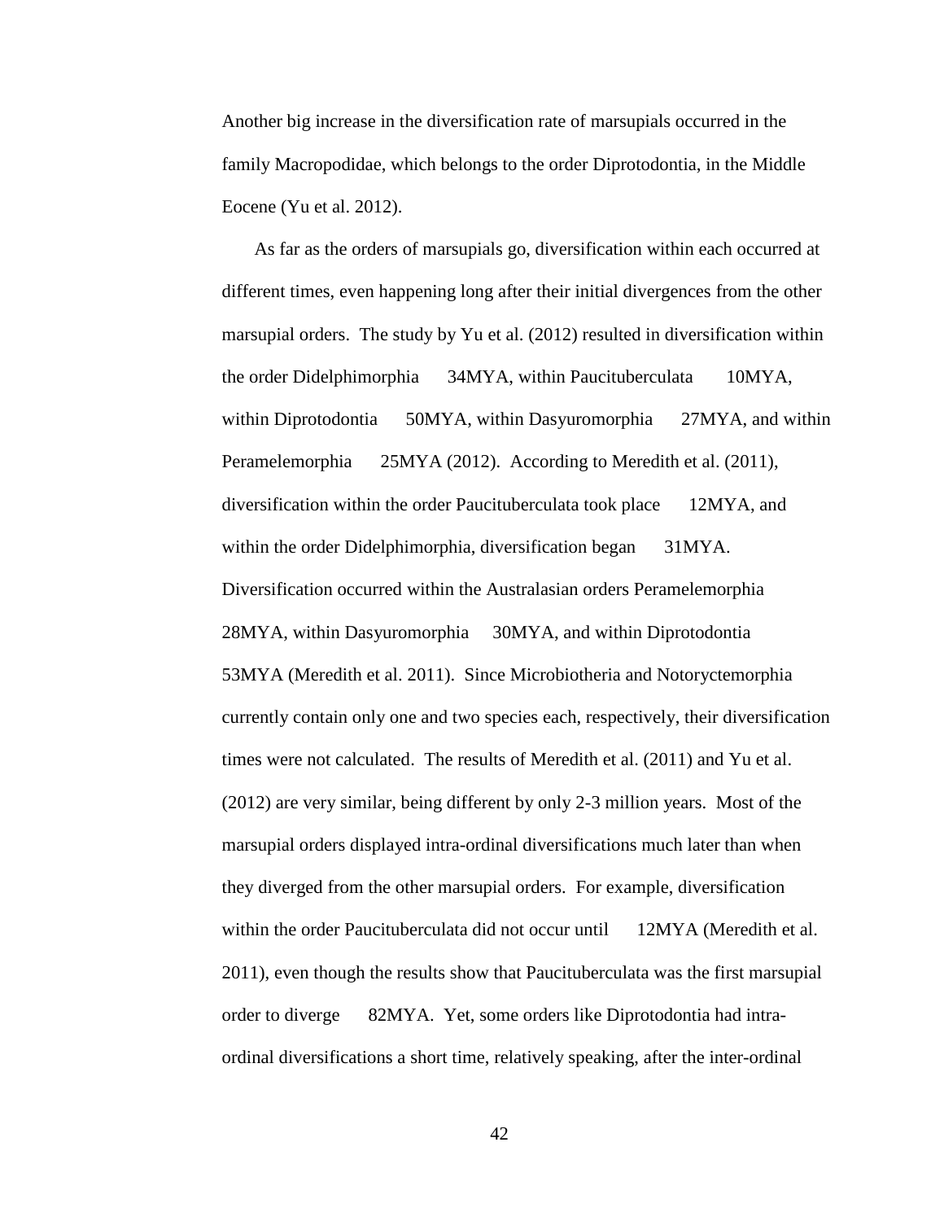Another big increase in the diversification rate of marsupials occurred in the family Macropodidae, which belongs to the order Diprotodontia, in the Middle Eocene (Yu et al. 2012).

As far as the orders of marsupials go, diversification within each occurred at different times, even happening long after their initial divergences from the other marsupial orders. The study by Yu et al. (2012) resulted in diversification within the order Didelphimorphia 34MYA, within Paucituberculata 10MYA, within Diprotodontia 50MYA, within Dasyuromorphia 27MYA, and within Peramelemorphia 25MYA (2012). According to Meredith et al. (2011), diversification within the order Paucituberculata took place 12MYA, and within the order Didelphimorphia, diversification began 31MYA. Diversification occurred within the Australasian orders Peramelemorphia 28MYA, within Dasyuromorphia 30MYA, and within Diprotodontia 53MYA (Meredith et al. 2011). Since Microbiotheria and Notoryctemorphia currently contain only one and two species each, respectively, their diversification times were not calculated. The results of Meredith et al. (2011) and Yu et al. (2012) are very similar, being different by only 2-3 million years. Most of the marsupial orders displayed intra-ordinal diversifications much later than when they diverged from the other marsupial orders. For example, diversification within the order Paucituberculata did not occur until 12MYA (Meredith et al. 2011), even though the results show that Paucituberculata was the first marsupial order to diverge 82MYA. Yet, some orders like Diprotodontia had intra-ordinal diversifications a short time, relatively speaking, after the inter-ordinal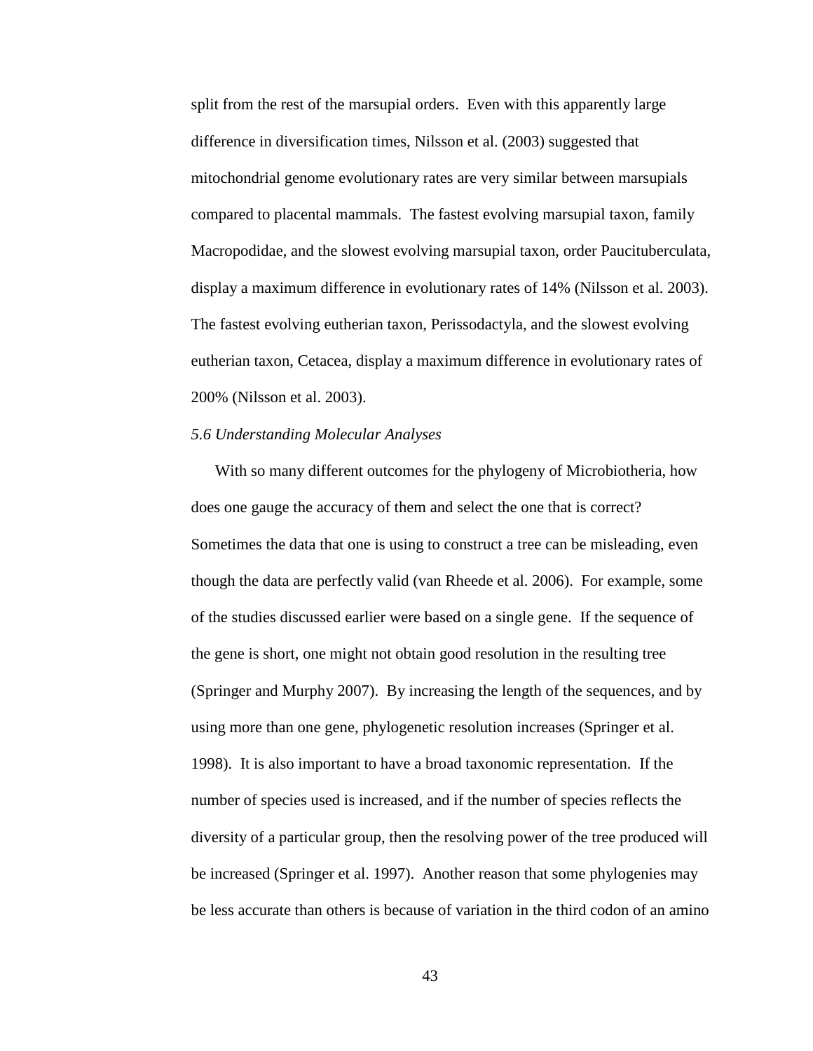split from the rest of the marsupial orders. Even with this apparently large difference in diversification times, Nilsson et al. (2003) suggested that mitochondrial genome evolutionary rates are very similar between marsupials compared to placental mammals. The fastest evolving marsupial taxon, family Macropodidae, and the slowest evolving marsupial taxon, order Paucituberculata, display a maximum difference in evolutionary rates of 14% (Nilsson et al. 2003). The fastest evolving eutherian taxon, Perissodactyla, and the slowest evolving eutherian taxon, Cetacea, display a maximum difference in evolutionary rates of 200% (Nilsson et al. 2003).

### *5.6 Understanding Molecular Analyses*

With so many different outcomes for the phylogeny of Microbiotheria, how does one gauge the accuracy of them and select the one that is correct? Sometimes the data that one is using to construct a tree can be misleading, even though the data are perfectly valid (van Rheede et al. 2006). For example, some of the studies discussed earlier were based on a single gene. If the sequence of the gene is short, one might not obtain good resolution in the resulting tree (Springer and Murphy 2007). By increasing the length of the sequences, and by using more than one gene, phylogenetic resolution increases (Springer et al. 1998). It is also important to have a broad taxonomic representation. If the number of species used is increased, and if the number of species reflects the diversity of a particular group, then the resolving power of the tree produced will be increased (Springer et al. 1997). Another reason that some phylogenies may be less accurate than others is because of variation in the third codon of an amino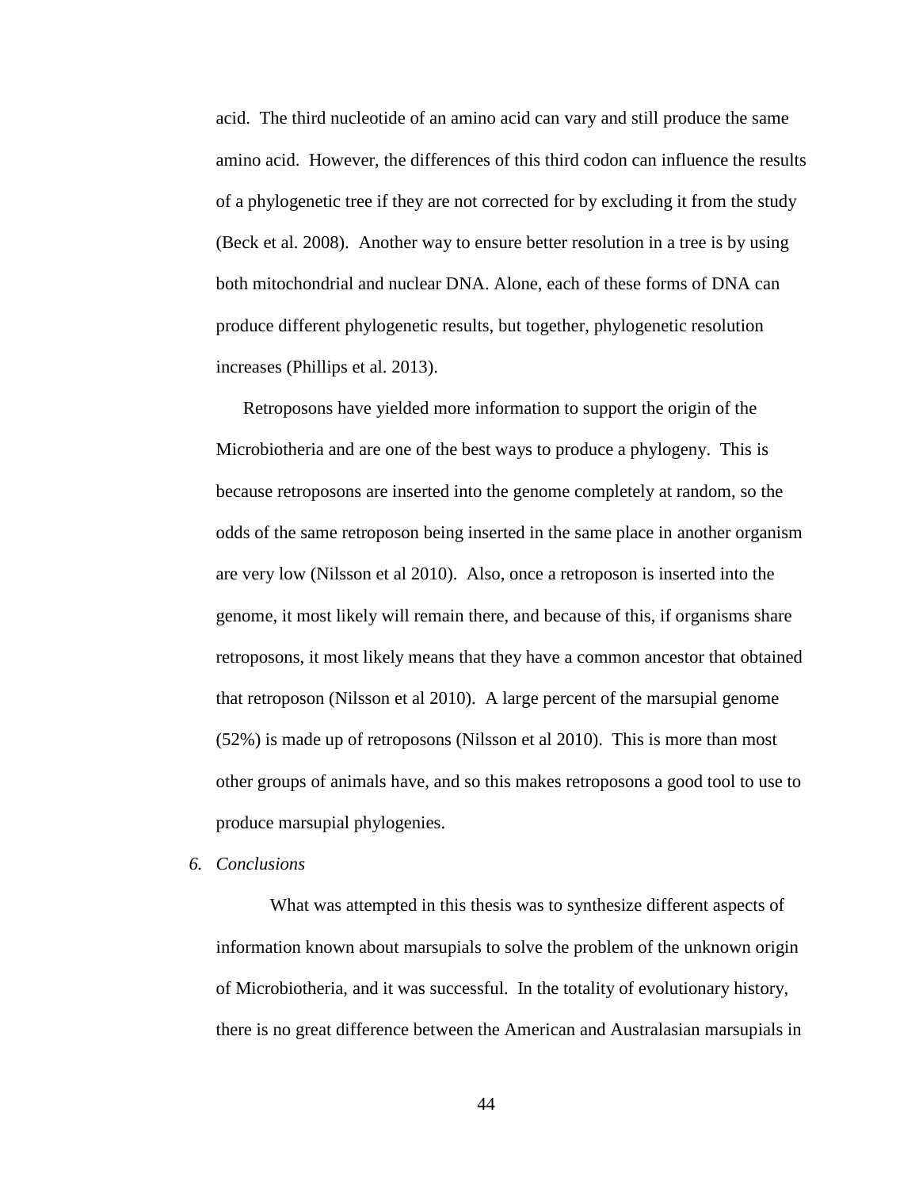acid. The third nucleotide of an amino acid can vary and still produce the same amino acid. However, the differences of this third codon can influence the results of a phylogenetic tree if they are not corrected for by excluding it from the study (Beck et al. 2008). Another way to ensure better resolution in a tree is by using both mitochondrial and nuclear DNA. Alone, each of these forms of DNA can produce different phylogenetic results, but together, phylogenetic resolution increases (Phillips et al. 2013).

Retroposons have yielded more information to support the origin of the Microbiotheria and are one of the best ways to produce a phylogeny. This is because retroposons are inserted into the genome completely at random, so the odds of the same retroposon being inserted in the same place in another organism are very low (Nilsson et al 2010). Also, once a retroposon is inserted into the genome, it most likely will remain there, and because of this, if organisms share retroposons, it most likely means that they have a common ancestor that obtained that retroposon (Nilsson et al 2010). A large percent of the marsupial genome (52%) is made up of retroposons (Nilsson et al 2010). This is more than most other groups of animals have, and so this makes retroposons a good tool to use to produce marsupial phylogenies.

## 6. *Conclusions*

What was attempted in this thesis was to synthesize different aspects of information known about marsupials to solve the problem of the unknown origin of Microbiotheria, and it was successful. In the totality of evolutionary history, there is no great difference between the American and Australasian marsupials in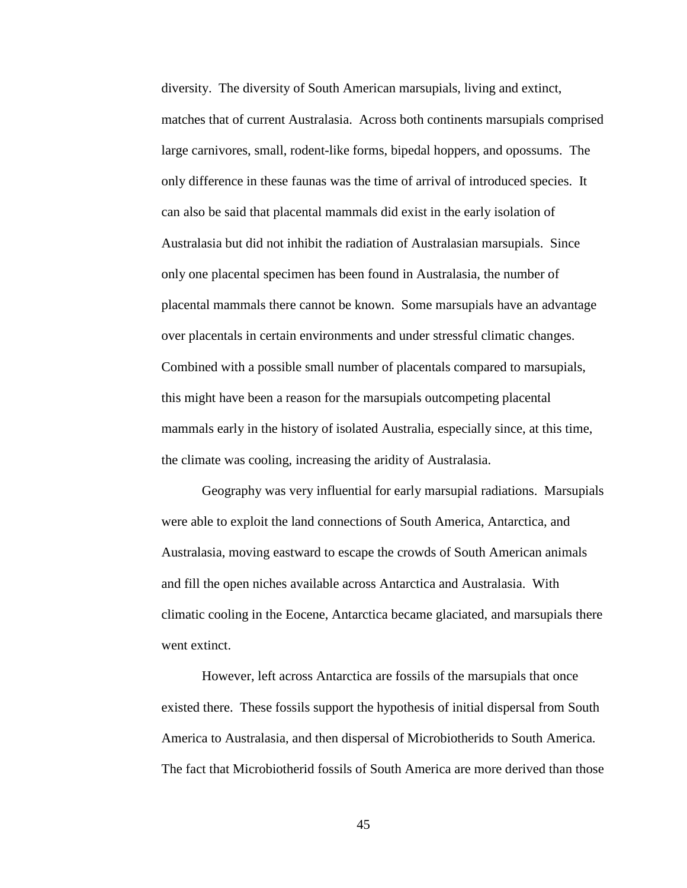diversity. The diversity of South American marsupials, living and extinct, matches that of current Australasia. Across both continents marsupials comprised large carnivores, small, rodent-like forms, bipedal hoppers, and opossums. The only difference in these faunas was the time of arrival of introduced species. It can also be said that placental mammals did exist in the early isolation of Australasia but did not inhibit the radiation of Australasian marsupials. Since only one placental specimen has been found in Australasia, the number of placental mammals there cannot be known. Some marsupials have an advantage over placentals in certain environments and under stressful climatic changes. Combined with a possible small number of placentals compared to marsupials, this might have been a reason for the marsupials outcompeting placental mammals early in the history of isolated Australia, especially since, at this time, the climate was cooling, increasing the aridity of Australasia.

Geography was very influential for early marsupial radiations. Marsupials were able to exploit the land connections of South America, Antarctica, and Australasia, moving eastward to escape the crowds of South American animals and fill the open niches available across Antarctica and Australasia. With climatic cooling in the Eocene, Antarctica became glaciated, and marsupials there went extinct.

However, left across Antarctica are fossils of the marsupials that once existed there. These fossils support the hypothesis of initial dispersal from South America to Australasia, and then dispersal of Microbiotherids to South America. The fact that Microbiotherid fossils of South America are more derived than those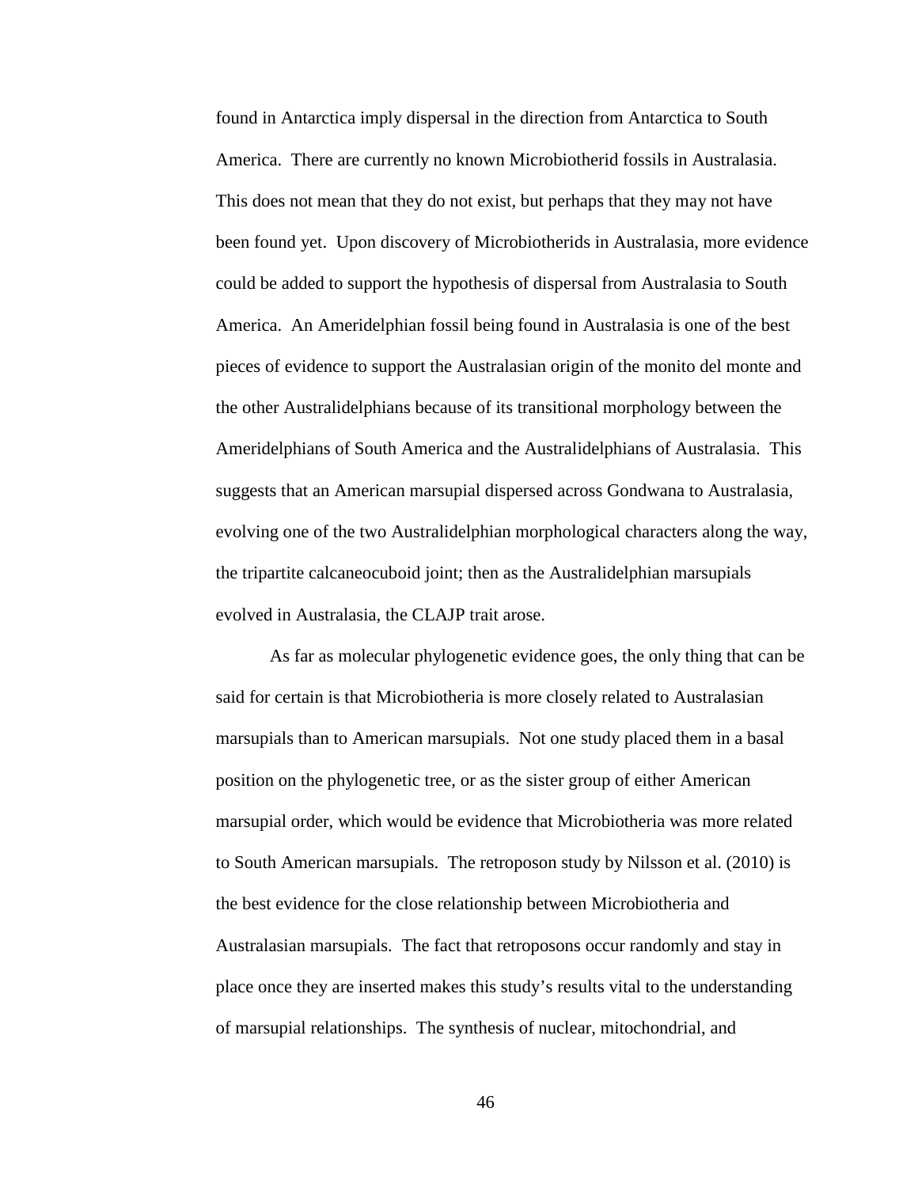found in Antarctica imply dispersal in the direction from Antarctica to South America. There are currently no known Microbiotherid fossils in Australasia. This does not mean that they do not exist, but perhaps that they may not have been found yet. Upon discovery of Microbiotherids in Australasia, more evidence could be added to support the hypothesis of dispersal from Australasia to South America. An Ameridelphian fossil being found in Australasia is one of the best pieces of evidence to support the Australasian origin of the monito del monte and the other Australidelphians because of its transitional morphology between the Ameridelphians of South America and the Australidelphians of Australasia. This suggests that an American marsupial dispersed across Gondwana to Australasia, evolving one of the two Australidelphian morphological characters along the way, the tripartite calcaneocuboid joint; then as the Australidelphian marsupials evolved in Australasia, the CLAJP trait arose.

As far as molecular phylogenetic evidence goes, the only thing that can be said for certain is that Microbiotheria is more closely related to Australasian marsupials than to American marsupials. Not one study placed them in a basal position on the phylogenetic tree, or as the sister group of either American marsupial order, which would be evidence that Microbiotheria was more related to South American marsupials. The retroposon study by Nilsson et al. (2010) is the best evidence for the close relationship between Microbiotheria and Australasian marsupials. The fact that retroposons occur randomly and stay in place once they are inserted makes this study's results vital to the understanding of marsupial relationships. The synthesis of nuclear, mitochondrial, and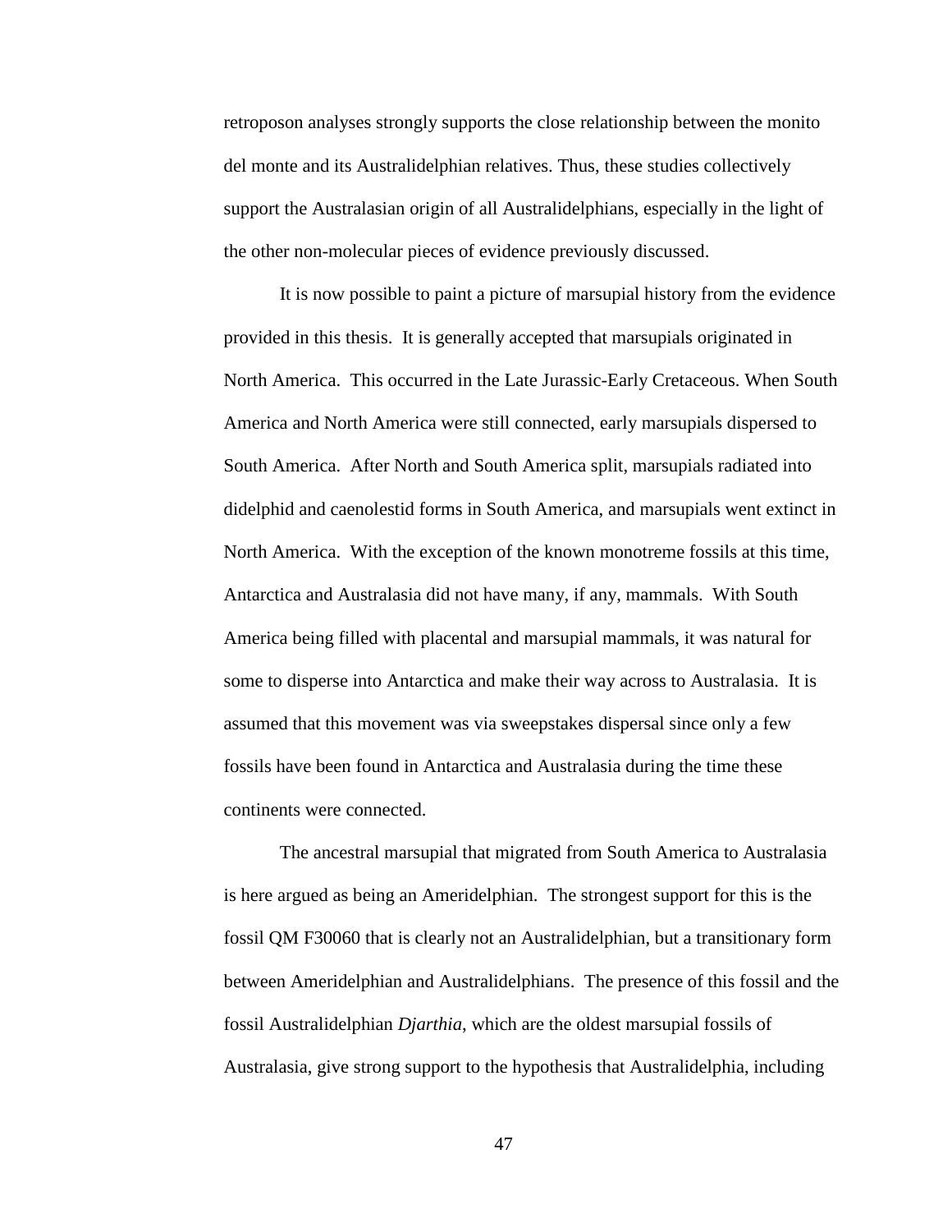retroposon analyses strongly supports the close relationship between the monito del monte and its Australidelphian relatives. Thus, these studies collectively support the Australasian origin of all Australidelphians, especially in the light of the other non-molecular pieces of evidence previously discussed.

It is now possible to paint a picture of marsupial history from the evidence provided in this thesis. It is generally accepted that marsupials originated in North America. This occurred in the Late Jurassic-Early Cretaceous. When South America and North America were still connected, early marsupials dispersed to South America. After North and South America split, marsupials radiated into didelphid and caenolestid forms in South America, and marsupials went extinct in North America. With the exception of the known monotreme fossils at this time, Antarctica and Australasia did not have many, if any, mammals. With South America being filled with placental and marsupial mammals, it was natural for some to disperse into Antarctica and make their way across to Australasia. It is assumed that this movement was via sweepstakes dispersal since only a few fossils have been found in Antarctica and Australasia during the time these continents were connected.

The ancestral marsupial that migrated from South America to Australasia is here argued as being an Ameridelphian. The strongest support for this is the fossil QM F30060 that is clearly not an Australidelphian, but a transitionary form between Ameridelphian and Australidelphians. The presence of this fossil and the fossil Australidelphian *Djarthia*, which are the oldest marsupial fossils of Australasia, give strong support to the hypothesis that Australidelphia, including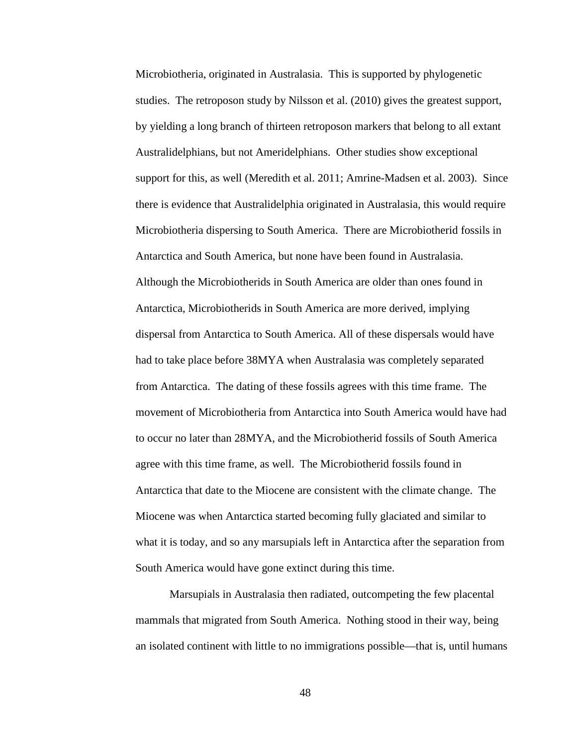Microbiotheria, originated in Australasia. This is supported by phylogenetic studies. The retroposon study by Nilsson et al. (2010) gives the greatest support, by yielding a long branch of thirteen retroposon markers that belong to all extant Australidelphians, but not Ameridelphians. Other studies show exceptional support for this, as well (Meredith et al. 2011; Amrine-Madsen et al. 2003). Since there is evidence that Australidelphia originated in Australasia, this would require Microbiotheria dispersing to South America. There are Microbiotherid fossils in Antarctica and South America, but none have been found in Australasia. Although the Microbiotherids in South America are older than ones found in Antarctica, Microbiotherids in South America are more derived, implying dispersal from Antarctica to South America. All of these dispersals would have had to take place before 38MYA when Australasia was completely separated from Antarctica. The dating of these fossils agrees with this time frame. The movement of Microbiotheria from Antarctica into South America would have had to occur no later than 28MYA, and the Microbiotherid fossils of South America agree with this time frame, as well. The Microbiotherid fossils found in Antarctica that date to the Miocene are consistent with the climate change. The Miocene was when Antarctica started becoming fully glaciated and similar to what it is today, and so any marsupials left in Antarctica after the separation from South America would have gone extinct during this time.

Marsupials in Australasia then radiated, outcompeting the few placental mammals that migrated from South America. Nothing stood in their way, being an isolated continent with little to no immigrations possible—that is, until humans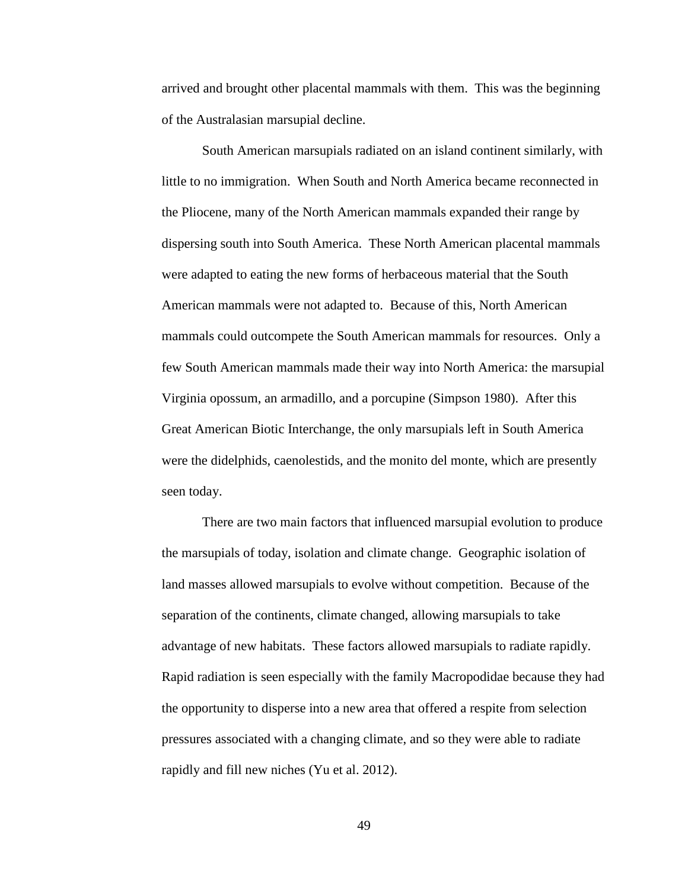arrived and brought other placental mammals with them. This was the beginning of the Australasian marsupial decline.

South American marsupials radiated on an island continent similarly, with little to no immigration. When South and North America became reconnected in the Pliocene, many of the North American mammals expanded their range by dispersing south into South America. These North American placental mammals were adapted to eating the new forms of herbaceous material that the South American mammals were not adapted to. Because of this, North American mammals could outcompete the South American mammals for resources. Only a few South American mammals made their way into North America: the marsupial Virginia opossum, an armadillo, and a porcupine (Simpson 1980). After this Great American Biotic Interchange, the only marsupials left in South America were the didelphids, caenolestids, and the monito del monte, which are presently seen today.

There are two main factors that influenced marsupial evolution to produce the marsupials of today, isolation and climate change. Geographic isolation of land masses allowed marsupials to evolve without competition. Because of the separation of the continents, climate changed, allowing marsupials to take advantage of new habitats. These factors allowed marsupials to radiate rapidly. Rapid radiation is seen especially with the family Macropodidae because they had the opportunity to disperse into a new area that offered a respite from selection pressures associated with a changing climate, and so they were able to radiate rapidly and fill new niches (Yu et al. 2012).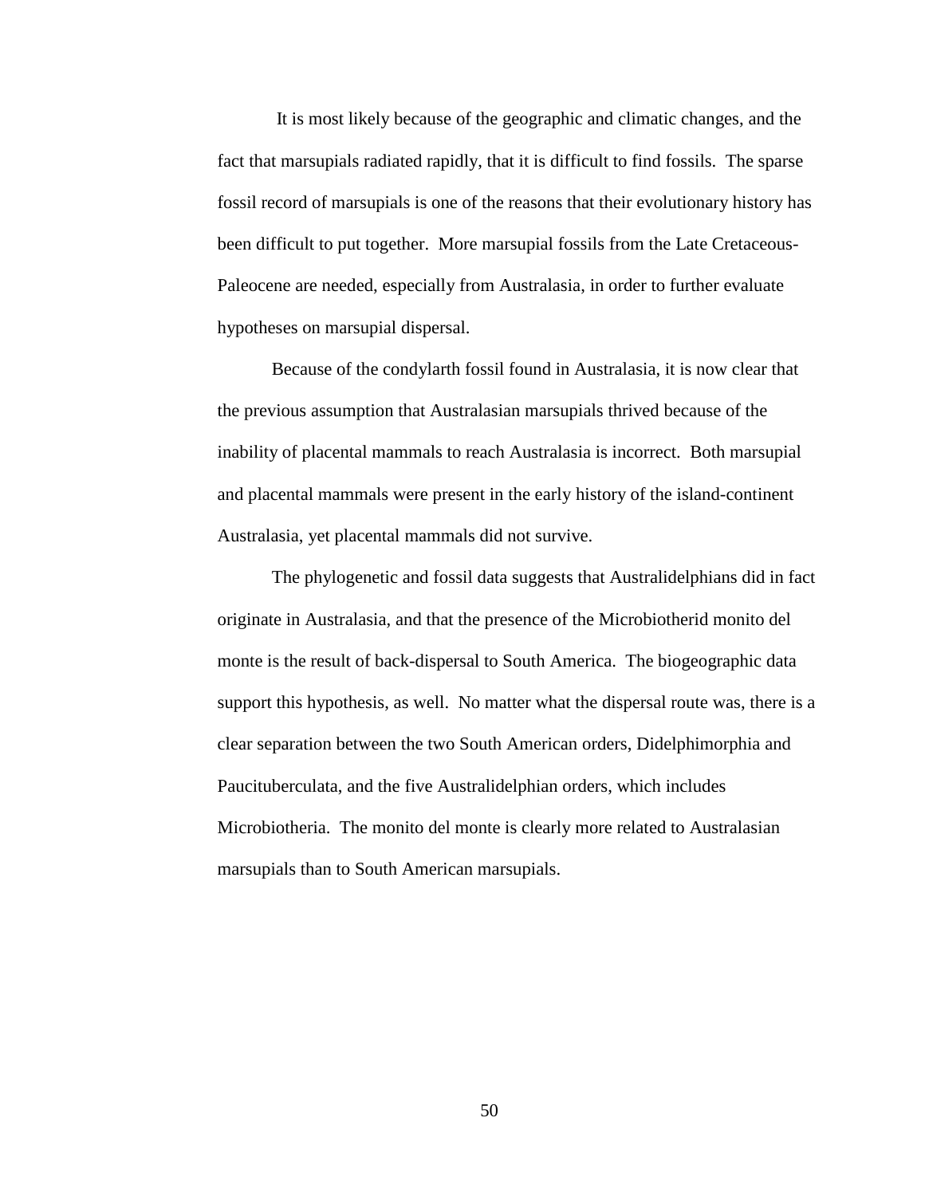It is most likely because of the geographic and climatic changes, and the fact that marsupials radiated rapidly, that it is difficult to find fossils. The sparse fossil record of marsupials is one of the reasons that their evolutionary history has been difficult to put together. More marsupial fossils from the Late Cretaceous-Paleocene are needed, especially from Australasia, in order to further evaluate hypotheses on marsupial dispersal.

Because of the condylarth fossil found in Australasia, it is now clear that the previous assumption that Australasian marsupials thrived because of the inability of placental mammals to reach Australasia is incorrect. Both marsupial and placental mammals were present in the early history of the island-continent Australasia, yet placental mammals did not survive.

The phylogenetic and fossil data suggests that Australidelphians did in fact originate in Australasia, and that the presence of the Microbiotherid monito del monte is the result of back-dispersal to South America. The biogeographic data support this hypothesis, as well. No matter what the dispersal route was, there is a clear separation between the two South American orders, Didelphimorphia and Paucituberculata, and the five Australidelphian orders, which includes Microbiotheria. The monito del monte is clearly more related to Australasian marsupials than to South American marsupials.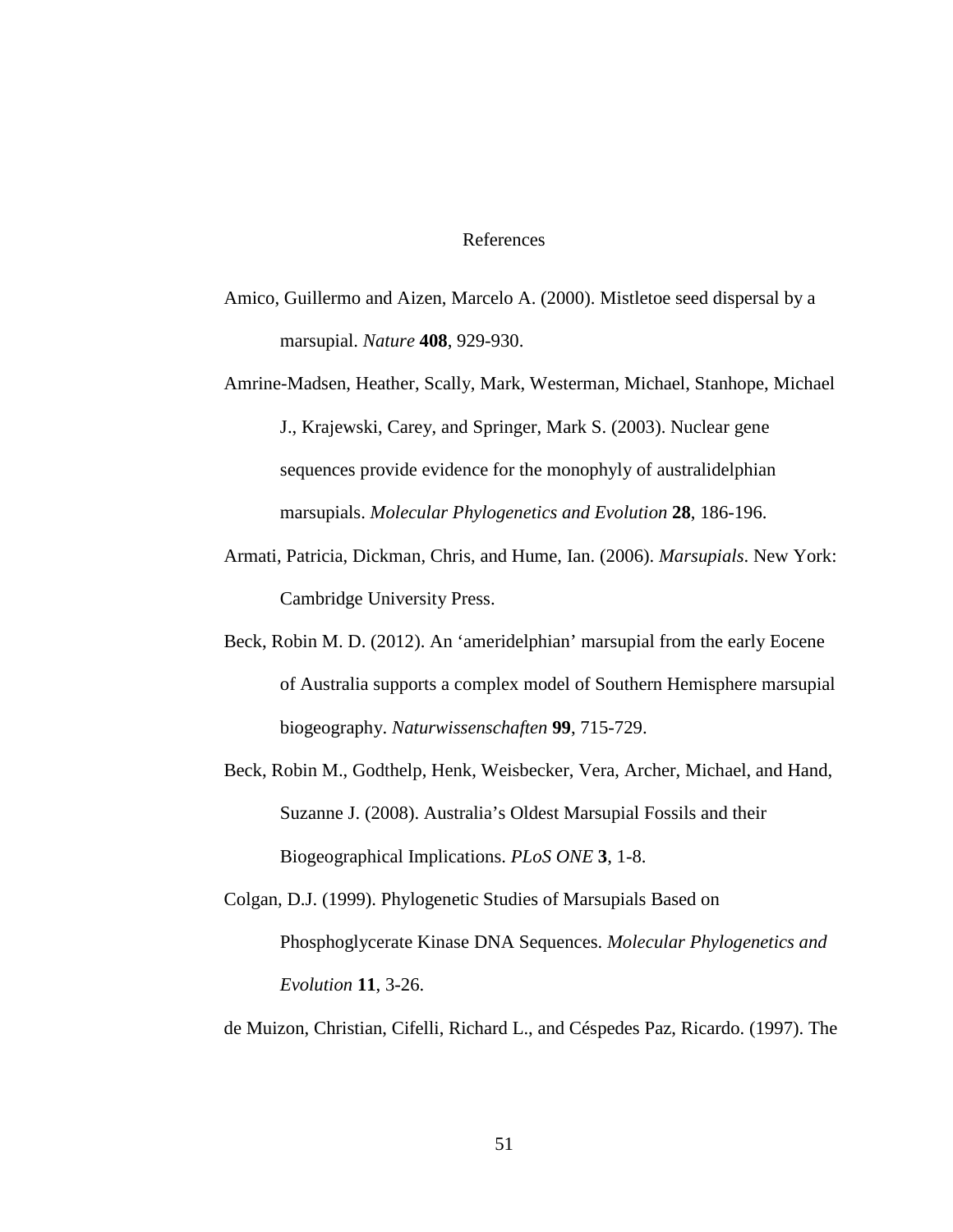# References

Amico, Guillermo and Aizen, Marcelo A. (2000). Mistletoe seed dispersal by a marsupial. *Nature* **408**, 929-930.

Amrine-Madsen, Heather, Scally, Mark, Westerman, Michael, Stanhope, Michael J., Krajewski, Carey, and Springer, Mark S. (2003). Nuclear gene sequences provide evidence for the monophyly of australidelphian marsupials. *Molecular Phylogenetics and Evolution* **28**, 186-196.

Armati, Patricia, Dickman, Chris, and Hume, Ian. (2006). *Marsupials*. New York: Cambridge University Press.

Beck, Robin M. D. (2012). An 'ameridelphian' marsupial from the early Eocene of Australia supports a complex model of Southern Hemisphere marsupial biogeography. *Naturwissenschaften* **99**, 715-729.

Beck, Robin M., Godthelp, Henk, Weisbecker, Vera, Archer, Michael, and Hand, Suzanne J. (2008). Australia's Oldest Marsupial Fossils and their Biogeographical Implications. *PLoS ONE* **3**, 1-8.

Colgan, D.J. (1999). Phylogenetic Studies of Marsupials Based on Phosphoglycerate Kinase DNA Sequences. *Molecular Phylogenetics and Evolution* **11**, 3-26.

de Muizon, Christian, Cifelli, Richard L., and Céspedes Paz, Ricardo. (1997). The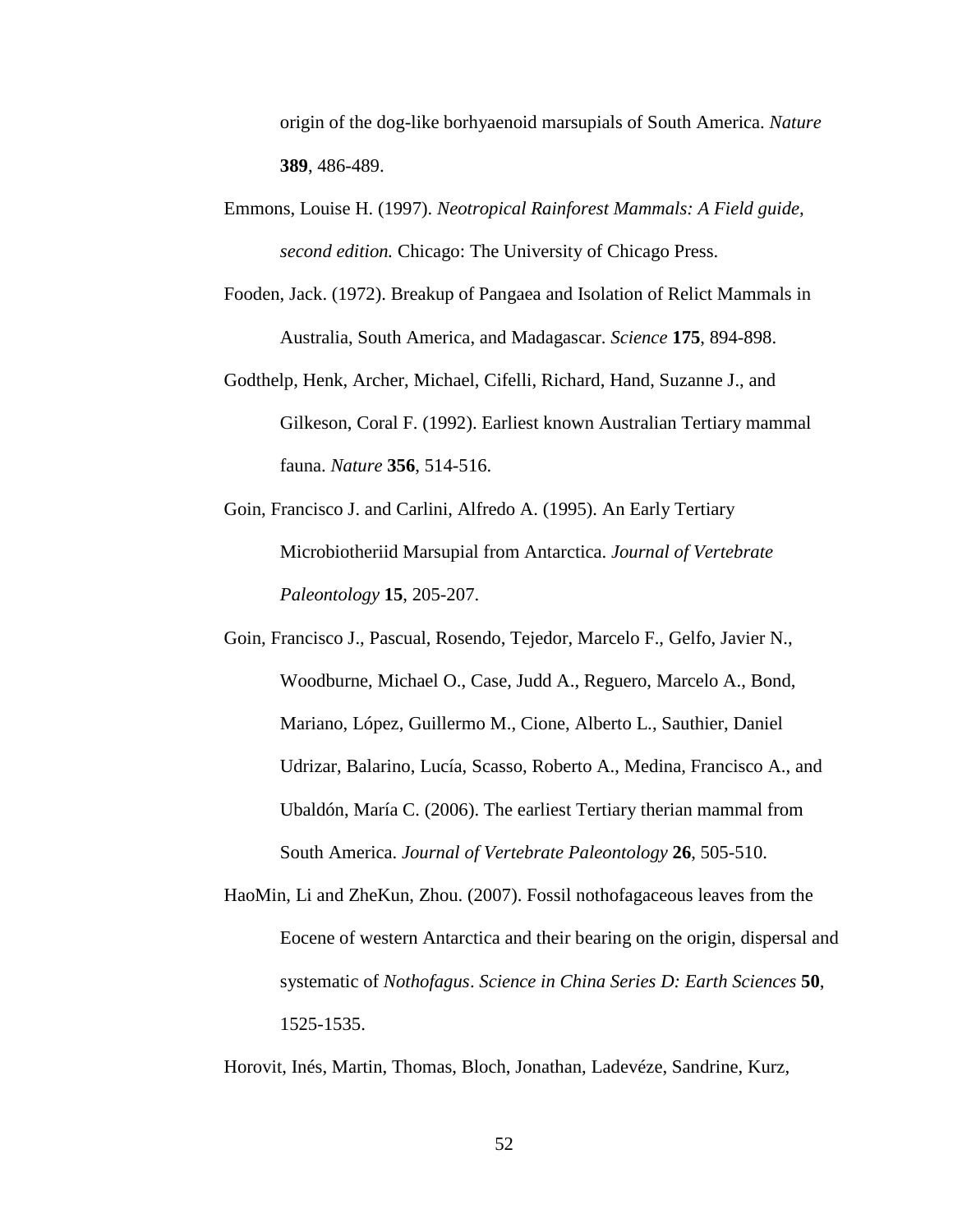origin of the dog-like borhyaenoid marsupials of South America. *Nature* **389**, 486-489.

Emmons, Louise H. (1997). *Neotropical Rainforest Mammals: A Field guide, second edition.* Chicago: The University of Chicago Press.

Fooden, Jack. (1972). Breakup of Pangaea and Isolation of Relict Mammals in Australia, South America, and Madagascar. *Science* **175**, 894-898.

Godthelp, Henk, Archer, Michael, Cifelli, Richard, Hand, Suzanne J., and Gilkeson, Coral F. (1992). Earliest known Australian Tertiary mammal fauna. *Nature* **356**, 514-516.

Goin, Francisco J. and Carlini, Alfredo A. (1995). An Early Tertiary Microbiotheriid Marsupial from Antarctica. *Journal of Vertebrate Paleontology* **15**, 205-207.

Goin, Francisco J., Pascual, Rosendo, Tejedor, Marcelo F., Gelfo, Javier N., Woodburne, Michael O., Case, Judd A., Reguero, Marcelo A., Bond, Mariano, López, Guillermo M., Cione, Alberto L., Sauthier, Daniel Udrizar, Balarino, Lucía, Scasso, Roberto A., Medina, Francisco A., and Ubaldón, María C. (2006). The earliest Tertiary therian mammal from South America. *Journal of Vertebrate Paleontology* **26**, 505-510.

HaoMin, Li and ZheKun, Zhou. (2007). Fossil nothofagaceous leaves from the Eocene of western Antarctica and their bearing on the origin, dispersal and systematic of *Nothofagus*. *Science in China Series D: Earth Sciences* **50**, 1525-1535.

Horovit, Inés, Martin, Thomas, Bloch, Jonathan, Ladevéze, Sandrine, Kurz,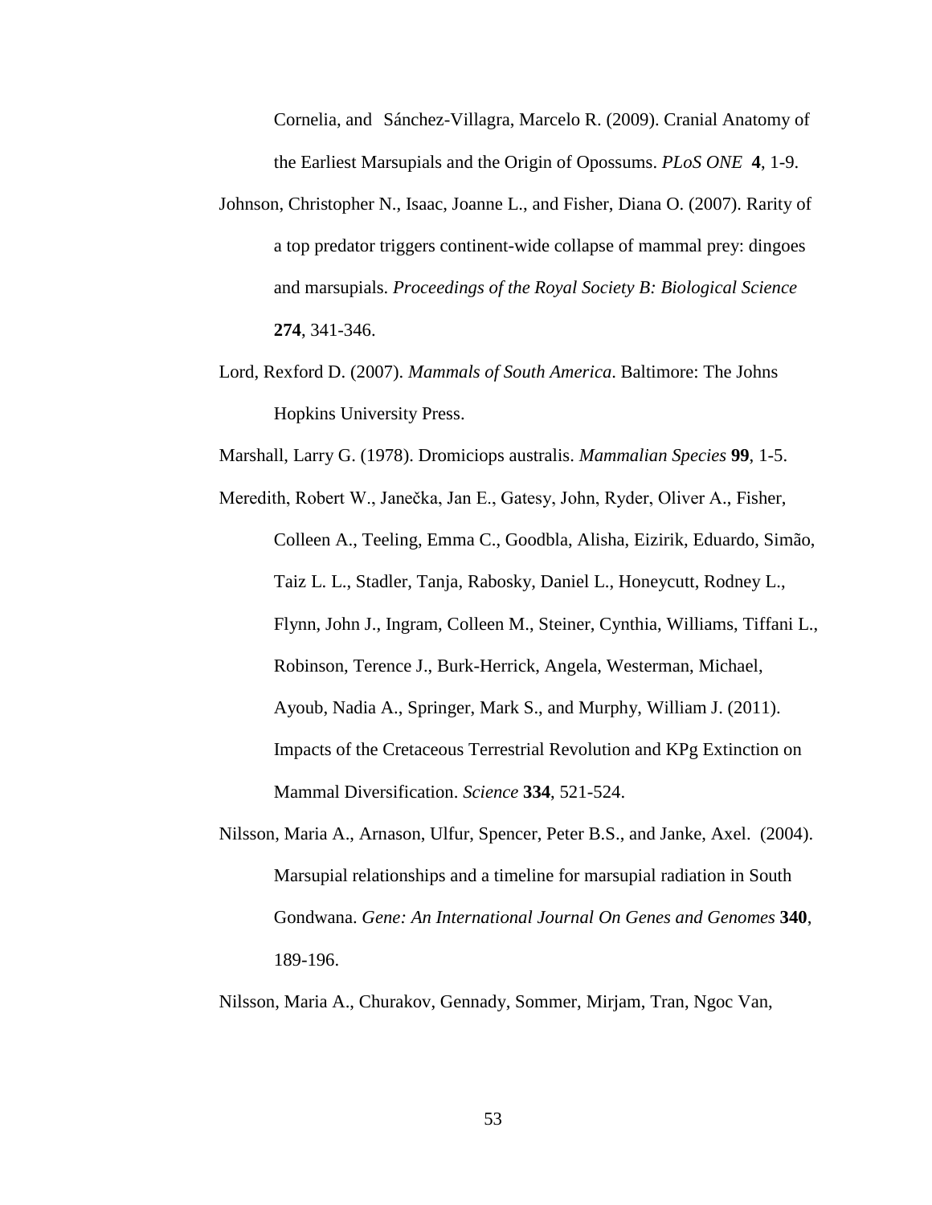Cornelia, and Sánchez-Villagra, Marcelo R. (2009). Cranial Anatomy of the Earliest Marsupials and the Origin of Opossums. *PLoS ONE* **4**, 1-9.

Johnson, Christopher N., Isaac, Joanne L., and Fisher, Diana O. (2007). Rarity of a top predator triggers continent-wide collapse of mammal prey: dingoes and marsupials. *Proceedings of the Royal Society B: Biological Science* **274**, 341-346.

Lord, Rexford D. (2007). *Mammals of South America*. Baltimore: The Johns Hopkins University Press.

Marshall, Larry G. (1978). Dromiciops australis. *Mammalian Species* **99**, 1-5.

Meredith, Robert W., Janečka, Jan E., Gatesy, John, Ryder, Oliver A., Fisher, Colleen A., Teeling, Emma C., Goodbla, Alisha, Eizirik, Eduardo, Simão, Taiz L. L., Stadler, Tanja, Rabosky, Daniel L., Honeycutt, Rodney L., Flynn, John J., Ingram, Colleen M., Steiner, Cynthia, Williams, Tiffani L., Robinson, Terence J., Burk-Herrick, Angela, Westerman, Michael, Ayoub, Nadia A., Springer, Mark S., and Murphy, William J. (2011). Impacts of the Cretaceous Terrestrial Revolution and KPg Extinction on Mammal Diversification. *Science* **334**, 521-524.

Nilsson, Maria A., Arnason, Ulfur, Spencer, Peter B.S., and Janke, Axel. (2004). Marsupial relationships and a timeline for marsupial radiation in South Gondwana. *Gene: An International Journal On Genes and Genomes* **340**, 189-196.

Nilsson, Maria A., Churakov, Gennady, Sommer, Mirjam, Tran, Ngoc Van,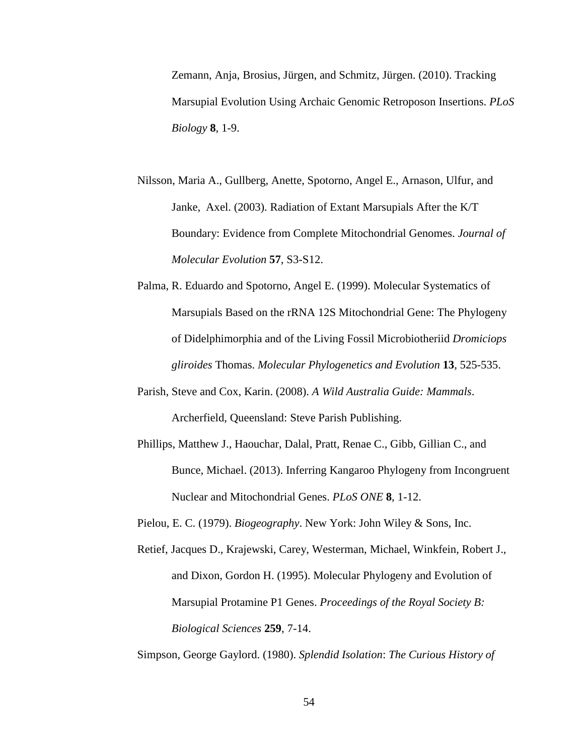Zemann, Anja, Brosius, Jürgen, and Schmitz, Jürgen. (2010). Tracking Marsupial Evolution Using Archaic Genomic Retroposon Insertions. *PLoS Biology* **8**, 1-9.

Nilsson, Maria A., Gullberg, Anette, Spotorno, Angel E., Arnason, Ulfur, and Janke, Axel. (2003). Radiation of Extant Marsupials After the K/T Boundary: Evidence from Complete Mitochondrial Genomes. *Journal of Molecular Evolution* **57**, S3-S12.

Palma, R. Eduardo and Spotorno, Angel E. (1999). Molecular Systematics of Marsupials Based on the rRNA 12S Mitochondrial Gene: The Phylogeny of Didelphimorphia and of the Living Fossil Microbiotheriid *Dromiciops gliroides* Thomas. *Molecular Phylogenetics and Evolution* **13**, 525-535.

Parish, Steve and Cox, Karin. (2008). *A Wild Australia Guide: Mammals*. Archerfield, Queensland: Steve Parish Publishing.

Phillips, Matthew J., Haouchar, Dalal, Pratt, Renae C., Gibb, Gillian C., and Bunce, Michael. (2013). Inferring Kangaroo Phylogeny from Incongruent Nuclear and Mitochondrial Genes. *PLoS ONE* **8**, 1-12.

Pielou, E. C. (1979). *Biogeography*. New York: John Wiley & Sons, Inc.

Retief, Jacques D., Krajewski, Carey, Westerman, Michael, Winkfein, Robert J., and Dixon, Gordon H. (1995). Molecular Phylogeny and Evolution of Marsupial Protamine P1 Genes. *Proceedings of the Royal Society B: Biological Sciences* **259**, 7-14.

Simpson, George Gaylord. (1980). *Splendid Isolation*: *The Curious History of*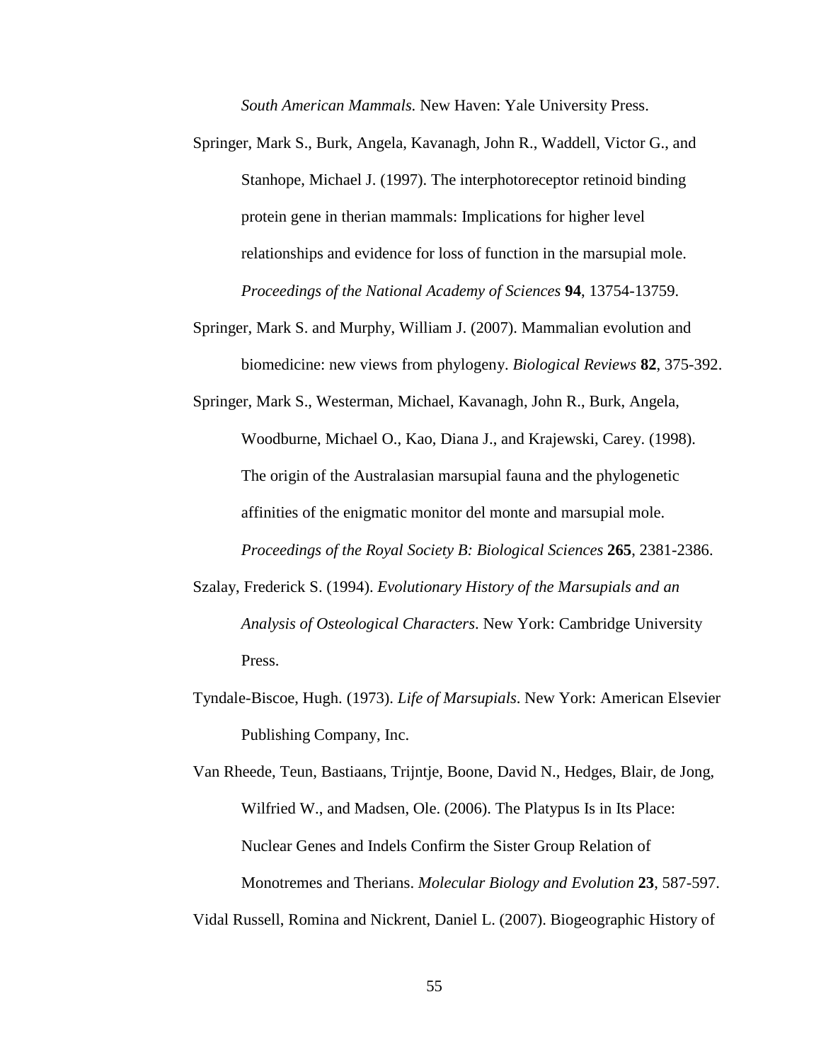*South American Mammals.* New Haven: Yale University Press.

Springer, Mark S., Burk, Angela, Kavanagh, John R., Waddell, Victor G., and Stanhope, Michael J. (1997). The interphotoreceptor retinoid binding protein gene in therian mammals: Implications for higher level relationships and evidence for loss of function in the marsupial mole. *Proceedings of the National Academy of Sciences* **94**, 13754-13759.

Springer, Mark S. and Murphy, William J. (2007). Mammalian evolution and biomedicine: new views from phylogeny. *Biological Reviews* **82**, 375-392.

Springer, Mark S., Westerman, Michael, Kavanagh, John R., Burk, Angela, Woodburne, Michael O., Kao, Diana J., and Krajewski, Carey. (1998). The origin of the Australasian marsupial fauna and the phylogenetic affinities of the enigmatic monitor del monte and marsupial mole. *Proceedings of the Royal Society B: Biological Sciences* **265**, 2381-2386.

Szalay, Frederick S. (1994). *Evolutionary History of the Marsupials and an Analysis of Osteological Characters*. New York: Cambridge University Press.

Tyndale-Biscoe, Hugh. (1973). *Life of Marsupials*. New York: American Elsevier Publishing Company, Inc.

Van Rheede, Teun, Bastiaans, Trijntje, Boone, David N., Hedges, Blair, de Jong, Wilfried W., and Madsen, Ole. (2006). The Platypus Is in Its Place: Nuclear Genes and Indels Confirm the Sister Group Relation of Monotremes and Therians. *Molecular Biology and Evolution* **23**, 587-597.

Vidal Russell, Romina and Nickrent, Daniel L. (2007). Biogeographic History of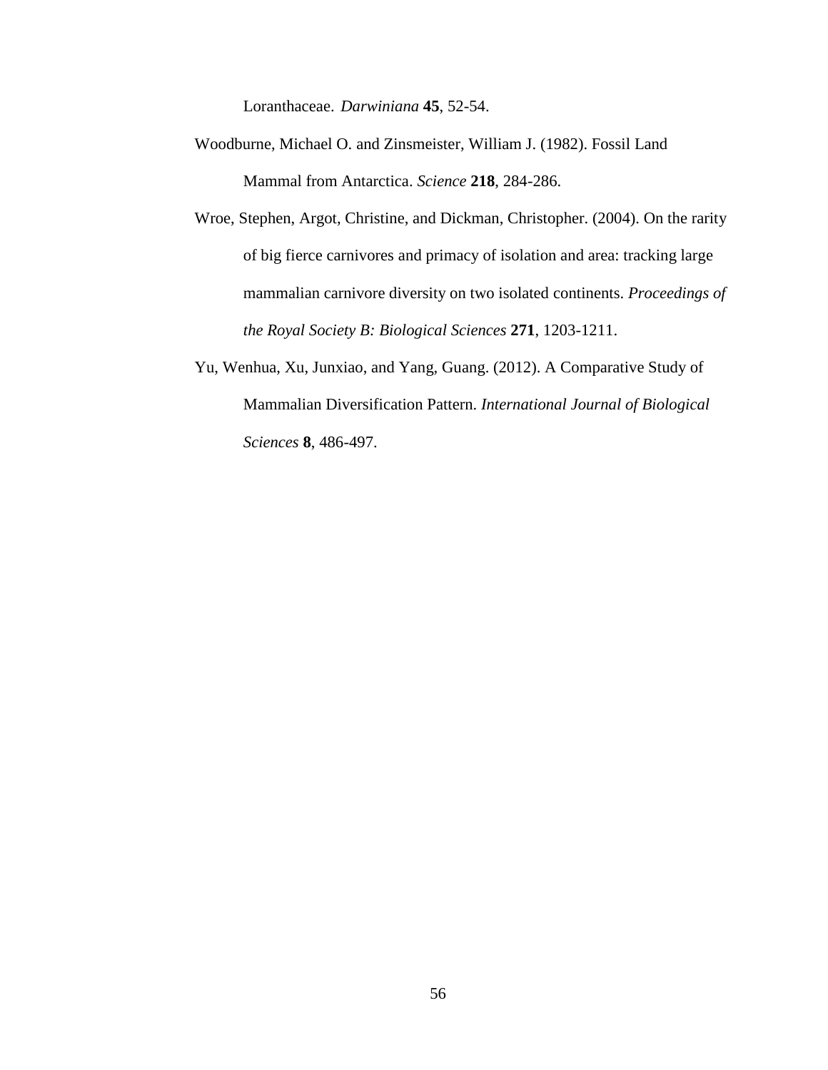Loranthaceae. *Darwiniana* **45**, 52-54.

Woodburne, Michael O. and Zinsmeister, William J. (1982). Fossil Land Mammal from Antarctica. *Science* **218**, 284-286.

Wroe, Stephen, Argot, Christine, and Dickman, Christopher. (2004). On the rarity of big fierce carnivores and primacy of isolation and area: tracking large mammalian carnivore diversity on two isolated continents. *Proceedings of the Royal Society B: Biological Sciences* **271**, 1203-1211.

Yu, Wenhua, Xu, Junxiao, and Yang, Guang. (2012). A Comparative Study of Mammalian Diversification Pattern. *International Journal of Biological Sciences* **8**, 486-497.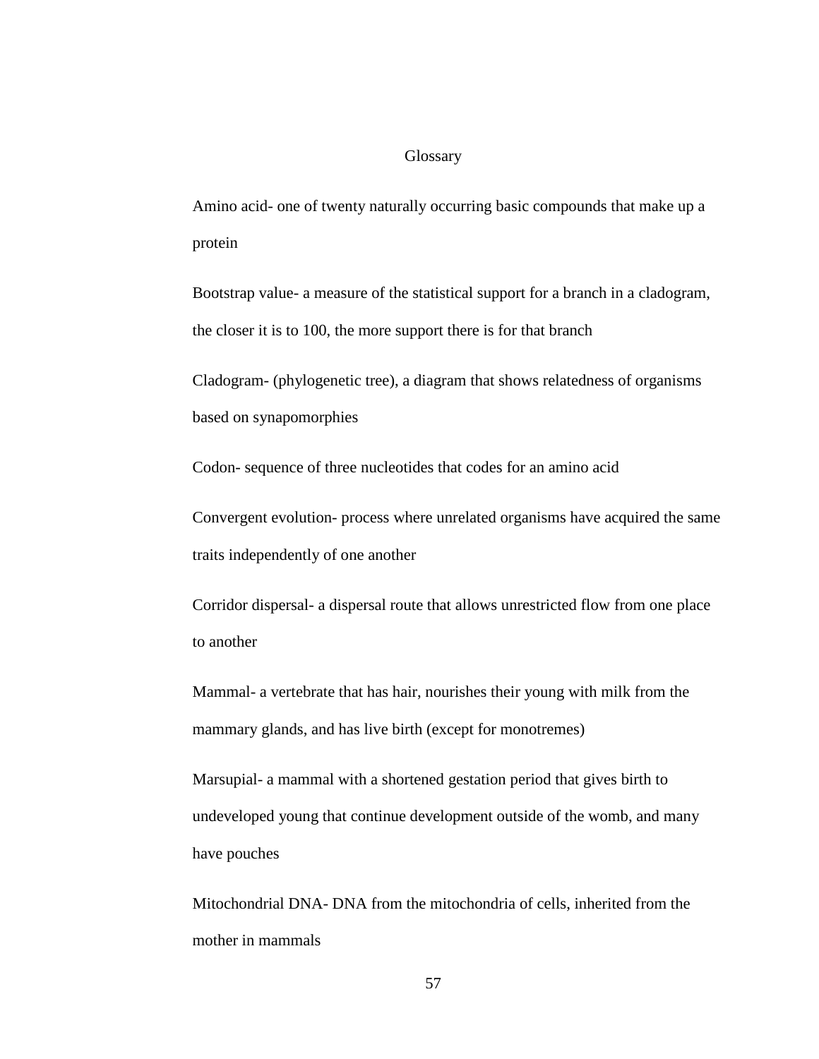# Glossary

Amino acid- one of twenty naturally occurring basic compounds that make up a protein

Bootstrap value- a measure of the statistical support for a branch in a cladogram, the closer it is to 100, the more support there is for that branch

Cladogram- (phylogenetic tree), a diagram that shows relatedness of organisms based on synapomorphies

Codon- sequence of three nucleotides that codes for an amino acid

Convergent evolution- process where unrelated organisms have acquired the same traits independently of one another

Corridor dispersal- a dispersal route that allows unrestricted flow from one place to another

Mammal- a vertebrate that has hair, nourishes their young with milk from the mammary glands, and has live birth (except for monotremes)

Marsupial- a mammal with a shortened gestation period that gives birth to undeveloped young that continue development outside of the womb, and many have pouches

Mitochondrial DNA- DNA from the mitochondria of cells, inherited from the mother in mammals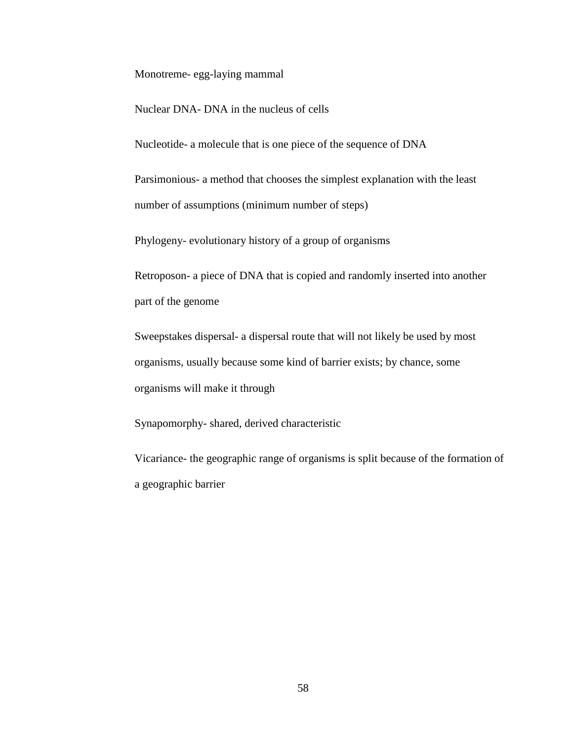Monotreme- egg-laying mammal

Nuclear DNA- DNA in the nucleus of cells

Nucleotide- a molecule that is one piece of the sequence of DNA

Parsimonious- a method that chooses the simplest explanation with the least number of assumptions (minimum number of steps)

Phylogeny- evolutionary history of a group of organisms

Retroposon- a piece of DNA that is copied and randomly inserted into another part of the genome

Sweepstakes dispersal- a dispersal route that will not likely be used by most organisms, usually because some kind of barrier exists; by chance, some organisms will make it through

Synapomorphy- shared, derived characteristic

Vicariance- the geographic range of organisms is split because of the formation of a geographic barrier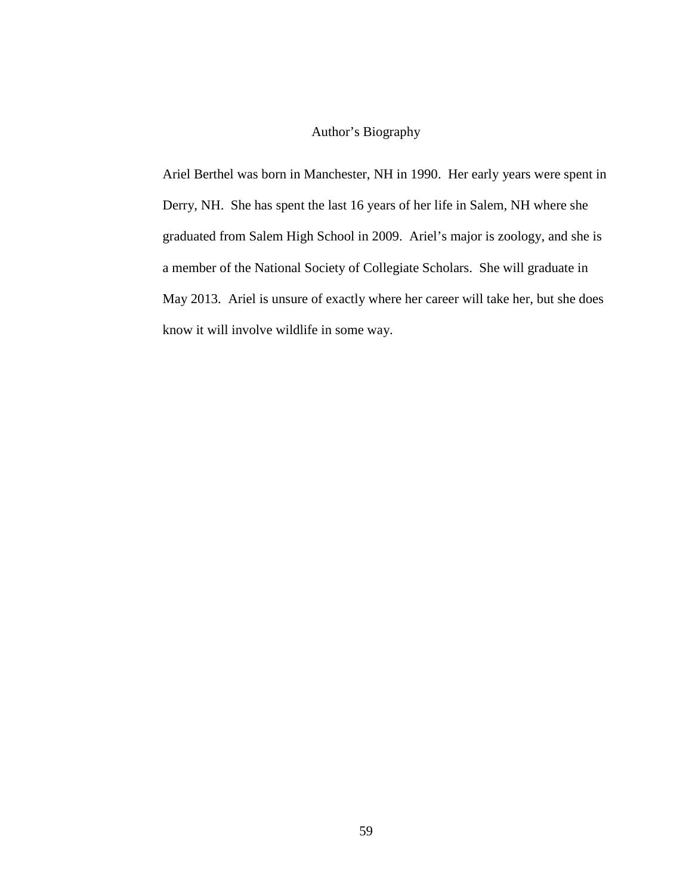# Author's Biography

Ariel Berthel was born in Manchester, NH in 1990. Her early years were spent in Derry, NH. She has spent the last 16 years of her life in Salem, NH where she graduated from Salem High School in 2009. Ariel's major is zoology, and she is a member of the National Society of Collegiate Scholars. She will graduate in May 2013. Ariel is unsure of exactly where her career will take her, but she does know it will involve wildlife in some way.